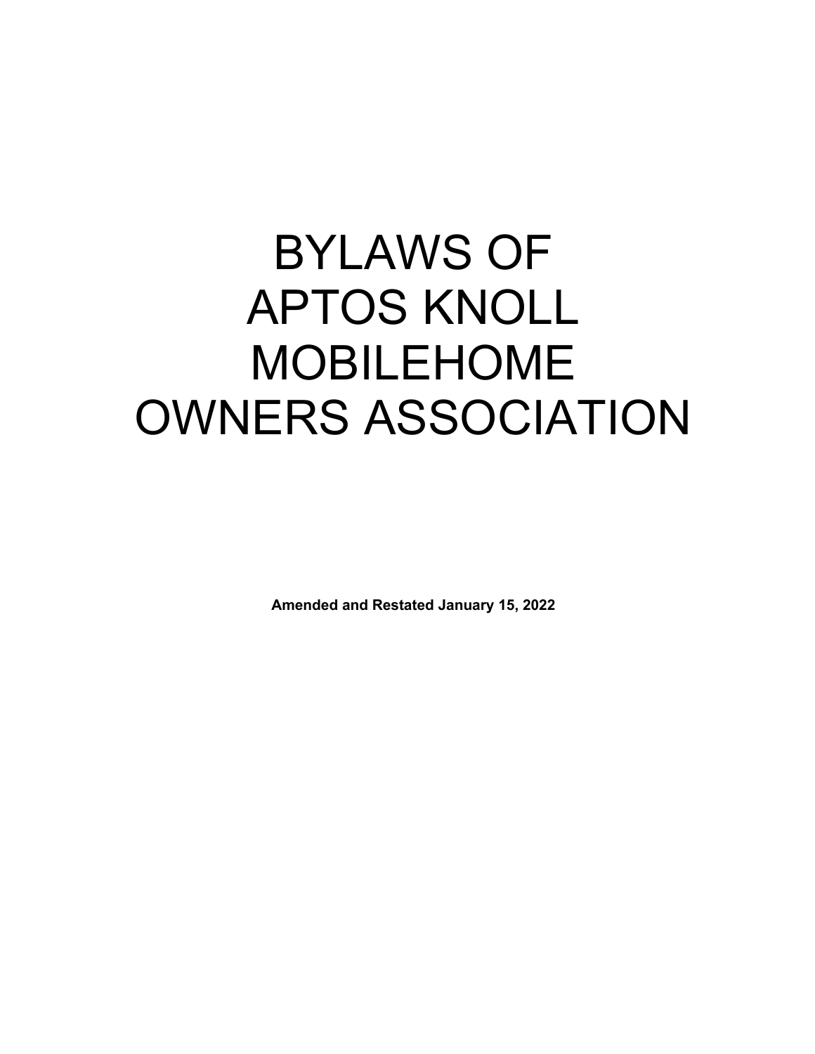# BYLAWS OF APTOS KNOLL MOBILEHOME OWNERS ASSOCIATION

**Amended and Restated January 15, 2022**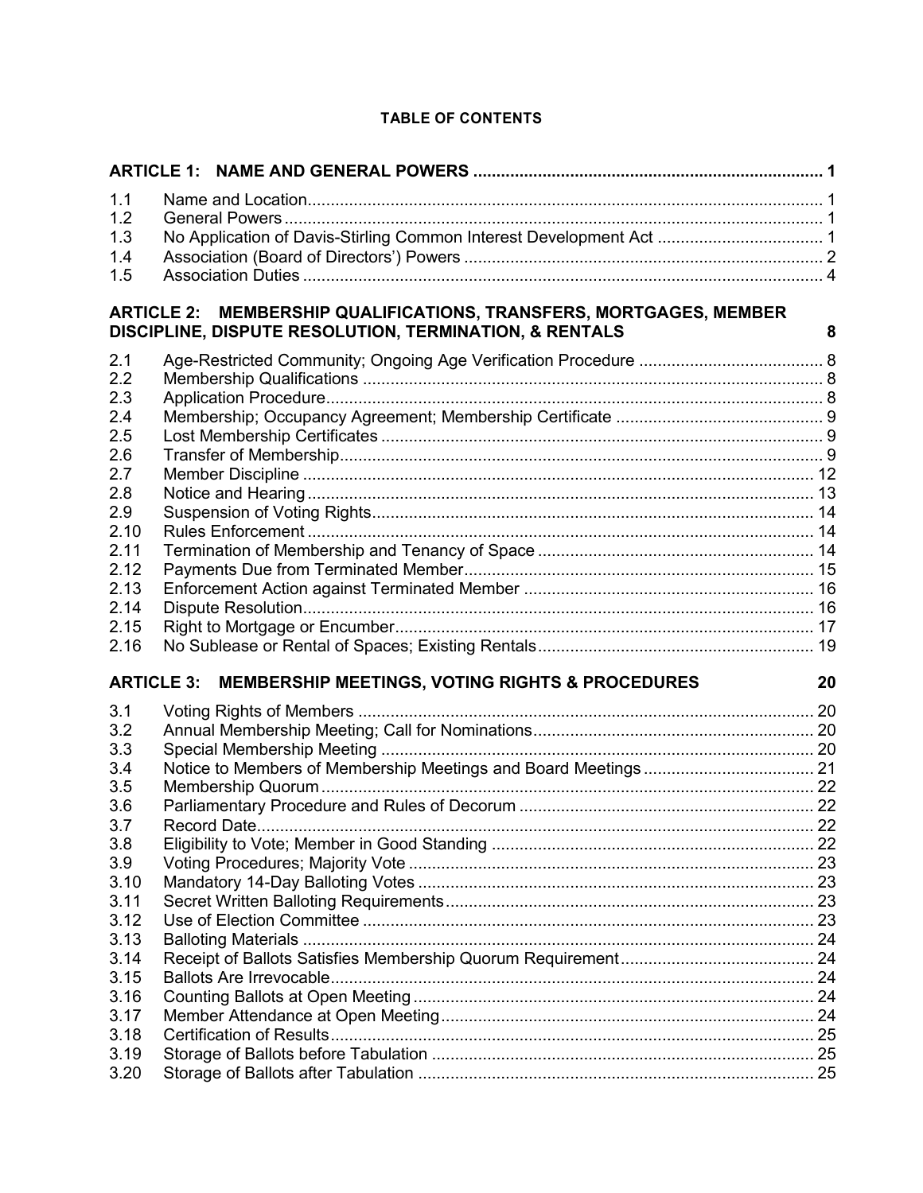**TABLE OF CONTENTS**

| | | |
|---|---|---|
| **ARTICLE 1:** | **NAME AND GENERAL POWERS** | **1** |
| 1.1 | Name and Location | 1 |
| 1.2 | General Powers | 1 |
| 1.3 | No Application of Davis-Stirling Common Interest Development Act | 1 |
| 1.4 | Association (Board of Directors') Powers | 2 |
| 1.5 | Association Duties | 4 |
| **ARTICLE 2:** | **MEMBERSHIP QUALIFICATIONS, TRANSFERS, MORTGAGES, MEMBER DISCIPLINE, DISPUTE RESOLUTION, TERMINATION, & RENTALS** | **8** |
| 2.1 | Age-Restricted Community; Ongoing Age Verification Procedure | 8 |
| 2.2 | Membership Qualifications | 8 |
| 2.3 | Application Procedure | 8 |
| 2.4 | Membership; Occupancy Agreement; Membership Certificate | 9 |
| 2.5 | Lost Membership Certificates | 9 |
| 2.6 | Transfer of Membership | 9 |
| 2.7 | Member Discipline | 12 |
| 2.8 | Notice and Hearing | 13 |
| 2.9 | Suspension of Voting Rights | 14 |
| 2.10 | Rules Enforcement | 14 |
| 2.11 | Termination of Membership and Tenancy of Space | 14 |
| 2.12 | Payments Due from Terminated Member | 15 |
| 2.13 | Enforcement Action against Terminated Member | 16 |
| 2.14 | Dispute Resolution | 16 |
| 2.15 | Right to Mortgage or Encumber | 17 |
| 2.16 | No Sublease or Rental of Spaces; Existing Rentals | 19 |
| **ARTICLE 3:** | **MEMBERSHIP MEETINGS, VOTING RIGHTS & PROCEDURES** | **20** |
| 3.1 | Voting Rights of Members | 20 |
| 3.2 | Annual Membership Meeting; Call for Nominations | 20 |
| 3.3 | Special Membership Meeting | 20 |
| 3.4 | Notice to Members of Membership Meetings and Board Meetings | 21 |
| 3.5 | Membership Quorum | 22 |
| 3.6 | Parliamentary Procedure and Rules of Decorum | 22 |
| 3.7 | Record Date | 22 |
| 3.8 | Eligibility to Vote; Member in Good Standing | 22 |
| 3.9 | Voting Procedures; Majority Vote | 23 |
| 3.10 | Mandatory 14-Day Balloting Votes | 23 |
| 3.11 | Secret Written Balloting Requirements | 23 |
| 3.12 | Use of Election Committee | 23 |
| 3.13 | Balloting Materials | 24 |
| 3.14 | Receipt of Ballots Satisfies Membership Quorum Requirement | 24 |
| 3.15 | Ballots Are Irrevocable | 24 |
| 3.16 | Counting Ballots at Open Meeting | 24 |
| 3.17 | Member Attendance at Open Meeting | 24 |
| 3.18 | Certification of Results | 25 |
| 3.19 | Storage of Ballots before Tabulation | 25 |
| 3.20 | Storage of Ballots after Tabulation | 25 |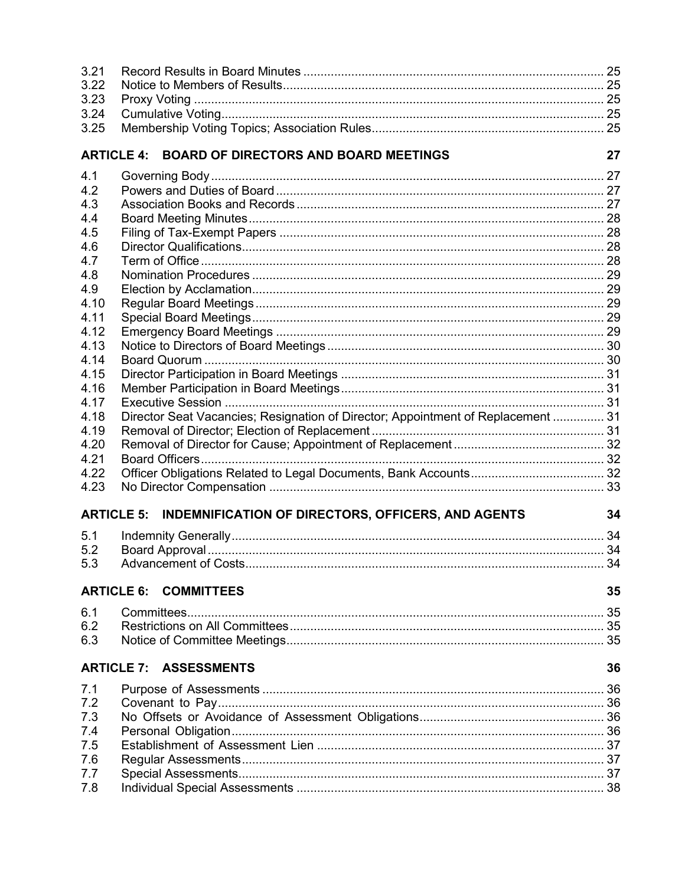| | | |
|---|---|---|
| 3.21 | Record Results in Board Minutes | 25 |
| 3.22 | Notice to Members of Results | 25 |
| 3.23 | Proxy Voting | 25 |
| 3.24 | Cumulative Voting | 25 |
| 3.25 | Membership Voting Topics; Association Rules | 25 |

**ARTICLE 4: BOARD OF DIRECTORS AND BOARD MEETINGS** — **27**

| | | |
|---|---|---|
| 4.1 | Governing Body | 27 |
| 4.2 | Powers and Duties of Board | 27 |
| 4.3 | Association Books and Records | 27 |
| 4.4 | Board Meeting Minutes | 28 |
| 4.5 | Filing of Tax-Exempt Papers | 28 |
| 4.6 | Director Qualifications | 28 |
| 4.7 | Term of Office | 28 |
| 4.8 | Nomination Procedures | 29 |
| 4.9 | Election by Acclamation | 29 |
| 4.10 | Regular Board Meetings | 29 |
| 4.11 | Special Board Meetings | 29 |
| 4.12 | Emergency Board Meetings | 29 |
| 4.13 | Notice to Directors of Board Meetings | 30 |
| 4.14 | Board Quorum | 30 |
| 4.15 | Director Participation in Board Meetings | 31 |
| 4.16 | Member Participation in Board Meetings | 31 |
| 4.17 | Executive Session | 31 |
| 4.18 | Director Seat Vacancies; Resignation of Director; Appointment of Replacement | 31 |
| 4.19 | Removal of Director; Election of Replacement | 31 |
| 4.20 | Removal of Director for Cause; Appointment of Replacement | 32 |
| 4.21 | Board Officers | 32 |
| 4.22 | Officer Obligations Related to Legal Documents, Bank Accounts | 32 |
| 4.23 | No Director Compensation | 33 |

**ARTICLE 5: INDEMNIFICATION OF DIRECTORS, OFFICERS, AND AGENTS** — **34**

| | | |
|---|---|---|
| 5.1 | Indemnity Generally | 34 |
| 5.2 | Board Approval | 34 |
| 5.3 | Advancement of Costs | 34 |

**ARTICLE 6: COMMITTEES** — **35**

| | | |
|---|---|---|
| 6.1 | Committees | 35 |
| 6.2 | Restrictions on All Committees | 35 |
| 6.3 | Notice of Committee Meetings | 35 |

**ARTICLE 7: ASSESSMENTS** — **36**

| | | |
|---|---|---|
| 7.1 | Purpose of Assessments | 36 |
| 7.2 | Covenant to Pay | 36 |
| 7.3 | No Offsets or Avoidance of Assessment Obligations | 36 |
| 7.4 | Personal Obligation | 36 |
| 7.5 | Establishment of Assessment Lien | 37 |
| 7.6 | Regular Assessments | 37 |
| 7.7 | Special Assessments | 37 |
| 7.8 | Individual Special Assessments | 38 |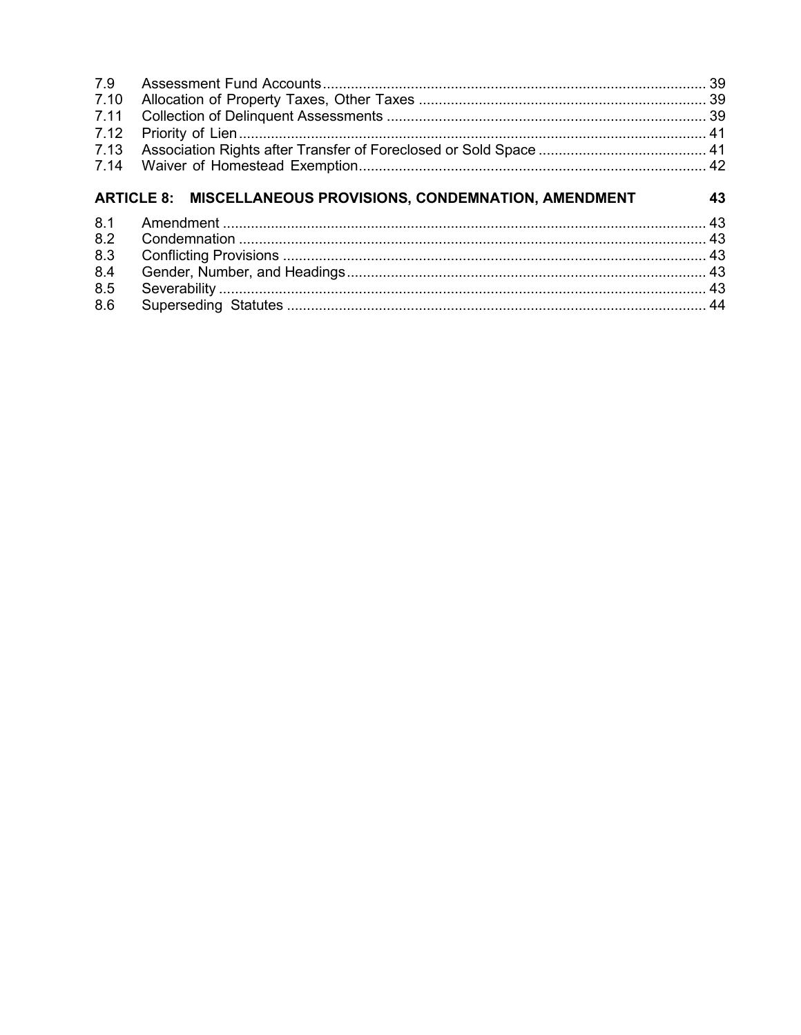| | | |
|---|---|---|
| 7.9 | Assessment Fund Accounts | 39 |
| 7.10 | Allocation of Property Taxes, Other Taxes | 39 |
| 7.11 | Collection of Delinquent Assessments | 39 |
| 7.12 | Priority of Lien | 41 |
| 7.13 | Association Rights after Transfer of Foreclosed or Sold Space | 41 |
| 7.14 | Waiver of Homestead Exemption | 42 |

**ARTICLE 8: MISCELLANEOUS PROVISIONS, CONDEMNATION, AMENDMENT** 43

| | | |
|---|---|---|
| 8.1 | Amendment | 43 |
| 8.2 | Condemnation | 43 |
| 8.3 | Conflicting Provisions | 43 |
| 8.4 | Gender, Number, and Headings | 43 |
| 8.5 | Severability | 43 |
| 8.6 | Superseding Statutes | 44 |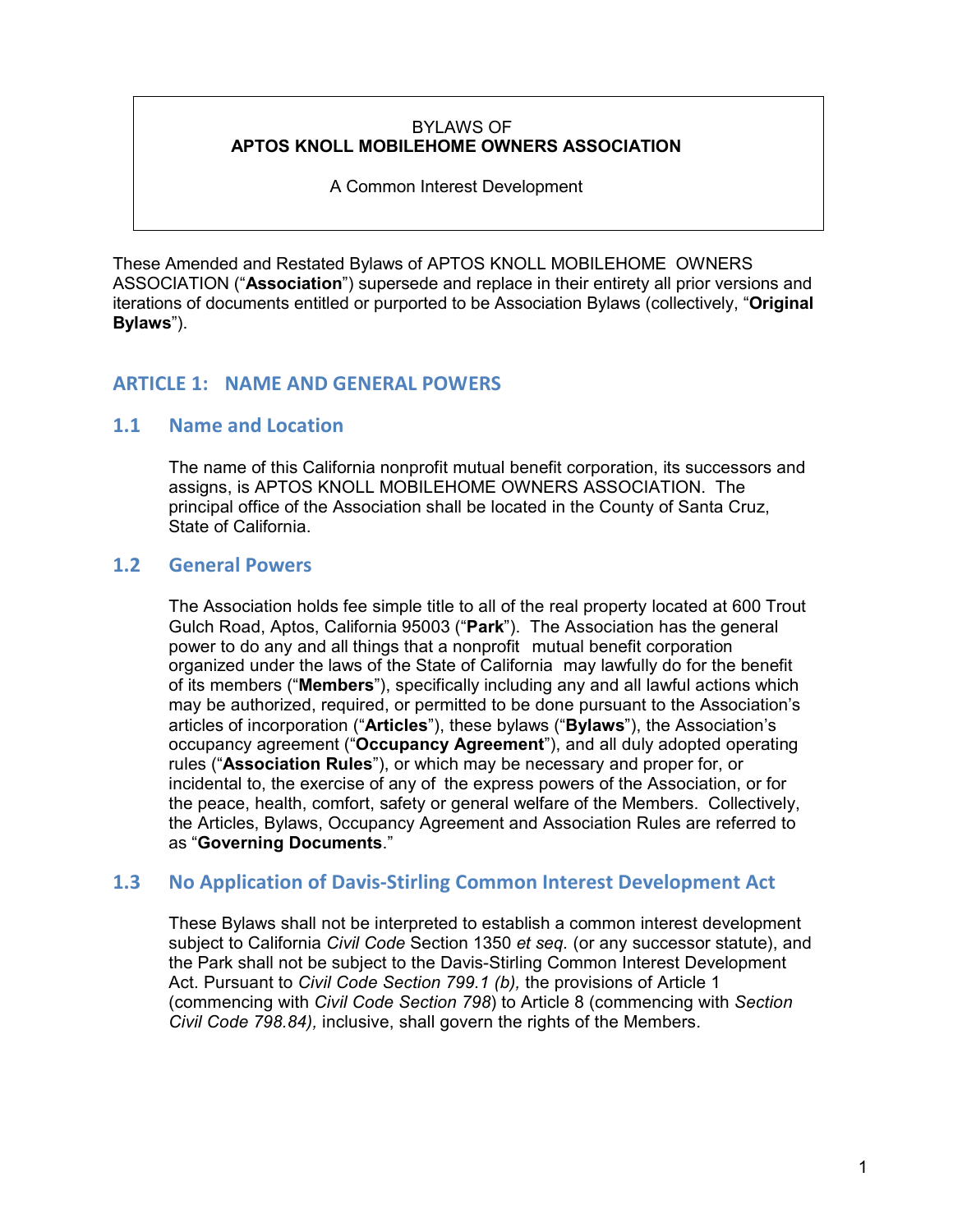BYLAWS OF
**APTOS KNOLL MOBILEHOME OWNERS ASSOCIATION**

A Common Interest Development

These Amended and Restated Bylaws of APTOS KNOLL MOBILEHOME OWNERS ASSOCIATION (“**Association**”) supersede and replace in their entirety all prior versions and iterations of documents entitled or purported to be Association Bylaws (collectively, “**Original Bylaws**”).

## ARTICLE 1: NAME AND GENERAL POWERS

### 1.1 Name and Location

The name of this California nonprofit mutual benefit corporation, its successors and assigns, is APTOS KNOLL MOBILEHOME OWNERS ASSOCIATION. The principal office of the Association shall be located in the County of Santa Cruz, State of California.

### 1.2 General Powers

The Association holds fee simple title to all of the real property located at 600 Trout Gulch Road, Aptos, California 95003 (“**Park**”). The Association has the general power to do any and all things that a nonprofit mutual benefit corporation organized under the laws of the State of California may lawfully do for the benefit of its members (“**Members**”), specifically including any and all lawful actions which may be authorized, required, or permitted to be done pursuant to the Association’s articles of incorporation (“**Articles**”), these bylaws (“**Bylaws**”), the Association’s occupancy agreement (“**Occupancy Agreement**”), and all duly adopted operating rules (“**Association Rules**”), or which may be necessary and proper for, or incidental to, the exercise of any of the express powers of the Association, or for the peace, health, comfort, safety or general welfare of the Members. Collectively, the Articles, Bylaws, Occupancy Agreement and Association Rules are referred to as “**Governing Documents**.”

### 1.3 No Application of Davis-Stirling Common Interest Development Act

These Bylaws shall not be interpreted to establish a common interest development subject to California *Civil Code* Section 1350 *et seq.* (or any successor statute), and the Park shall not be subject to the Davis-Stirling Common Interest Development Act. Pursuant to *Civil Code Section 799.1 (b),* the provisions of Article 1 (commencing with *Civil Code Section 798*) to Article 8 (commencing with *Section Civil Code 798.84),* inclusive, shall govern the rights of the Members.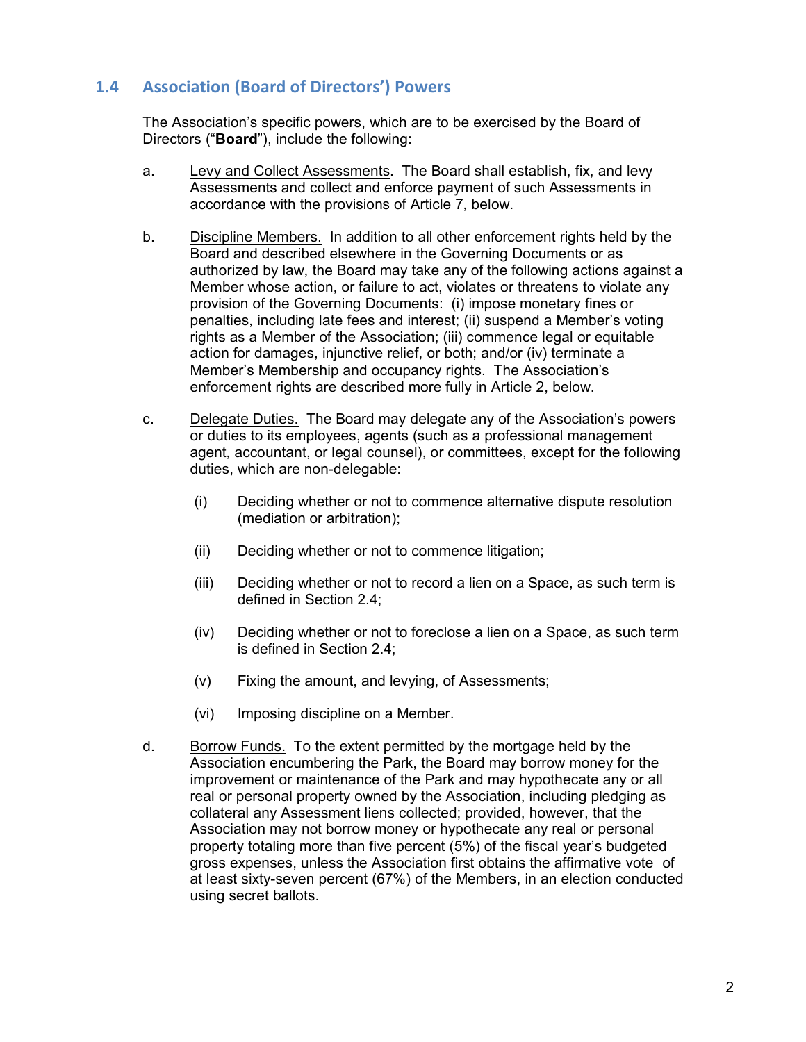## 1.4 Association (Board of Directors') Powers

The Association's specific powers, which are to be exercised by the Board of Directors ("**Board**"), include the following:

a. <u>Levy and Collect Assessments</u>. The Board shall establish, fix, and levy Assessments and collect and enforce payment of such Assessments in accordance with the provisions of Article 7, below.

b. <u>Discipline Members.</u> In addition to all other enforcement rights held by the Board and described elsewhere in the Governing Documents or as authorized by law, the Board may take any of the following actions against a Member whose action, or failure to act, violates or threatens to violate any provision of the Governing Documents: (i) impose monetary fines or penalties, including late fees and interest; (ii) suspend a Member's voting rights as a Member of the Association; (iii) commence legal or equitable action for damages, injunctive relief, or both; and/or (iv) terminate a Member's Membership and occupancy rights. The Association's enforcement rights are described more fully in Article 2, below.

c. <u>Delegate Duties.</u> The Board may delegate any of the Association's powers or duties to its employees, agents (such as a professional management agent, accountant, or legal counsel), or committees, except for the following duties, which are non-delegable:

   (i) Deciding whether or not to commence alternative dispute resolution (mediation or arbitration);

   (ii) Deciding whether or not to commence litigation;

   (iii) Deciding whether or not to record a lien on a Space, as such term is defined in Section 2.4;

   (iv) Deciding whether or not to foreclose a lien on a Space, as such term is defined in Section 2.4;

   (v) Fixing the amount, and levying, of Assessments;

   (vi) Imposing discipline on a Member.

d. <u>Borrow Funds.</u> To the extent permitted by the mortgage held by the Association encumbering the Park, the Board may borrow money for the improvement or maintenance of the Park and may hypothecate any or all real or personal property owned by the Association, including pledging as collateral any Assessment liens collected; provided, however, that the Association may not borrow money or hypothecate any real or personal property totaling more than five percent (5%) of the fiscal year's budgeted gross expenses, unless the Association first obtains the affirmative vote of at least sixty-seven percent (67%) of the Members, in an election conducted using secret ballots.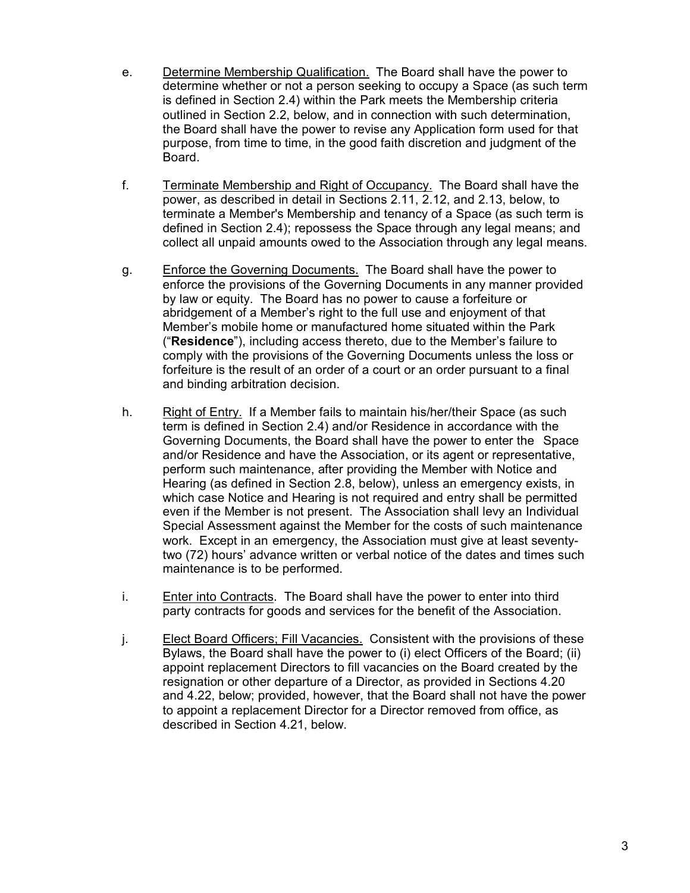e. Determine Membership Qualification. The Board shall have the power to determine whether or not a person seeking to occupy a Space (as such term is defined in Section 2.4) within the Park meets the Membership criteria outlined in Section 2.2, below, and in connection with such determination, the Board shall have the power to revise any Application form used for that purpose, from time to time, in the good faith discretion and judgment of the Board.

f. Terminate Membership and Right of Occupancy. The Board shall have the power, as described in detail in Sections 2.11, 2.12, and 2.13, below, to terminate a Member's Membership and tenancy of a Space (as such term is defined in Section 2.4); repossess the Space through any legal means; and collect all unpaid amounts owed to the Association through any legal means.

g. Enforce the Governing Documents. The Board shall have the power to enforce the provisions of the Governing Documents in any manner provided by law or equity. The Board has no power to cause a forfeiture or abridgement of a Member's right to the full use and enjoyment of that Member's mobile home or manufactured home situated within the Park ("**Residence**"), including access thereto, due to the Member's failure to comply with the provisions of the Governing Documents unless the loss or forfeiture is the result of an order of a court or an order pursuant to a final and binding arbitration decision.

h. Right of Entry. If a Member fails to maintain his/her/their Space (as such term is defined in Section 2.4) and/or Residence in accordance with the Governing Documents, the Board shall have the power to enter the Space and/or Residence and have the Association, or its agent or representative, perform such maintenance, after providing the Member with Notice and Hearing (as defined in Section 2.8, below), unless an emergency exists, in which case Notice and Hearing is not required and entry shall be permitted even if the Member is not present. The Association shall levy an Individual Special Assessment against the Member for the costs of such maintenance work. Except in an emergency, the Association must give at least seventy-two (72) hours' advance written or verbal notice of the dates and times such maintenance is to be performed.

i. Enter into Contracts. The Board shall have the power to enter into third party contracts for goods and services for the benefit of the Association.

j. Elect Board Officers; Fill Vacancies. Consistent with the provisions of these Bylaws, the Board shall have the power to (i) elect Officers of the Board; (ii) appoint replacement Directors to fill vacancies on the Board created by the resignation or other departure of a Director, as provided in Sections 4.20 and 4.22, below; provided, however, that the Board shall not have the power to appoint a replacement Director for a Director removed from office, as described in Section 4.21, below.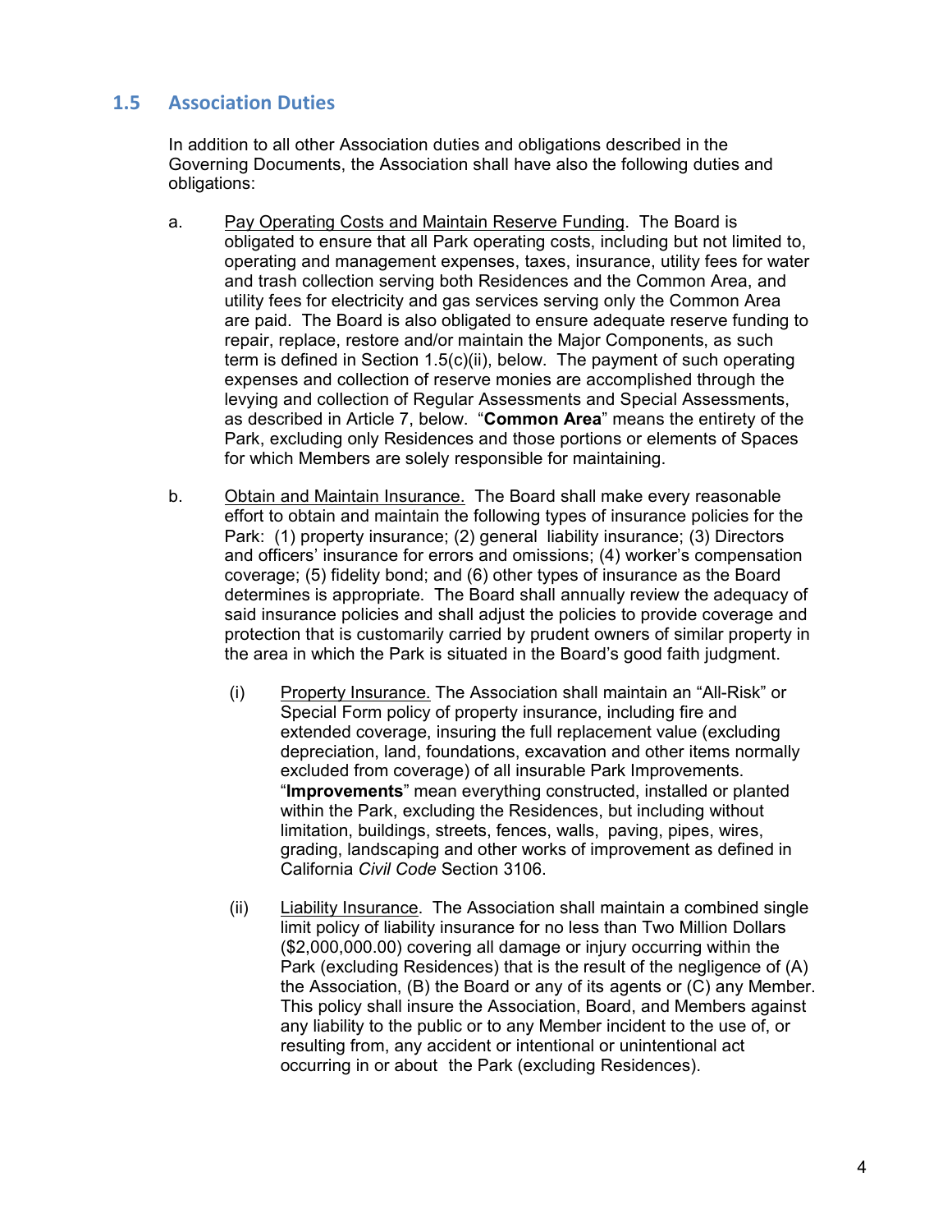## 1.5 Association Duties

In addition to all other Association duties and obligations described in the Governing Documents, the Association shall have also the following duties and obligations:

a. Pay Operating Costs and Maintain Reserve Funding. The Board is obligated to ensure that all Park operating costs, including but not limited to, operating and management expenses, taxes, insurance, utility fees for water and trash collection serving both Residences and the Common Area, and utility fees for electricity and gas services serving only the Common Area are paid. The Board is also obligated to ensure adequate reserve funding to repair, replace, restore and/or maintain the Major Components, as such term is defined in Section 1.5(c)(ii), below. The payment of such operating expenses and collection of reserve monies are accomplished through the levying and collection of Regular Assessments and Special Assessments, as described in Article 7, below. "**Common Area**" means the entirety of the Park, excluding only Residences and those portions or elements of Spaces for which Members are solely responsible for maintaining.

b. Obtain and Maintain Insurance. The Board shall make every reasonable effort to obtain and maintain the following types of insurance policies for the Park: (1) property insurance; (2) general liability insurance; (3) Directors and officers' insurance for errors and omissions; (4) worker's compensation coverage; (5) fidelity bond; and (6) other types of insurance as the Board determines is appropriate. The Board shall annually review the adequacy of said insurance policies and shall adjust the policies to provide coverage and protection that is customarily carried by prudent owners of similar property in the area in which the Park is situated in the Board's good faith judgment.

   (i) Property Insurance. The Association shall maintain an "All-Risk" or Special Form policy of property insurance, including fire and extended coverage, insuring the full replacement value (excluding depreciation, land, foundations, excavation and other items normally excluded from coverage) of all insurable Park Improvements. "**Improvements**" mean everything constructed, installed or planted within the Park, excluding the Residences, but including without limitation, buildings, streets, fences, walls, paving, pipes, wires, grading, landscaping and other works of improvement as defined in California *Civil Code* Section 3106.

   (ii) Liability Insurance. The Association shall maintain a combined single limit policy of liability insurance for no less than Two Million Dollars ($2,000,000.00) covering all damage or injury occurring within the Park (excluding Residences) that is the result of the negligence of (A) the Association, (B) the Board or any of its agents or (C) any Member. This policy shall insure the Association, Board, and Members against any liability to the public or to any Member incident to the use of, or resulting from, any accident or intentional or unintentional act occurring in or about the Park (excluding Residences).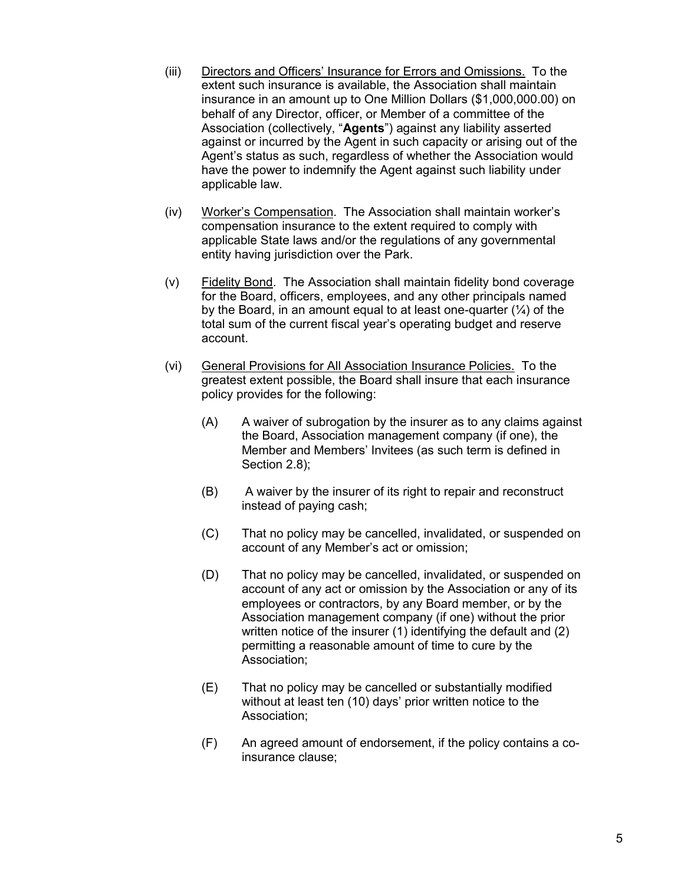(iii) Directors and Officers' Insurance for Errors and Omissions. To the extent such insurance is available, the Association shall maintain insurance in an amount up to One Million Dollars ($1,000,000.00) on behalf of any Director, officer, or Member of a committee of the Association (collectively, "**Agents**") against any liability asserted against or incurred by the Agent in such capacity or arising out of the Agent's status as such, regardless of whether the Association would have the power to indemnify the Agent against such liability under applicable law.

(iv) Worker's Compensation. The Association shall maintain worker's compensation insurance to the extent required to comply with applicable State laws and/or the regulations of any governmental entity having jurisdiction over the Park.

(v) Fidelity Bond. The Association shall maintain fidelity bond coverage for the Board, officers, employees, and any other principals named by the Board, in an amount equal to at least one-quarter (¼) of the total sum of the current fiscal year's operating budget and reserve account.

(vi) General Provisions for All Association Insurance Policies. To the greatest extent possible, the Board shall insure that each insurance policy provides for the following:

(A) A waiver of subrogation by the insurer as to any claims against the Board, Association management company (if one), the Member and Members' Invitees (as such term is defined in Section 2.8);

(B) A waiver by the insurer of its right to repair and reconstruct instead of paying cash;

(C) That no policy may be cancelled, invalidated, or suspended on account of any Member's act or omission;

(D) That no policy may be cancelled, invalidated, or suspended on account of any act or omission by the Association or any of its employees or contractors, by any Board member, or by the Association management company (if one) without the prior written notice of the insurer (1) identifying the default and (2) permitting a reasonable amount of time to cure by the Association;

(E) That no policy may be cancelled or substantially modified without at least ten (10) days' prior written notice to the Association;

(F) An agreed amount of endorsement, if the policy contains a co-insurance clause;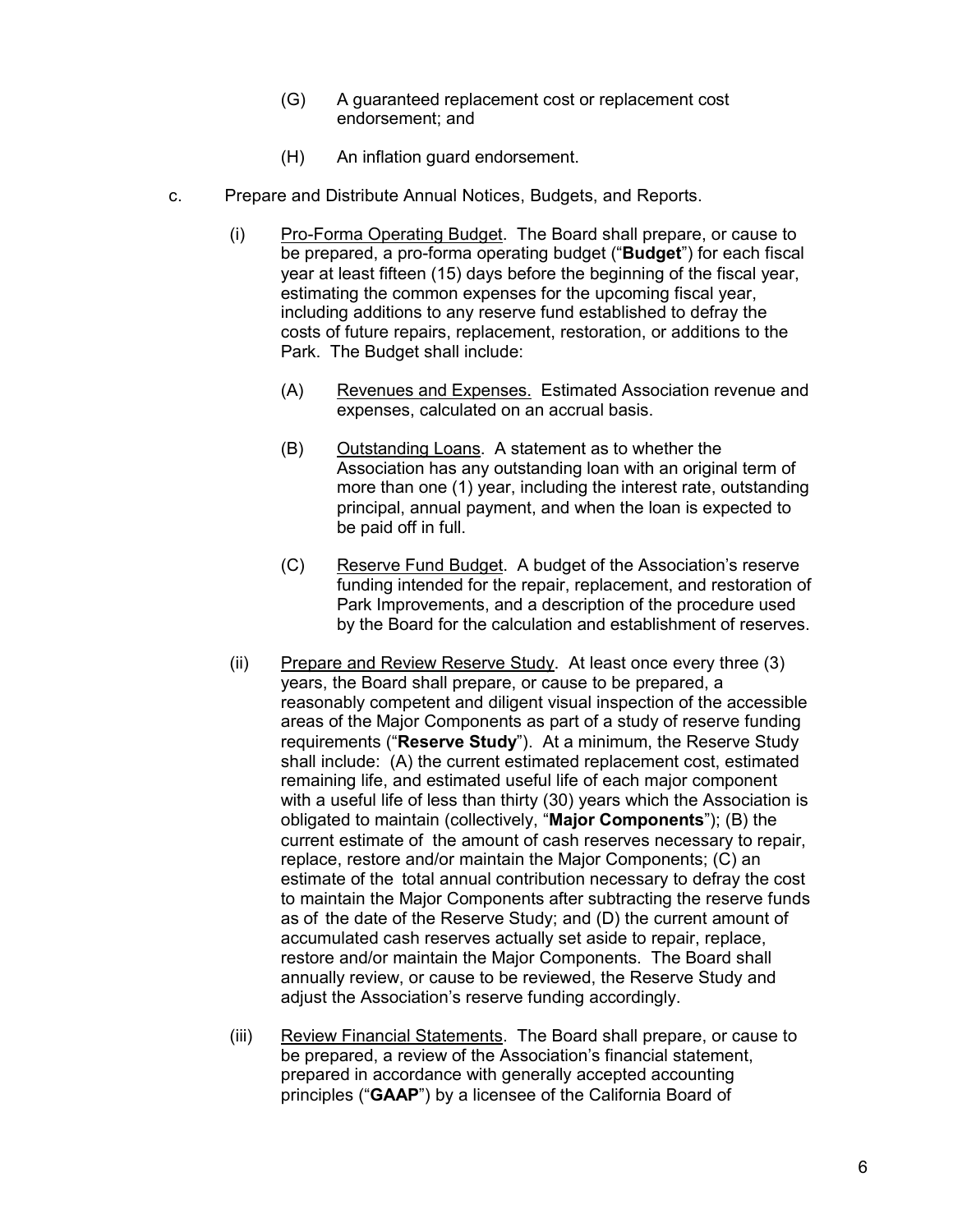(G) A guaranteed replacement cost or replacement cost endorsement; and

(H) An inflation guard endorsement.

c. Prepare and Distribute Annual Notices, Budgets, and Reports.

(i) Pro-Forma Operating Budget. The Board shall prepare, or cause to be prepared, a pro-forma operating budget ("**Budget**") for each fiscal year at least fifteen (15) days before the beginning of the fiscal year, estimating the common expenses for the upcoming fiscal year, including additions to any reserve fund established to defray the costs of future repairs, replacement, restoration, or additions to the Park. The Budget shall include:

(A) Revenues and Expenses. Estimated Association revenue and expenses, calculated on an accrual basis.

(B) Outstanding Loans. A statement as to whether the Association has any outstanding loan with an original term of more than one (1) year, including the interest rate, outstanding principal, annual payment, and when the loan is expected to be paid off in full.

(C) Reserve Fund Budget. A budget of the Association's reserve funding intended for the repair, replacement, and restoration of Park Improvements, and a description of the procedure used by the Board for the calculation and establishment of reserves.

(ii) Prepare and Review Reserve Study. At least once every three (3) years, the Board shall prepare, or cause to be prepared, a reasonably competent and diligent visual inspection of the accessible areas of the Major Components as part of a study of reserve funding requirements ("**Reserve Study**"). At a minimum, the Reserve Study shall include: (A) the current estimated replacement cost, estimated remaining life, and estimated useful life of each major component with a useful life of less than thirty (30) years which the Association is obligated to maintain (collectively, "**Major Components**"); (B) the current estimate of the amount of cash reserves necessary to repair, replace, restore and/or maintain the Major Components; (C) an estimate of the total annual contribution necessary to defray the cost to maintain the Major Components after subtracting the reserve funds as of the date of the Reserve Study; and (D) the current amount of accumulated cash reserves actually set aside to repair, replace, restore and/or maintain the Major Components. The Board shall annually review, or cause to be reviewed, the Reserve Study and adjust the Association's reserve funding accordingly.

(iii) Review Financial Statements. The Board shall prepare, or cause to be prepared, a review of the Association's financial statement, prepared in accordance with generally accepted accounting principles ("**GAAP**") by a licensee of the California Board of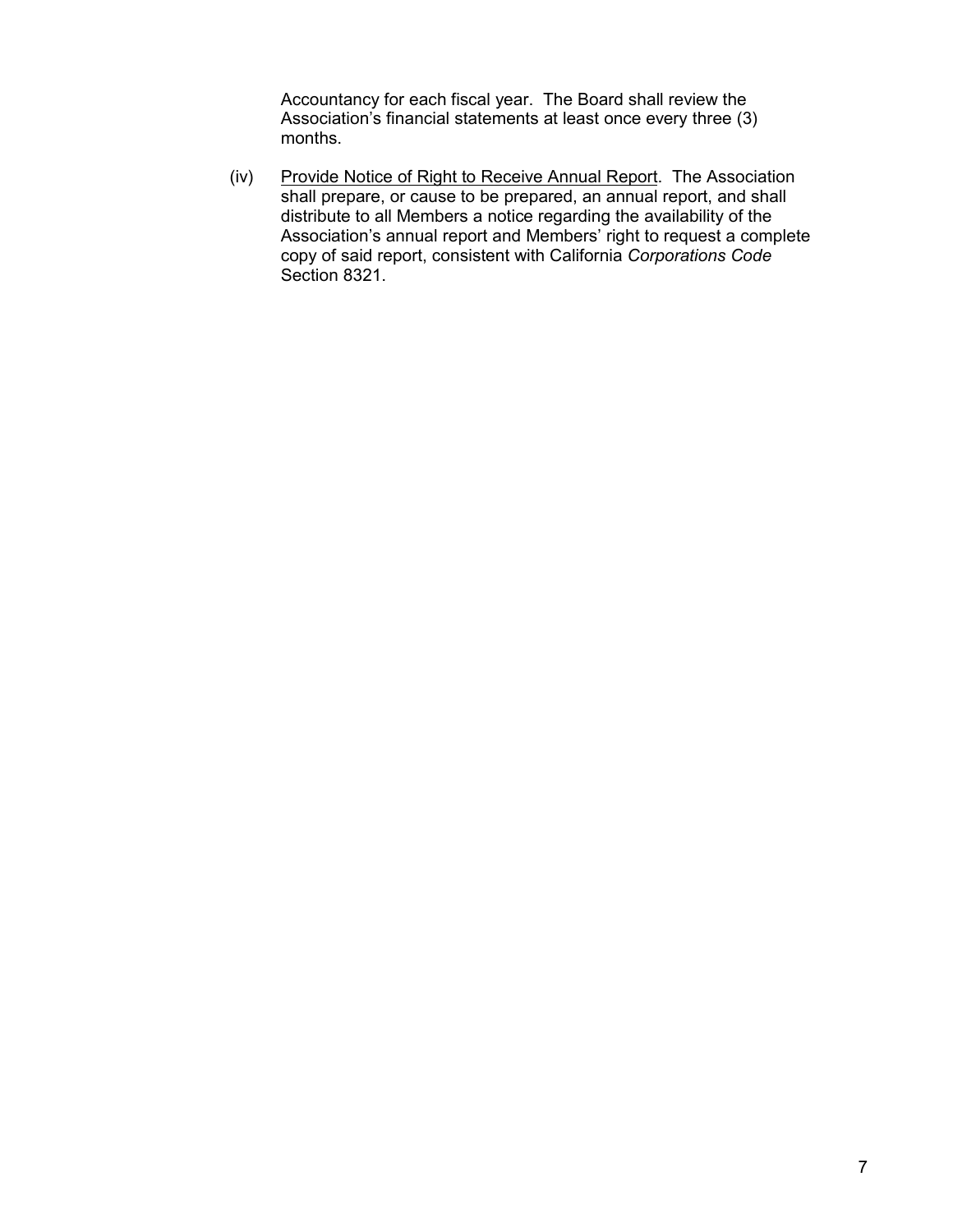Accountancy for each fiscal year. The Board shall review the Association's financial statements at least once every three (3) months.

(iv) Provide Notice of Right to Receive Annual Report. The Association shall prepare, or cause to be prepared, an annual report, and shall distribute to all Members a notice regarding the availability of the Association's annual report and Members' right to request a complete copy of said report, consistent with California *Corporations Code* Section 8321.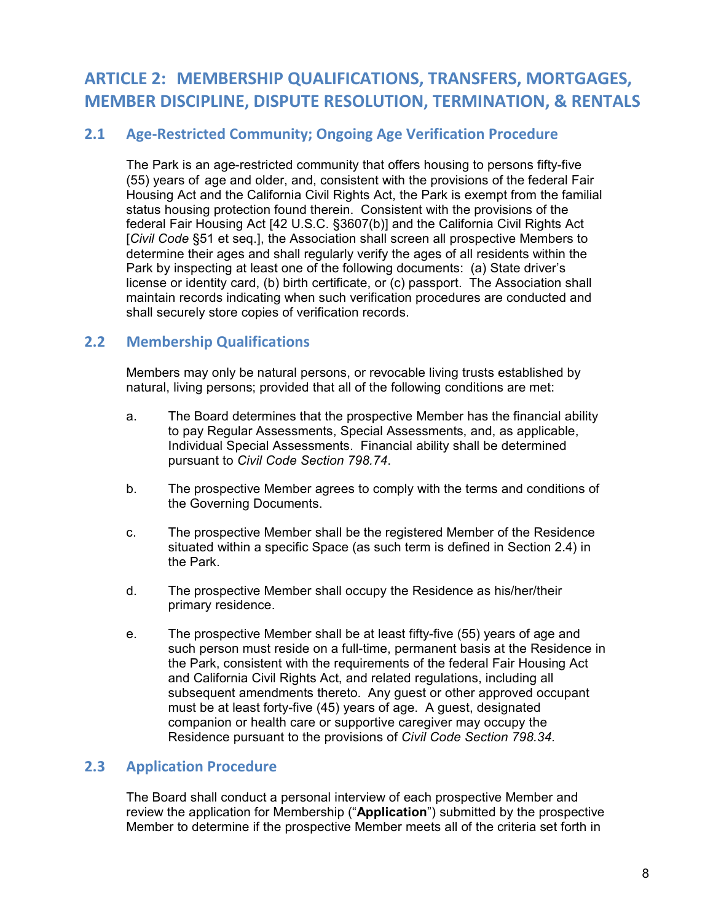# ARTICLE 2: MEMBERSHIP QUALIFICATIONS, TRANSFERS, MORTGAGES, MEMBER DISCIPLINE, DISPUTE RESOLUTION, TERMINATION, & RENTALS

## 2.1 Age-Restricted Community; Ongoing Age Verification Procedure

The Park is an age-restricted community that offers housing to persons fifty-five (55) years of age and older, and, consistent with the provisions of the federal Fair Housing Act and the California Civil Rights Act, the Park is exempt from the familial status housing protection found therein. Consistent with the provisions of the federal Fair Housing Act [42 U.S.C. §3607(b)] and the California Civil Rights Act [*Civil Code* §51 et seq.], the Association shall screen all prospective Members to determine their ages and shall regularly verify the ages of all residents within the Park by inspecting at least one of the following documents: (a) State driver's license or identity card, (b) birth certificate, or (c) passport. The Association shall maintain records indicating when such verification procedures are conducted and shall securely store copies of verification records.

## 2.2 Membership Qualifications

Members may only be natural persons, or revocable living trusts established by natural, living persons; provided that all of the following conditions are met:

a. The Board determines that the prospective Member has the financial ability to pay Regular Assessments, Special Assessments, and, as applicable, Individual Special Assessments. Financial ability shall be determined pursuant to *Civil Code Section 798.74*.

b. The prospective Member agrees to comply with the terms and conditions of the Governing Documents.

c. The prospective Member shall be the registered Member of the Residence situated within a specific Space (as such term is defined in Section 2.4) in the Park.

d. The prospective Member shall occupy the Residence as his/her/their primary residence.

e. The prospective Member shall be at least fifty-five (55) years of age and such person must reside on a full-time, permanent basis at the Residence in the Park, consistent with the requirements of the federal Fair Housing Act and California Civil Rights Act, and related regulations, including all subsequent amendments thereto. Any guest or other approved occupant must be at least forty-five (45) years of age. A guest, designated companion or health care or supportive caregiver may occupy the Residence pursuant to the provisions of *Civil Code Section 798.34.*

## 2.3 Application Procedure

The Board shall conduct a personal interview of each prospective Member and review the application for Membership ("**Application**") submitted by the prospective Member to determine if the prospective Member meets all of the criteria set forth in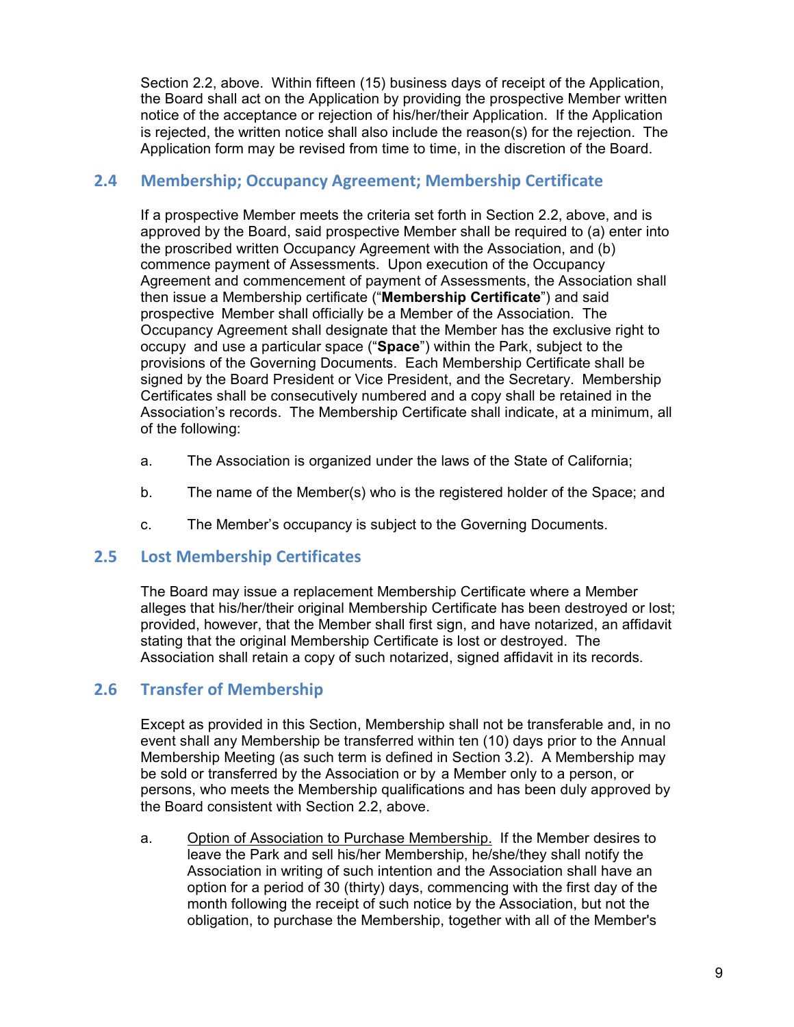Section 2.2, above. Within fifteen (15) business days of receipt of the Application, the Board shall act on the Application by providing the prospective Member written notice of the acceptance or rejection of his/her/their Application. If the Application is rejected, the written notice shall also include the reason(s) for the rejection. The Application form may be revised from time to time, in the discretion of the Board.

## 2.4 Membership; Occupancy Agreement; Membership Certificate

If a prospective Member meets the criteria set forth in Section 2.2, above, and is approved by the Board, said prospective Member shall be required to (a) enter into the proscribed written Occupancy Agreement with the Association, and (b) commence payment of Assessments. Upon execution of the Occupancy Agreement and commencement of payment of Assessments, the Association shall then issue a Membership certificate ("**Membership Certificate**") and said prospective Member shall officially be a Member of the Association. The Occupancy Agreement shall designate that the Member has the exclusive right to occupy and use a particular space ("**Space**") within the Park, subject to the provisions of the Governing Documents. Each Membership Certificate shall be signed by the Board President or Vice President, and the Secretary. Membership Certificates shall be consecutively numbered and a copy shall be retained in the Association's records. The Membership Certificate shall indicate, at a minimum, all of the following:

a. The Association is organized under the laws of the State of California;

b. The name of the Member(s) who is the registered holder of the Space; and

c. The Member's occupancy is subject to the Governing Documents.

## 2.5 Lost Membership Certificates

The Board may issue a replacement Membership Certificate where a Member alleges that his/her/their original Membership Certificate has been destroyed or lost; provided, however, that the Member shall first sign, and have notarized, an affidavit stating that the original Membership Certificate is lost or destroyed. The Association shall retain a copy of such notarized, signed affidavit in its records.

## 2.6 Transfer of Membership

Except as provided in this Section, Membership shall not be transferable and, in no event shall any Membership be transferred within ten (10) days prior to the Annual Membership Meeting (as such term is defined in Section 3.2). A Membership may be sold or transferred by the Association or by a Member only to a person, or persons, who meets the Membership qualifications and has been duly approved by the Board consistent with Section 2.2, above.

a. Option of Association to Purchase Membership. If the Member desires to leave the Park and sell his/her Membership, he/she/they shall notify the Association in writing of such intention and the Association shall have an option for a period of 30 (thirty) days, commencing with the first day of the month following the receipt of such notice by the Association, but not the obligation, to purchase the Membership, together with all of the Member's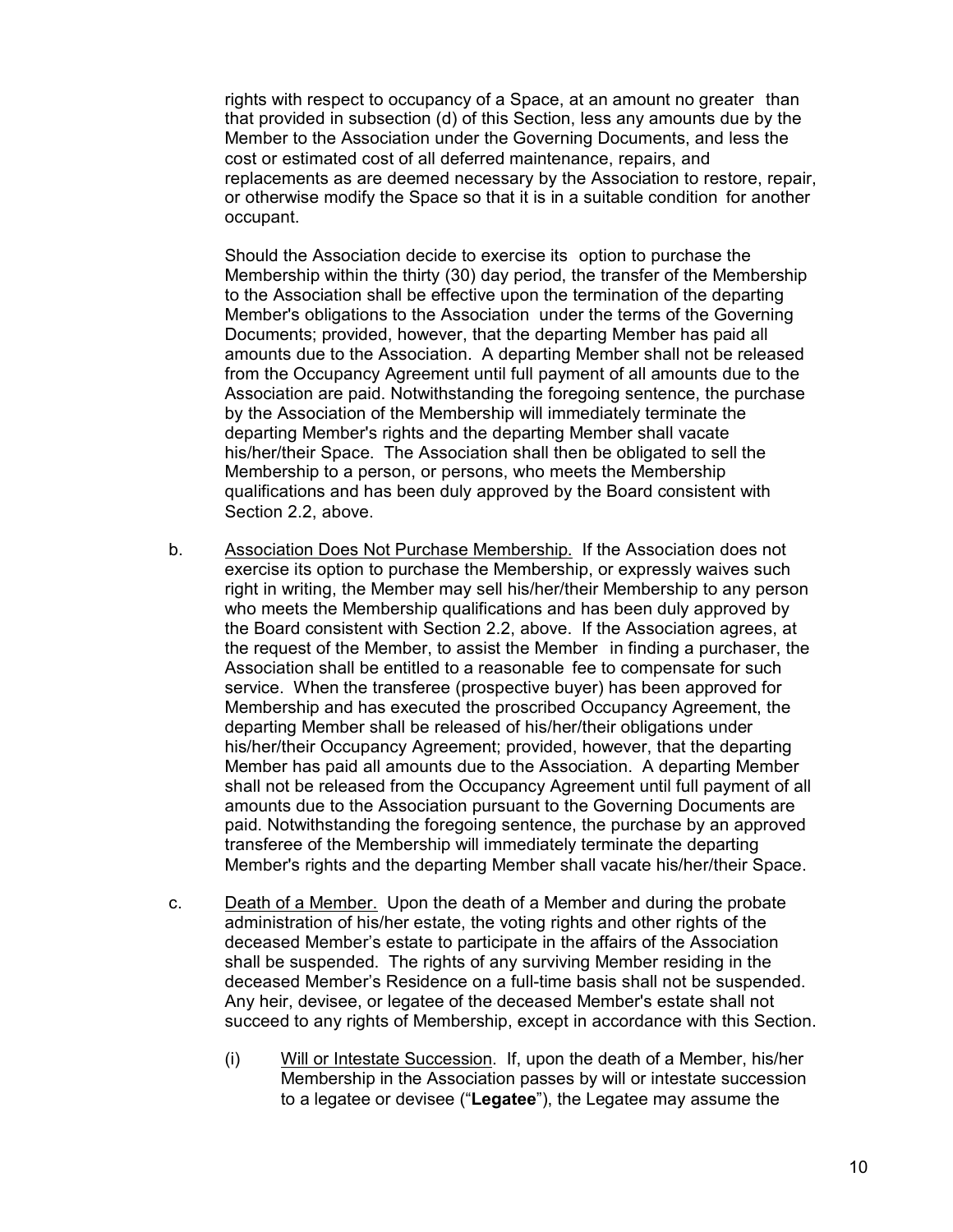rights with respect to occupancy of a Space, at an amount no greater than that provided in subsection (d) of this Section, less any amounts due by the Member to the Association under the Governing Documents, and less the cost or estimated cost of all deferred maintenance, repairs, and replacements as are deemed necessary by the Association to restore, repair, or otherwise modify the Space so that it is in a suitable condition for another occupant.

Should the Association decide to exercise its option to purchase the Membership within the thirty (30) day period, the transfer of the Membership to the Association shall be effective upon the termination of the departing Member's obligations to the Association under the terms of the Governing Documents; provided, however, that the departing Member has paid all amounts due to the Association. A departing Member shall not be released from the Occupancy Agreement until full payment of all amounts due to the Association are paid. Notwithstanding the foregoing sentence, the purchase by the Association of the Membership will immediately terminate the departing Member's rights and the departing Member shall vacate his/her/their Space. The Association shall then be obligated to sell the Membership to a person, or persons, who meets the Membership qualifications and has been duly approved by the Board consistent with Section 2.2, above.

b. Association Does Not Purchase Membership. If the Association does not exercise its option to purchase the Membership, or expressly waives such right in writing, the Member may sell his/her/their Membership to any person who meets the Membership qualifications and has been duly approved by the Board consistent with Section 2.2, above. If the Association agrees, at the request of the Member, to assist the Member in finding a purchaser, the Association shall be entitled to a reasonable fee to compensate for such service. When the transferee (prospective buyer) has been approved for Membership and has executed the proscribed Occupancy Agreement, the departing Member shall be released of his/her/their obligations under his/her/their Occupancy Agreement; provided, however, that the departing Member has paid all amounts due to the Association. A departing Member shall not be released from the Occupancy Agreement until full payment of all amounts due to the Association pursuant to the Governing Documents are paid. Notwithstanding the foregoing sentence, the purchase by an approved transferee of the Membership will immediately terminate the departing Member's rights and the departing Member shall vacate his/her/their Space.

c. Death of a Member. Upon the death of a Member and during the probate administration of his/her estate, the voting rights and other rights of the deceased Member's estate to participate in the affairs of the Association shall be suspended. The rights of any surviving Member residing in the deceased Member's Residence on a full-time basis shall not be suspended. Any heir, devisee, or legatee of the deceased Member's estate shall not succeed to any rights of Membership, except in accordance with this Section.

   (i) Will or Intestate Succession. If, upon the death of a Member, his/her Membership in the Association passes by will or intestate succession to a legatee or devisee ("**Legatee**"), the Legatee may assume the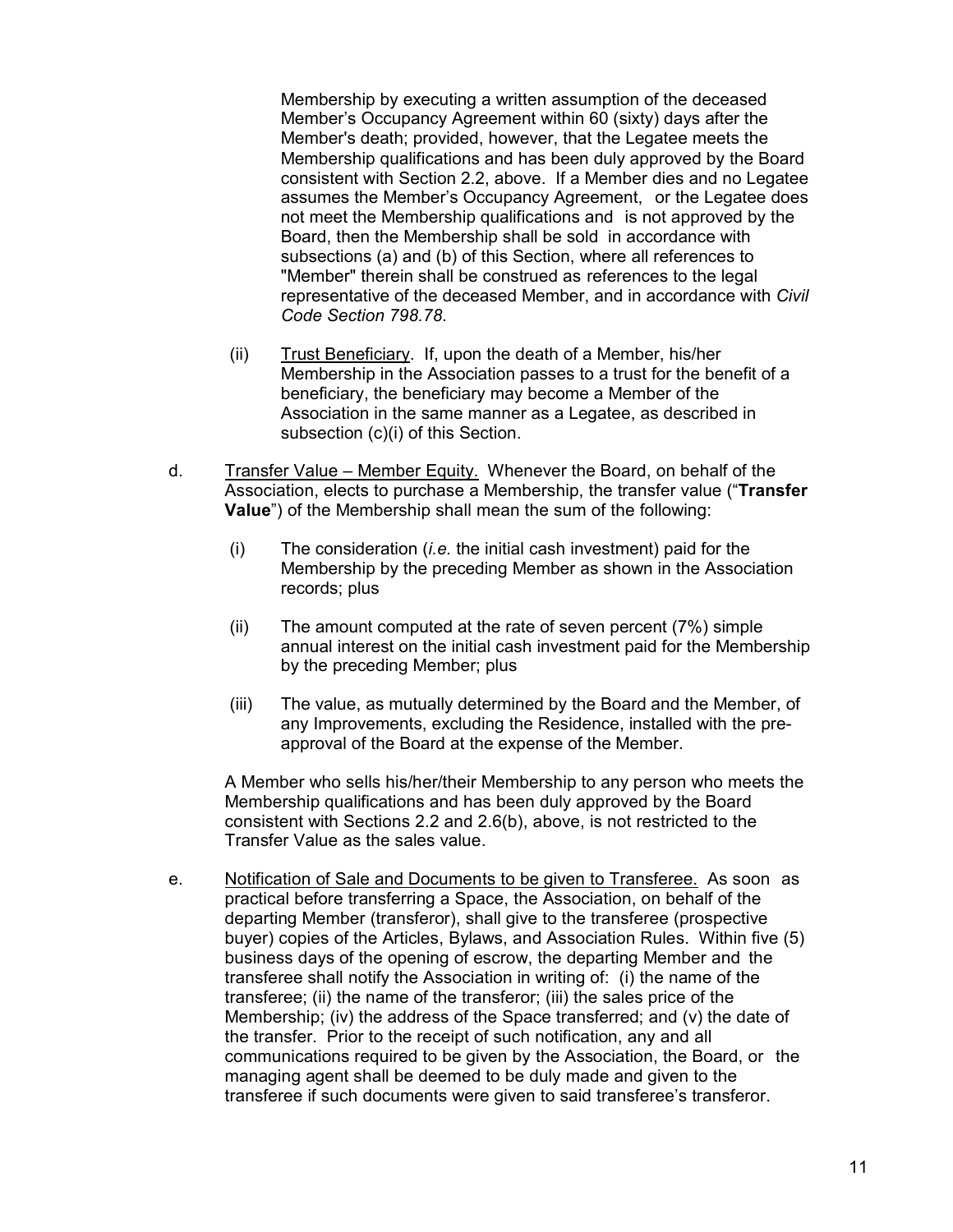Membership by executing a written assumption of the deceased Member's Occupancy Agreement within 60 (sixty) days after the Member's death; provided, however, that the Legatee meets the Membership qualifications and has been duly approved by the Board consistent with Section 2.2, above. If a Member dies and no Legatee assumes the Member's Occupancy Agreement, or the Legatee does not meet the Membership qualifications and is not approved by the Board, then the Membership shall be sold in accordance with subsections (a) and (b) of this Section, where all references to "Member" therein shall be construed as references to the legal representative of the deceased Member, and in accordance with *Civil Code Section 798.78*.

(ii) <u>Trust Beneficiary</u>. If, upon the death of a Member, his/her Membership in the Association passes to a trust for the benefit of a beneficiary, the beneficiary may become a Member of the Association in the same manner as a Legatee, as described in subsection (c)(i) of this Section.

d. <u>Transfer Value – Member Equity.</u> Whenever the Board, on behalf of the Association, elects to purchase a Membership, the transfer value ("**Transfer Value**") of the Membership shall mean the sum of the following:

(i) The consideration (*i.e.* the initial cash investment) paid for the Membership by the preceding Member as shown in the Association records; plus

(ii) The amount computed at the rate of seven percent (7%) simple annual interest on the initial cash investment paid for the Membership by the preceding Member; plus

(iii) The value, as mutually determined by the Board and the Member, of any Improvements, excluding the Residence, installed with the pre-approval of the Board at the expense of the Member.

A Member who sells his/her/their Membership to any person who meets the Membership qualifications and has been duly approved by the Board consistent with Sections 2.2 and 2.6(b), above, is not restricted to the Transfer Value as the sales value.

e. <u>Notification of Sale and Documents to be given to Transferee.</u> As soon as practical before transferring a Space, the Association, on behalf of the departing Member (transferor), shall give to the transferee (prospective buyer) copies of the Articles, Bylaws, and Association Rules. Within five (5) business days of the opening of escrow, the departing Member and the transferee shall notify the Association in writing of: (i) the name of the transferee; (ii) the name of the transferor; (iii) the sales price of the Membership; (iv) the address of the Space transferred; and (v) the date of the transfer. Prior to the receipt of such notification, any and all communications required to be given by the Association, the Board, or the managing agent shall be deemed to be duly made and given to the transferee if such documents were given to said transferee's transferor.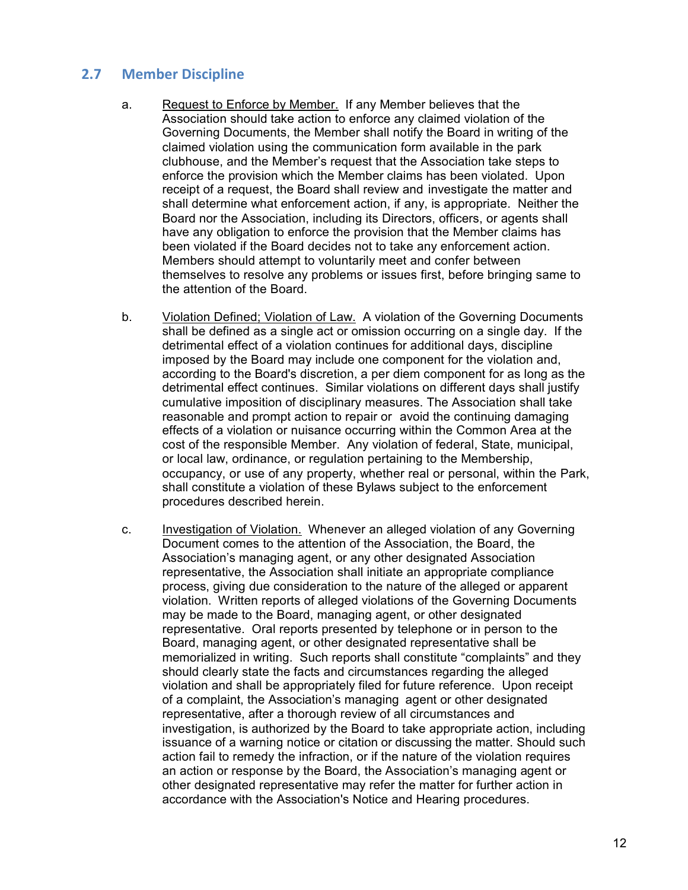## 2.7 Member Discipline

a. Request to Enforce by Member. If any Member believes that the Association should take action to enforce any claimed violation of the Governing Documents, the Member shall notify the Board in writing of the claimed violation using the communication form available in the park clubhouse, and the Member's request that the Association take steps to enforce the provision which the Member claims has been violated. Upon receipt of a request, the Board shall review and investigate the matter and shall determine what enforcement action, if any, is appropriate. Neither the Board nor the Association, including its Directors, officers, or agents shall have any obligation to enforce the provision that the Member claims has been violated if the Board decides not to take any enforcement action. Members should attempt to voluntarily meet and confer between themselves to resolve any problems or issues first, before bringing same to the attention of the Board.

b. Violation Defined; Violation of Law. A violation of the Governing Documents shall be defined as a single act or omission occurring on a single day. If the detrimental effect of a violation continues for additional days, discipline imposed by the Board may include one component for the violation and, according to the Board's discretion, a per diem component for as long as the detrimental effect continues. Similar violations on different days shall justify cumulative imposition of disciplinary measures. The Association shall take reasonable and prompt action to repair or avoid the continuing damaging effects of a violation or nuisance occurring within the Common Area at the cost of the responsible Member. Any violation of federal, State, municipal, or local law, ordinance, or regulation pertaining to the Membership, occupancy, or use of any property, whether real or personal, within the Park, shall constitute a violation of these Bylaws subject to the enforcement procedures described herein.

c. Investigation of Violation. Whenever an alleged violation of any Governing Document comes to the attention of the Association, the Board, the Association's managing agent, or any other designated Association representative, the Association shall initiate an appropriate compliance process, giving due consideration to the nature of the alleged or apparent violation. Written reports of alleged violations of the Governing Documents may be made to the Board, managing agent, or other designated representative. Oral reports presented by telephone or in person to the Board, managing agent, or other designated representative shall be memorialized in writing. Such reports shall constitute "complaints" and they should clearly state the facts and circumstances regarding the alleged violation and shall be appropriately filed for future reference. Upon receipt of a complaint, the Association's managing agent or other designated representative, after a thorough review of all circumstances and investigation, is authorized by the Board to take appropriate action, including issuance of a warning notice or citation or discussing the matter. Should such action fail to remedy the infraction, or if the nature of the violation requires an action or response by the Board, the Association's managing agent or other designated representative may refer the matter for further action in accordance with the Association's Notice and Hearing procedures.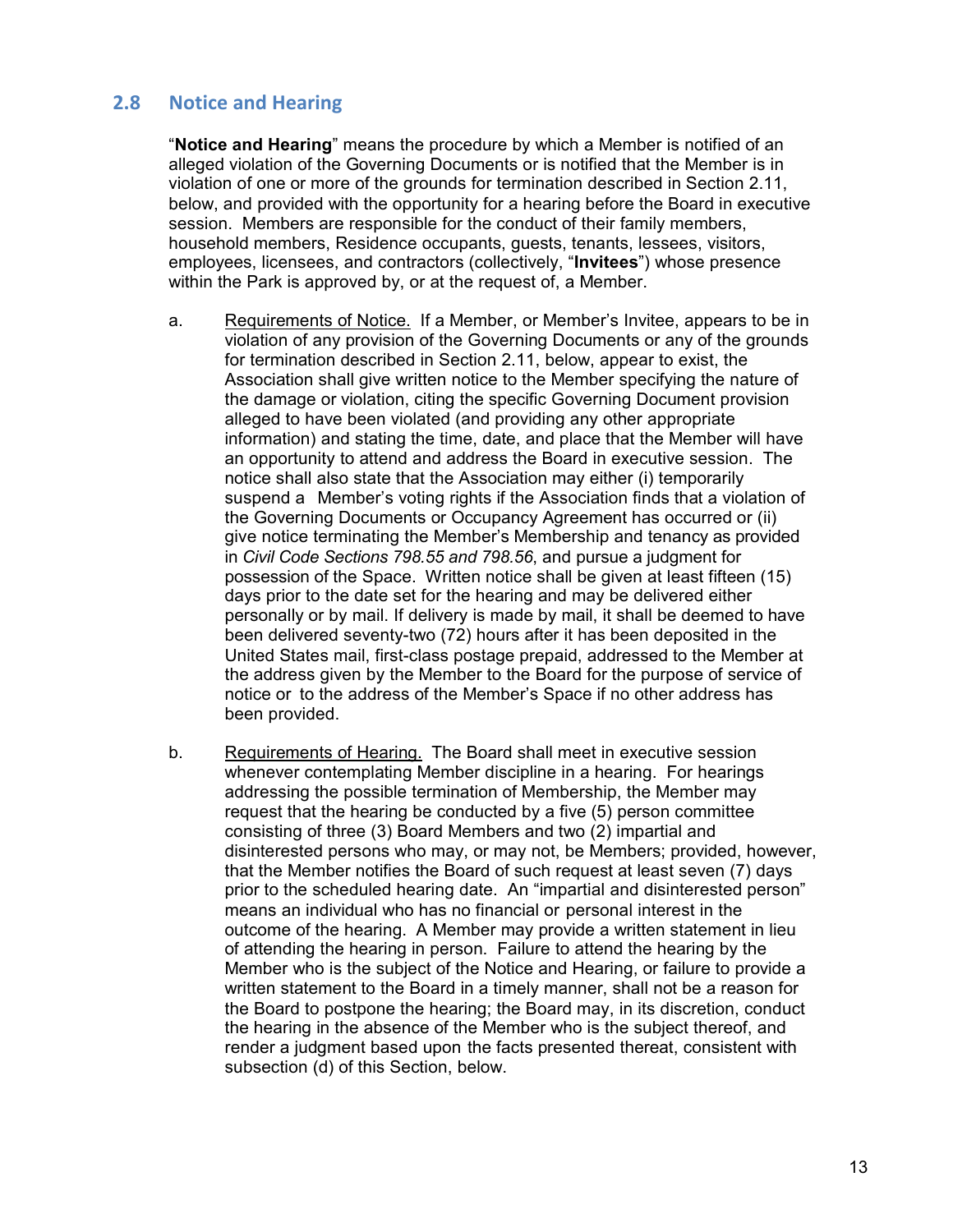## 2.8 Notice and Hearing

"**Notice and Hearing**" means the procedure by which a Member is notified of an alleged violation of the Governing Documents or is notified that the Member is in violation of one or more of the grounds for termination described in Section 2.11, below, and provided with the opportunity for a hearing before the Board in executive session. Members are responsible for the conduct of their family members, household members, Residence occupants, guests, tenants, lessees, visitors, employees, licensees, and contractors (collectively, "**Invitees**") whose presence within the Park is approved by, or at the request of, a Member.

a. Requirements of Notice. If a Member, or Member's Invitee, appears to be in violation of any provision of the Governing Documents or any of the grounds for termination described in Section 2.11, below, appear to exist, the Association shall give written notice to the Member specifying the nature of the damage or violation, citing the specific Governing Document provision alleged to have been violated (and providing any other appropriate information) and stating the time, date, and place that the Member will have an opportunity to attend and address the Board in executive session. The notice shall also state that the Association may either (i) temporarily suspend a Member's voting rights if the Association finds that a violation of the Governing Documents or Occupancy Agreement has occurred or (ii) give notice terminating the Member's Membership and tenancy as provided in *Civil Code Sections 798.55 and 798.56*, and pursue a judgment for possession of the Space. Written notice shall be given at least fifteen (15) days prior to the date set for the hearing and may be delivered either personally or by mail. If delivery is made by mail, it shall be deemed to have been delivered seventy-two (72) hours after it has been deposited in the United States mail, first-class postage prepaid, addressed to the Member at the address given by the Member to the Board for the purpose of service of notice or to the address of the Member's Space if no other address has been provided.

b. Requirements of Hearing. The Board shall meet in executive session whenever contemplating Member discipline in a hearing. For hearings addressing the possible termination of Membership, the Member may request that the hearing be conducted by a five (5) person committee consisting of three (3) Board Members and two (2) impartial and disinterested persons who may, or may not, be Members; provided, however, that the Member notifies the Board of such request at least seven (7) days prior to the scheduled hearing date. An "impartial and disinterested person" means an individual who has no financial or personal interest in the outcome of the hearing. A Member may provide a written statement in lieu of attending the hearing in person. Failure to attend the hearing by the Member who is the subject of the Notice and Hearing, or failure to provide a written statement to the Board in a timely manner, shall not be a reason for the Board to postpone the hearing; the Board may, in its discretion, conduct the hearing in the absence of the Member who is the subject thereof, and render a judgment based upon the facts presented thereat, consistent with subsection (d) of this Section, below.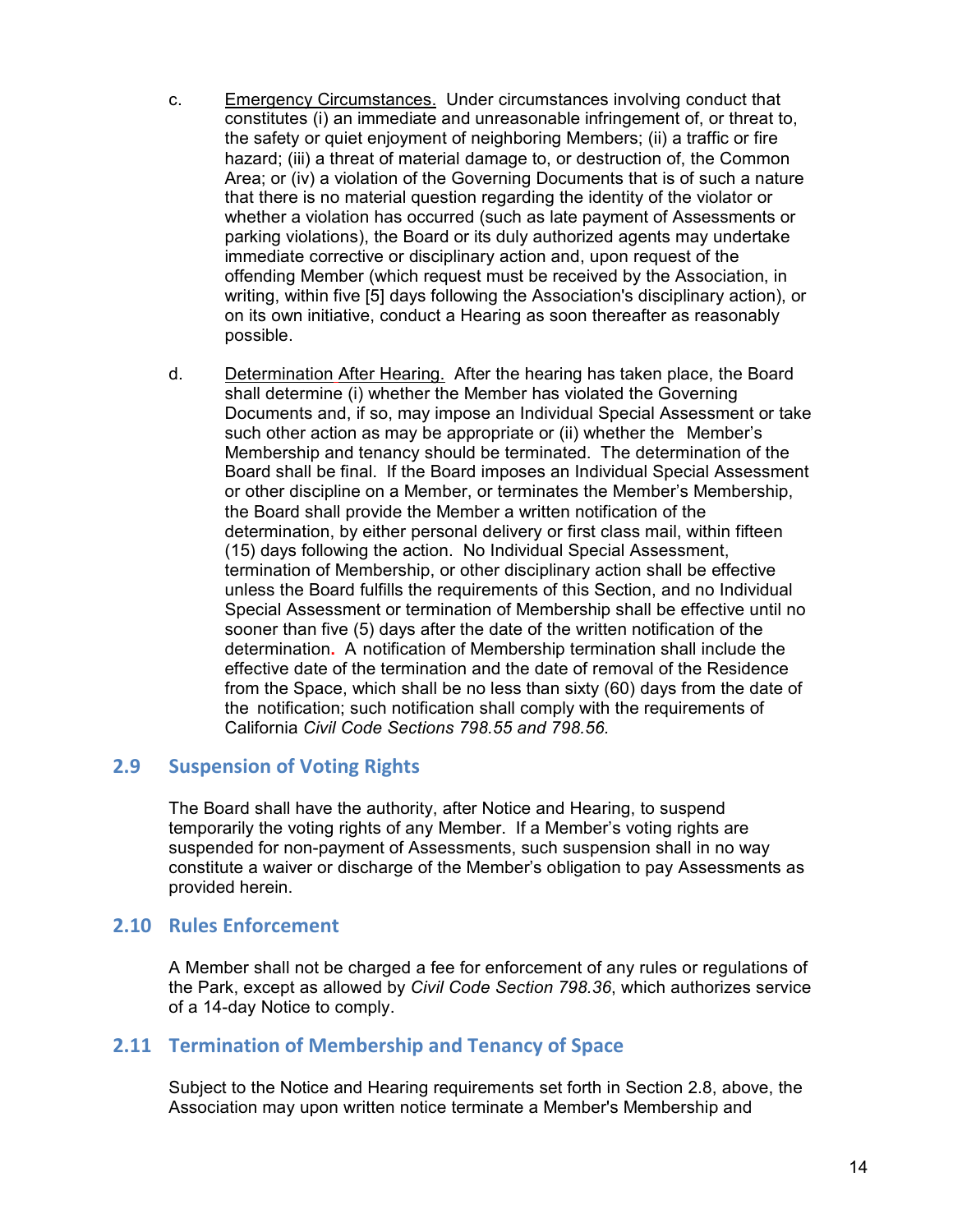c. <u>Emergency Circumstances.</u> Under circumstances involving conduct that constitutes (i) an immediate and unreasonable infringement of, or threat to, the safety or quiet enjoyment of neighboring Members; (ii) a traffic or fire hazard; (iii) a threat of material damage to, or destruction of, the Common Area; or (iv) a violation of the Governing Documents that is of such a nature that there is no material question regarding the identity of the violator or whether a violation has occurred (such as late payment of Assessments or parking violations), the Board or its duly authorized agents may undertake immediate corrective or disciplinary action and, upon request of the offending Member (which request must be received by the Association, in writing, within five [5] days following the Association's disciplinary action), or on its own initiative, conduct a Hearing as soon thereafter as reasonably possible.

d. <u>Determination After Hearing.</u> After the hearing has taken place, the Board shall determine (i) whether the Member has violated the Governing Documents and, if so, may impose an Individual Special Assessment or take such other action as may be appropriate or (ii) whether the Member's Membership and tenancy should be terminated. The determination of the Board shall be final. If the Board imposes an Individual Special Assessment or other discipline on a Member, or terminates the Member's Membership, the Board shall provide the Member a written notification of the determination, by either personal delivery or first class mail, within fifteen (15) days following the action. No Individual Special Assessment, termination of Membership, or other disciplinary action shall be effective unless the Board fulfills the requirements of this Section, and no Individual Special Assessment or termination of Membership shall be effective until no sooner than five (5) days after the date of the written notification of the determination. A notification of Membership termination shall include the effective date of the termination and the date of removal of the Residence from the Space, which shall be no less than sixty (60) days from the date of the notification; such notification shall comply with the requirements of California *Civil Code Sections 798.55 and 798.56.*

## 2.9 Suspension of Voting Rights

The Board shall have the authority, after Notice and Hearing, to suspend temporarily the voting rights of any Member. If a Member's voting rights are suspended for non-payment of Assessments, such suspension shall in no way constitute a waiver or discharge of the Member's obligation to pay Assessments as provided herein.

## 2.10 Rules Enforcement

A Member shall not be charged a fee for enforcement of any rules or regulations of the Park, except as allowed by *Civil Code Section 798.36*, which authorizes service of a 14-day Notice to comply.

## 2.11 Termination of Membership and Tenancy of Space

Subject to the Notice and Hearing requirements set forth in Section 2.8, above, the Association may upon written notice terminate a Member's Membership and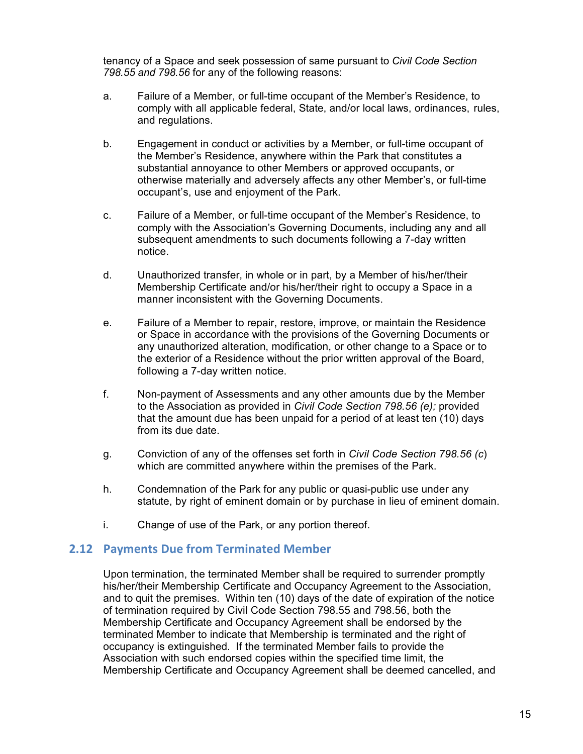tenancy of a Space and seek possession of same pursuant to *Civil Code Section 798.55 and 798.56* for any of the following reasons:

a. Failure of a Member, or full-time occupant of the Member's Residence, to comply with all applicable federal, State, and/or local laws, ordinances, rules, and regulations.

b. Engagement in conduct or activities by a Member, or full-time occupant of the Member's Residence, anywhere within the Park that constitutes a substantial annoyance to other Members or approved occupants, or otherwise materially and adversely affects any other Member's, or full-time occupant's, use and enjoyment of the Park.

c. Failure of a Member, or full-time occupant of the Member's Residence, to comply with the Association's Governing Documents, including any and all subsequent amendments to such documents following a 7-day written notice.

d. Unauthorized transfer, in whole or in part, by a Member of his/her/their Membership Certificate and/or his/her/their right to occupy a Space in a manner inconsistent with the Governing Documents.

e. Failure of a Member to repair, restore, improve, or maintain the Residence or Space in accordance with the provisions of the Governing Documents or any unauthorized alteration, modification, or other change to a Space or to the exterior of a Residence without the prior written approval of the Board, following a 7-day written notice.

f. Non-payment of Assessments and any other amounts due by the Member to the Association as provided in *Civil Code Section 798.56 (e);* provided that the amount due has been unpaid for a period of at least ten (10) days from its due date.

g. Conviction of any of the offenses set forth in *Civil Code Section 798.56 (c)* which are committed anywhere within the premises of the Park.

h. Condemnation of the Park for any public or quasi-public use under any statute, by right of eminent domain or by purchase in lieu of eminent domain.

i. Change of use of the Park, or any portion thereof.

## 2.12 Payments Due from Terminated Member

Upon termination, the terminated Member shall be required to surrender promptly his/her/their Membership Certificate and Occupancy Agreement to the Association, and to quit the premises. Within ten (10) days of the date of expiration of the notice of termination required by Civil Code Section 798.55 and 798.56, both the Membership Certificate and Occupancy Agreement shall be endorsed by the terminated Member to indicate that Membership is terminated and the right of occupancy is extinguished. If the terminated Member fails to provide the Association with such endorsed copies within the specified time limit, the Membership Certificate and Occupancy Agreement shall be deemed cancelled, and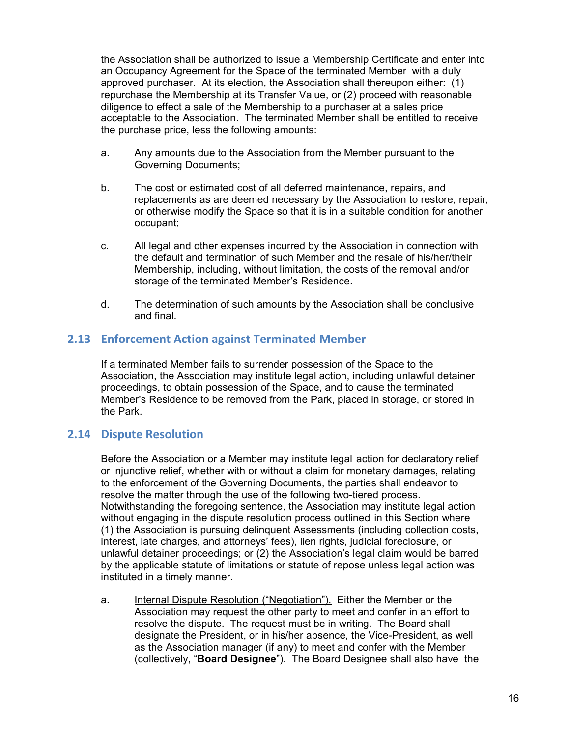the Association shall be authorized to issue a Membership Certificate and enter into an Occupancy Agreement for the Space of the terminated Member with a duly approved purchaser. At its election, the Association shall thereupon either: (1) repurchase the Membership at its Transfer Value, or (2) proceed with reasonable diligence to effect a sale of the Membership to a purchaser at a sales price acceptable to the Association. The terminated Member shall be entitled to receive the purchase price, less the following amounts:

a. Any amounts due to the Association from the Member pursuant to the Governing Documents;

b. The cost or estimated cost of all deferred maintenance, repairs, and replacements as are deemed necessary by the Association to restore, repair, or otherwise modify the Space so that it is in a suitable condition for another occupant;

c. All legal and other expenses incurred by the Association in connection with the default and termination of such Member and the resale of his/her/their Membership, including, without limitation, the costs of the removal and/or storage of the terminated Member's Residence.

d. The determination of such amounts by the Association shall be conclusive and final.

## 2.13 Enforcement Action against Terminated Member

If a terminated Member fails to surrender possession of the Space to the Association, the Association may institute legal action, including unlawful detainer proceedings, to obtain possession of the Space, and to cause the terminated Member's Residence to be removed from the Park, placed in storage, or stored in the Park.

## 2.14 Dispute Resolution

Before the Association or a Member may institute legal action for declaratory relief or injunctive relief, whether with or without a claim for monetary damages, relating to the enforcement of the Governing Documents, the parties shall endeavor to resolve the matter through the use of the following two-tiered process. Notwithstanding the foregoing sentence, the Association may institute legal action without engaging in the dispute resolution process outlined in this Section where (1) the Association is pursuing delinquent Assessments (including collection costs, interest, late charges, and attorneys' fees), lien rights, judicial foreclosure, or unlawful detainer proceedings; or (2) the Association's legal claim would be barred by the applicable statute of limitations or statute of repose unless legal action was instituted in a timely manner.

a. <u>Internal Dispute Resolution ("Negotiation").</u> Either the Member or the Association may request the other party to meet and confer in an effort to resolve the dispute. The request must be in writing. The Board shall designate the President, or in his/her absence, the Vice-President, as well as the Association manager (if any) to meet and confer with the Member (collectively, "**Board Designee**"). The Board Designee shall also have the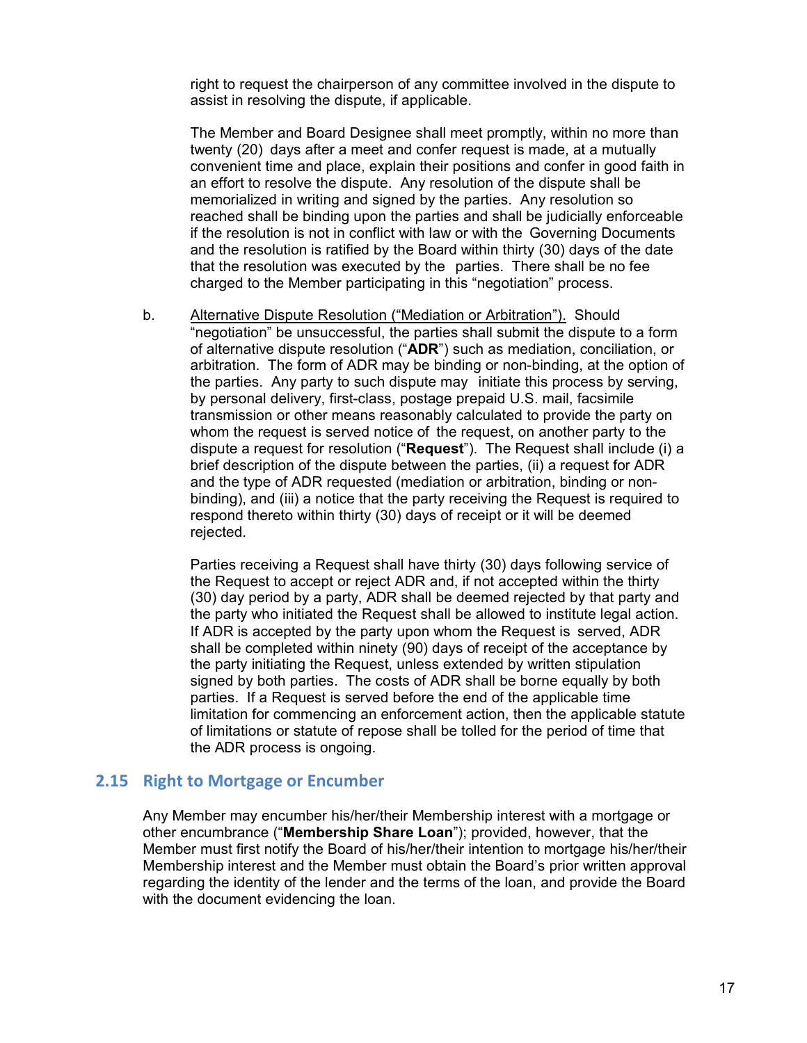right to request the chairperson of any committee involved in the dispute to assist in resolving the dispute, if applicable.

The Member and Board Designee shall meet promptly, within no more than twenty (20) days after a meet and confer request is made, at a mutually convenient time and place, explain their positions and confer in good faith in an effort to resolve the dispute. Any resolution of the dispute shall be memorialized in writing and signed by the parties. Any resolution so reached shall be binding upon the parties and shall be judicially enforceable if the resolution is not in conflict with law or with the Governing Documents and the resolution is ratified by the Board within thirty (30) days of the date that the resolution was executed by the parties. There shall be no fee charged to the Member participating in this "negotiation" process.

b. Alternative Dispute Resolution ("Mediation or Arbitration"). Should "negotiation" be unsuccessful, the parties shall submit the dispute to a form of alternative dispute resolution ("**ADR**") such as mediation, conciliation, or arbitration. The form of ADR may be binding or non-binding, at the option of the parties. Any party to such dispute may initiate this process by serving, by personal delivery, first-class, postage prepaid U.S. mail, facsimile transmission or other means reasonably calculated to provide the party on whom the request is served notice of the request, on another party to the dispute a request for resolution ("**Request**"). The Request shall include (i) a brief description of the dispute between the parties, (ii) a request for ADR and the type of ADR requested (mediation or arbitration, binding or non-binding), and (iii) a notice that the party receiving the Request is required to respond thereto within thirty (30) days of receipt or it will be deemed rejected.

Parties receiving a Request shall have thirty (30) days following service of the Request to accept or reject ADR and, if not accepted within the thirty (30) day period by a party, ADR shall be deemed rejected by that party and the party who initiated the Request shall be allowed to institute legal action. If ADR is accepted by the party upon whom the Request is served, ADR shall be completed within ninety (90) days of receipt of the acceptance by the party initiating the Request, unless extended by written stipulation signed by both parties. The costs of ADR shall be borne equally by both parties. If a Request is served before the end of the applicable time limitation for commencing an enforcement action, then the applicable statute of limitations or statute of repose shall be tolled for the period of time that the ADR process is ongoing.

## 2.15 Right to Mortgage or Encumber

Any Member may encumber his/her/their Membership interest with a mortgage or other encumbrance ("**Membership Share Loan**"); provided, however, that the Member must first notify the Board of his/her/their intention to mortgage his/her/their Membership interest and the Member must obtain the Board's prior written approval regarding the identity of the lender and the terms of the loan, and provide the Board with the document evidencing the loan.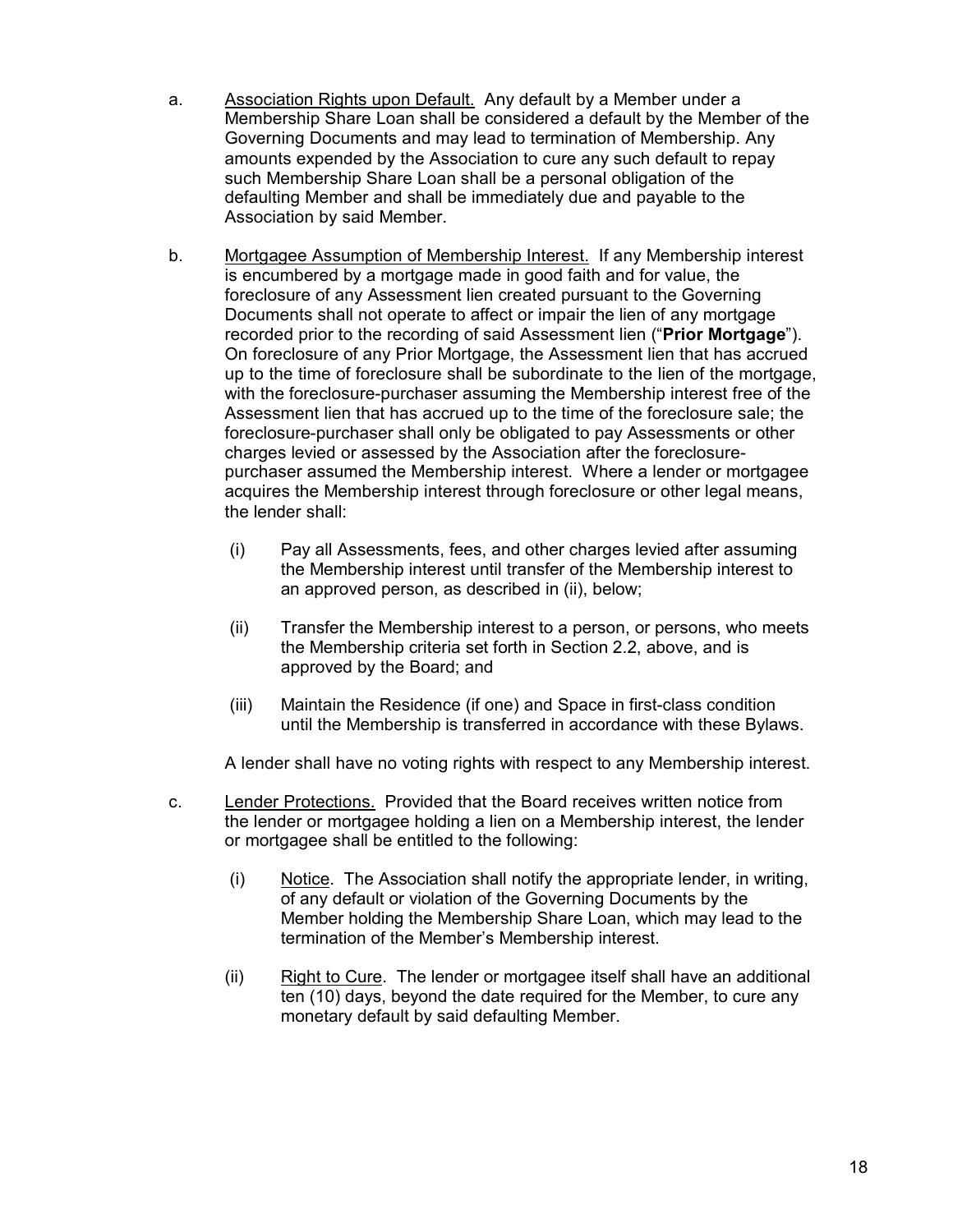a. Association Rights upon Default. Any default by a Member under a Membership Share Loan shall be considered a default by the Member of the Governing Documents and may lead to termination of Membership. Any amounts expended by the Association to cure any such default to repay such Membership Share Loan shall be a personal obligation of the defaulting Member and shall be immediately due and payable to the Association by said Member.

b. Mortgagee Assumption of Membership Interest. If any Membership interest is encumbered by a mortgage made in good faith and for value, the foreclosure of any Assessment lien created pursuant to the Governing Documents shall not operate to affect or impair the lien of any mortgage recorded prior to the recording of said Assessment lien ("**Prior Mortgage**"). On foreclosure of any Prior Mortgage, the Assessment lien that has accrued up to the time of foreclosure shall be subordinate to the lien of the mortgage, with the foreclosure-purchaser assuming the Membership interest free of the Assessment lien that has accrued up to the time of the foreclosure sale; the foreclosure-purchaser shall only be obligated to pay Assessments or other charges levied or assessed by the Association after the foreclosure-purchaser assumed the Membership interest. Where a lender or mortgagee acquires the Membership interest through foreclosure or other legal means, the lender shall:

   (i) Pay all Assessments, fees, and other charges levied after assuming the Membership interest until transfer of the Membership interest to an approved person, as described in (ii), below;

   (ii) Transfer the Membership interest to a person, or persons, who meets the Membership criteria set forth in Section 2.2, above, and is approved by the Board; and

   (iii) Maintain the Residence (if one) and Space in first-class condition until the Membership is transferred in accordance with these Bylaws.

   A lender shall have no voting rights with respect to any Membership interest.

c. Lender Protections. Provided that the Board receives written notice from the lender or mortgagee holding a lien on a Membership interest, the lender or mortgagee shall be entitled to the following:

   (i) Notice. The Association shall notify the appropriate lender, in writing, of any default or violation of the Governing Documents by the Member holding the Membership Share Loan, which may lead to the termination of the Member's Membership interest.

   (ii) Right to Cure. The lender or mortgagee itself shall have an additional ten (10) days, beyond the date required for the Member, to cure any monetary default by said defaulting Member.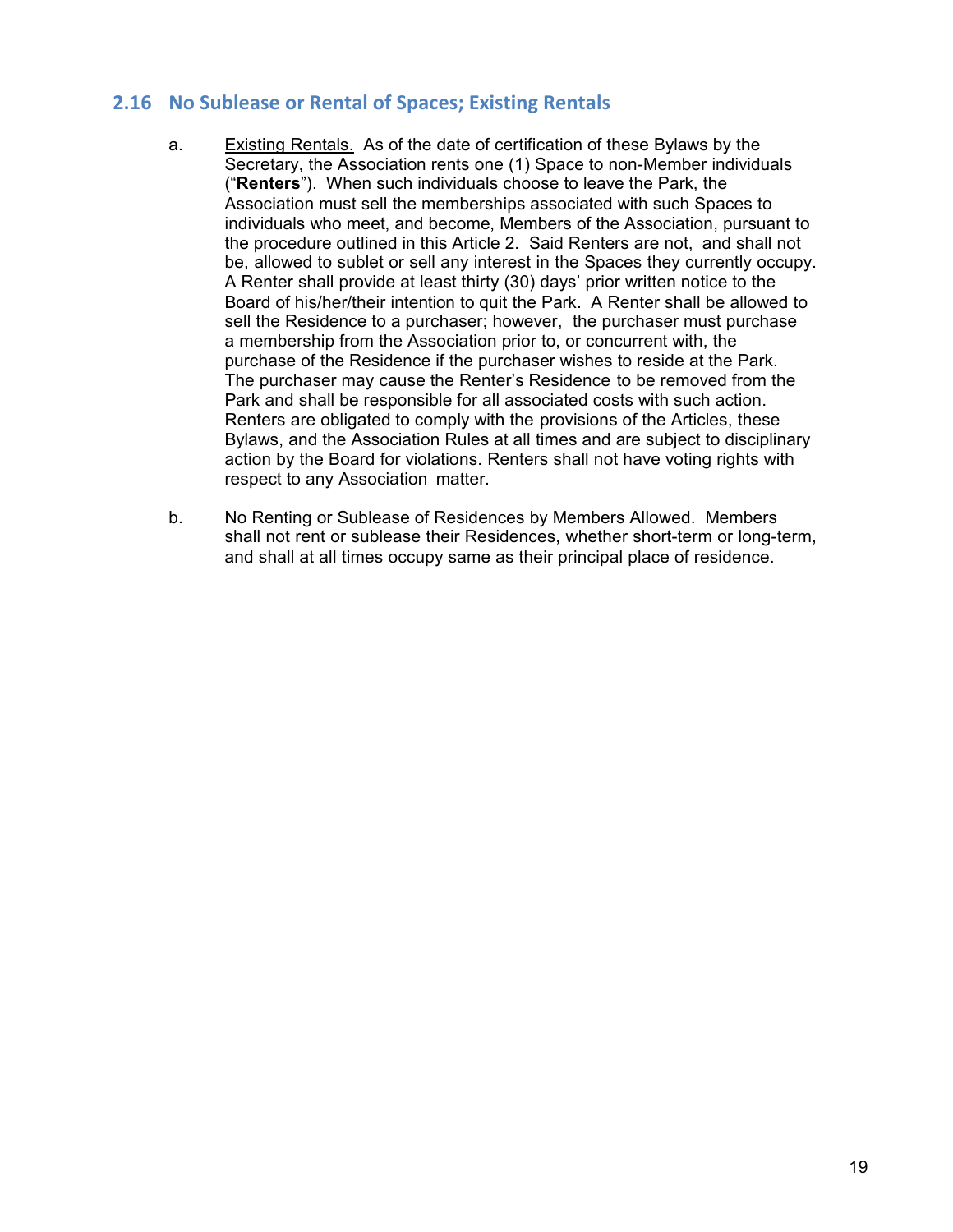## 2.16 No Sublease or Rental of Spaces; Existing Rentals

a. Existing Rentals. As of the date of certification of these Bylaws by the Secretary, the Association rents one (1) Space to non-Member individuals ("**Renters**"). When such individuals choose to leave the Park, the Association must sell the memberships associated with such Spaces to individuals who meet, and become, Members of the Association, pursuant to the procedure outlined in this Article 2. Said Renters are not, and shall not be, allowed to sublet or sell any interest in the Spaces they currently occupy. A Renter shall provide at least thirty (30) days' prior written notice to the Board of his/her/their intention to quit the Park. A Renter shall be allowed to sell the Residence to a purchaser; however, the purchaser must purchase a membership from the Association prior to, or concurrent with, the purchase of the Residence if the purchaser wishes to reside at the Park. The purchaser may cause the Renter's Residence to be removed from the Park and shall be responsible for all associated costs with such action. Renters are obligated to comply with the provisions of the Articles, these Bylaws, and the Association Rules at all times and are subject to disciplinary action by the Board for violations. Renters shall not have voting rights with respect to any Association matter.

b. No Renting or Sublease of Residences by Members Allowed. Members shall not rent or sublease their Residences, whether short-term or long-term, and shall at all times occupy same as their principal place of residence.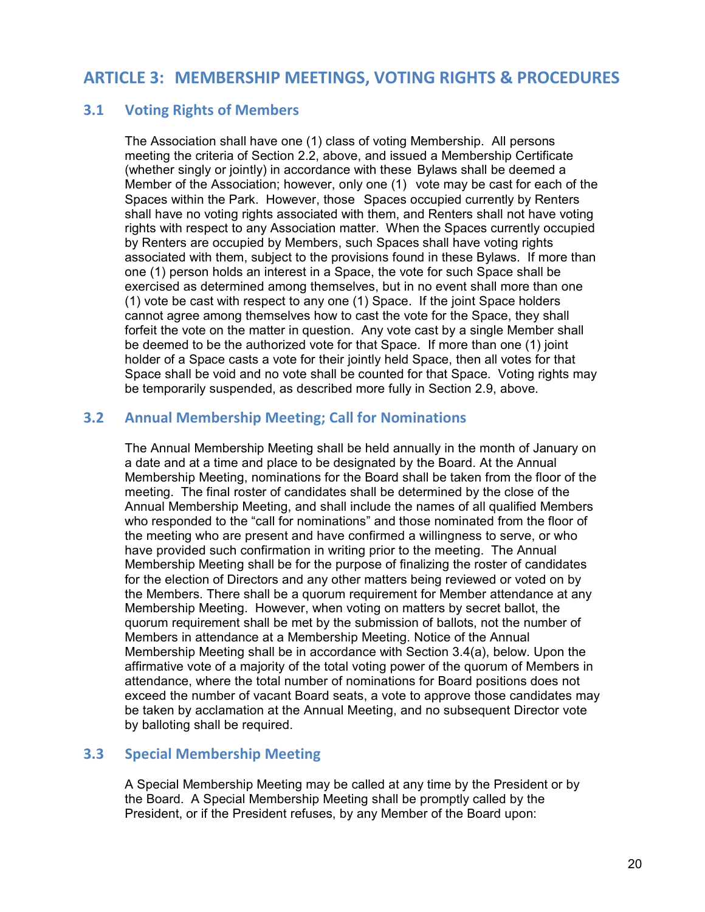## ARTICLE 3: MEMBERSHIP MEETINGS, VOTING RIGHTS & PROCEDURES

### 3.1 Voting Rights of Members

The Association shall have one (1) class of voting Membership. All persons meeting the criteria of Section 2.2, above, and issued a Membership Certificate (whether singly or jointly) in accordance with these Bylaws shall be deemed a Member of the Association; however, only one (1) vote may be cast for each of the Spaces within the Park. However, those Spaces occupied currently by Renters shall have no voting rights associated with them, and Renters shall not have voting rights with respect to any Association matter. When the Spaces currently occupied by Renters are occupied by Members, such Spaces shall have voting rights associated with them, subject to the provisions found in these Bylaws. If more than one (1) person holds an interest in a Space, the vote for such Space shall be exercised as determined among themselves, but in no event shall more than one (1) vote be cast with respect to any one (1) Space. If the joint Space holders cannot agree among themselves how to cast the vote for the Space, they shall forfeit the vote on the matter in question. Any vote cast by a single Member shall be deemed to be the authorized vote for that Space. If more than one (1) joint holder of a Space casts a vote for their jointly held Space, then all votes for that Space shall be void and no vote shall be counted for that Space. Voting rights may be temporarily suspended, as described more fully in Section 2.9, above.

### 3.2 Annual Membership Meeting; Call for Nominations

The Annual Membership Meeting shall be held annually in the month of January on a date and at a time and place to be designated by the Board. At the Annual Membership Meeting, nominations for the Board shall be taken from the floor of the meeting. The final roster of candidates shall be determined by the close of the Annual Membership Meeting, and shall include the names of all qualified Members who responded to the "call for nominations" and those nominated from the floor of the meeting who are present and have confirmed a willingness to serve, or who have provided such confirmation in writing prior to the meeting. The Annual Membership Meeting shall be for the purpose of finalizing the roster of candidates for the election of Directors and any other matters being reviewed or voted on by the Members. There shall be a quorum requirement for Member attendance at any Membership Meeting. However, when voting on matters by secret ballot, the quorum requirement shall be met by the submission of ballots, not the number of Members in attendance at a Membership Meeting. Notice of the Annual Membership Meeting shall be in accordance with Section 3.4(a), below. Upon the affirmative vote of a majority of the total voting power of the quorum of Members in attendance, where the total number of nominations for Board positions does not exceed the number of vacant Board seats, a vote to approve those candidates may be taken by acclamation at the Annual Meeting, and no subsequent Director vote by balloting shall be required.

### 3.3 Special Membership Meeting

A Special Membership Meeting may be called at any time by the President or by the Board. A Special Membership Meeting shall be promptly called by the President, or if the President refuses, by any Member of the Board upon: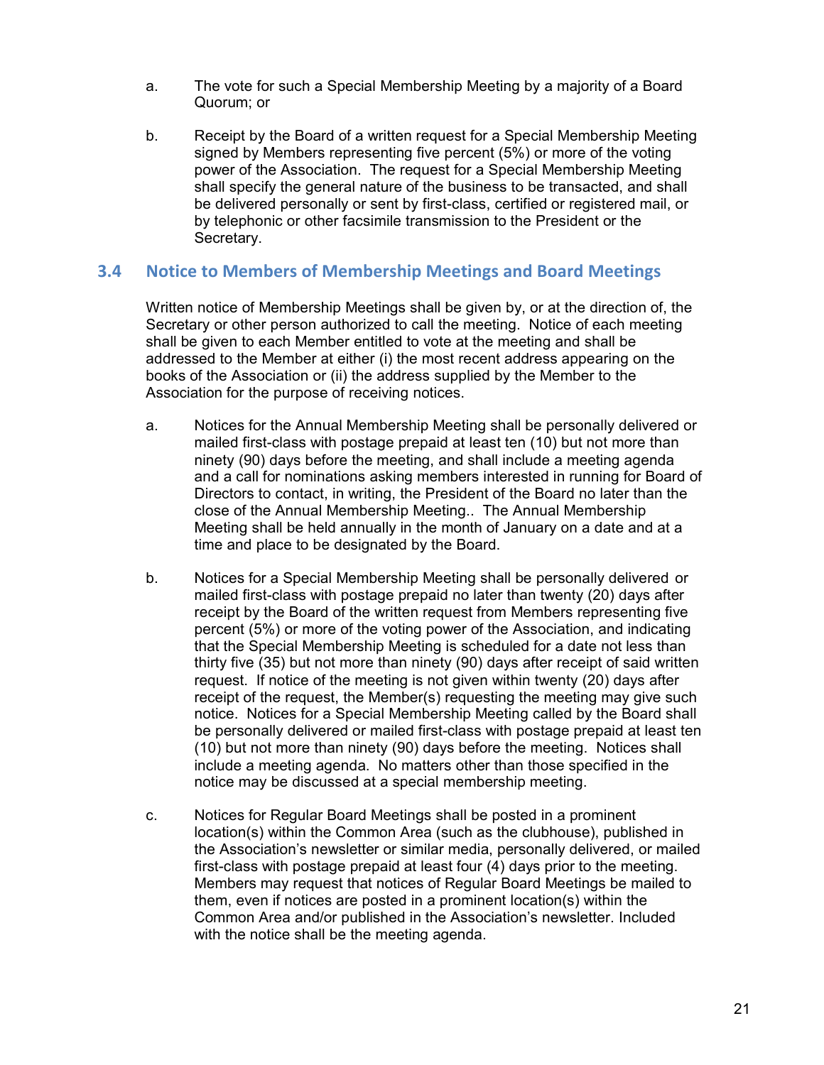a. The vote for such a Special Membership Meeting by a majority of a Board Quorum; or

b. Receipt by the Board of a written request for a Special Membership Meeting signed by Members representing five percent (5%) or more of the voting power of the Association. The request for a Special Membership Meeting shall specify the general nature of the business to be transacted, and shall be delivered personally or sent by first-class, certified or registered mail, or by telephonic or other facsimile transmission to the President or the Secretary.

## 3.4 Notice to Members of Membership Meetings and Board Meetings

Written notice of Membership Meetings shall be given by, or at the direction of, the Secretary or other person authorized to call the meeting. Notice of each meeting shall be given to each Member entitled to vote at the meeting and shall be addressed to the Member at either (i) the most recent address appearing on the books of the Association or (ii) the address supplied by the Member to the Association for the purpose of receiving notices.

a. Notices for the Annual Membership Meeting shall be personally delivered or mailed first-class with postage prepaid at least ten (10) but not more than ninety (90) days before the meeting, and shall include a meeting agenda and a call for nominations asking members interested in running for Board of Directors to contact, in writing, the President of the Board no later than the close of the Annual Membership Meeting.. The Annual Membership Meeting shall be held annually in the month of January on a date and at a time and place to be designated by the Board.

b. Notices for a Special Membership Meeting shall be personally delivered or mailed first-class with postage prepaid no later than twenty (20) days after receipt by the Board of the written request from Members representing five percent (5%) or more of the voting power of the Association, and indicating that the Special Membership Meeting is scheduled for a date not less than thirty five (35) but not more than ninety (90) days after receipt of said written request. If notice of the meeting is not given within twenty (20) days after receipt of the request, the Member(s) requesting the meeting may give such notice. Notices for a Special Membership Meeting called by the Board shall be personally delivered or mailed first-class with postage prepaid at least ten (10) but not more than ninety (90) days before the meeting. Notices shall include a meeting agenda. No matters other than those specified in the notice may be discussed at a special membership meeting.

c. Notices for Regular Board Meetings shall be posted in a prominent location(s) within the Common Area (such as the clubhouse), published in the Association's newsletter or similar media, personally delivered, or mailed first-class with postage prepaid at least four (4) days prior to the meeting. Members may request that notices of Regular Board Meetings be mailed to them, even if notices are posted in a prominent location(s) within the Common Area and/or published in the Association's newsletter. Included with the notice shall be the meeting agenda.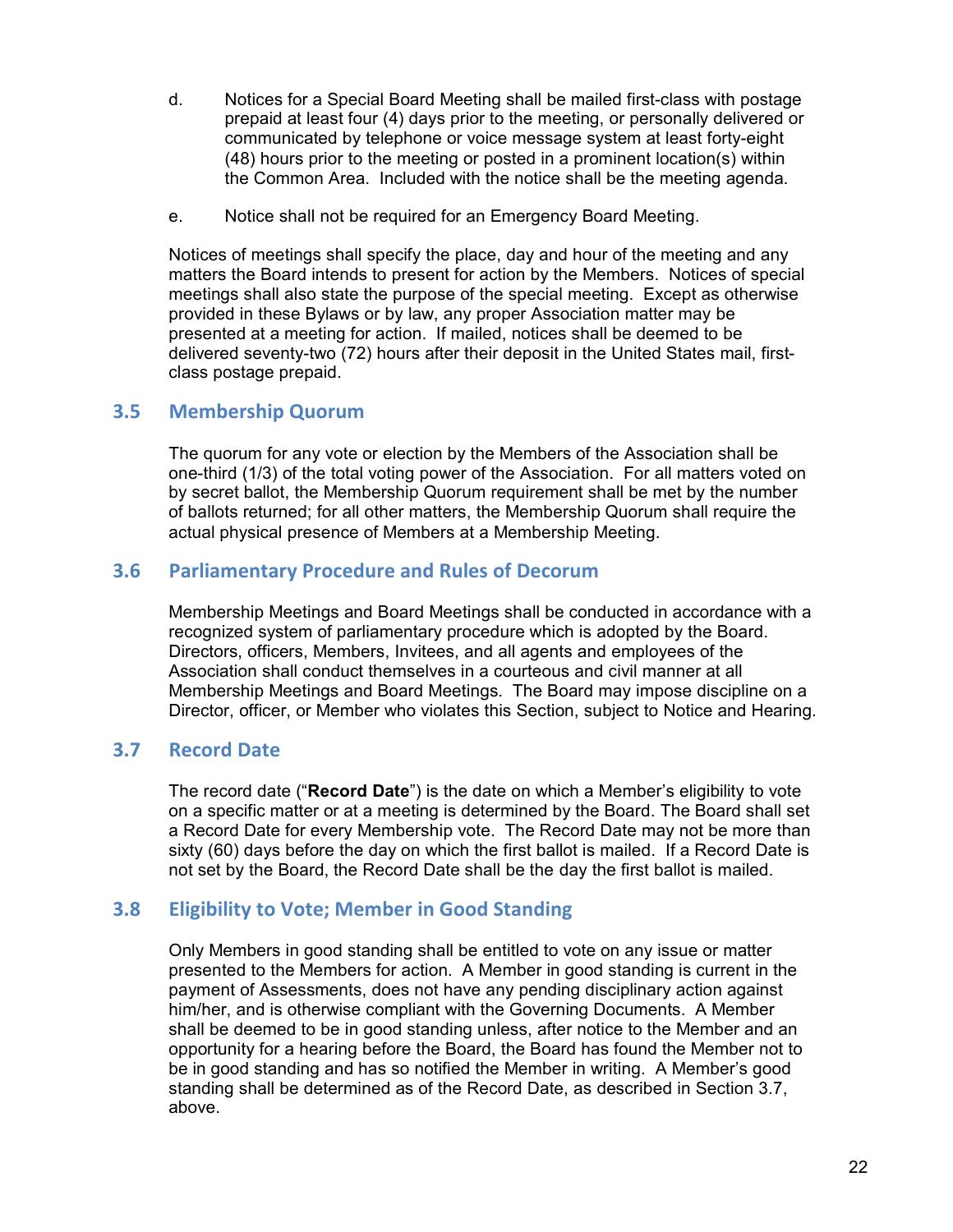d. Notices for a Special Board Meeting shall be mailed first-class with postage prepaid at least four (4) days prior to the meeting, or personally delivered or communicated by telephone or voice message system at least forty-eight (48) hours prior to the meeting or posted in a prominent location(s) within the Common Area. Included with the notice shall be the meeting agenda.

e. Notice shall not be required for an Emergency Board Meeting.

Notices of meetings shall specify the place, day and hour of the meeting and any matters the Board intends to present for action by the Members. Notices of special meetings shall also state the purpose of the special meeting. Except as otherwise provided in these Bylaws or by law, any proper Association matter may be presented at a meeting for action. If mailed, notices shall be deemed to be delivered seventy-two (72) hours after their deposit in the United States mail, first-class postage prepaid.

## 3.5 Membership Quorum

The quorum for any vote or election by the Members of the Association shall be one-third (1/3) of the total voting power of the Association. For all matters voted on by secret ballot, the Membership Quorum requirement shall be met by the number of ballots returned; for all other matters, the Membership Quorum shall require the actual physical presence of Members at a Membership Meeting.

## 3.6 Parliamentary Procedure and Rules of Decorum

Membership Meetings and Board Meetings shall be conducted in accordance with a recognized system of parliamentary procedure which is adopted by the Board. Directors, officers, Members, Invitees, and all agents and employees of the Association shall conduct themselves in a courteous and civil manner at all Membership Meetings and Board Meetings. The Board may impose discipline on a Director, officer, or Member who violates this Section, subject to Notice and Hearing.

## 3.7 Record Date

The record date ("**Record Date**") is the date on which a Member's eligibility to vote on a specific matter or at a meeting is determined by the Board. The Board shall set a Record Date for every Membership vote. The Record Date may not be more than sixty (60) days before the day on which the first ballot is mailed. If a Record Date is not set by the Board, the Record Date shall be the day the first ballot is mailed.

## 3.8 Eligibility to Vote; Member in Good Standing

Only Members in good standing shall be entitled to vote on any issue or matter presented to the Members for action. A Member in good standing is current in the payment of Assessments, does not have any pending disciplinary action against him/her, and is otherwise compliant with the Governing Documents. A Member shall be deemed to be in good standing unless, after notice to the Member and an opportunity for a hearing before the Board, the Board has found the Member not to be in good standing and has so notified the Member in writing. A Member's good standing shall be determined as of the Record Date, as described in Section 3.7, above.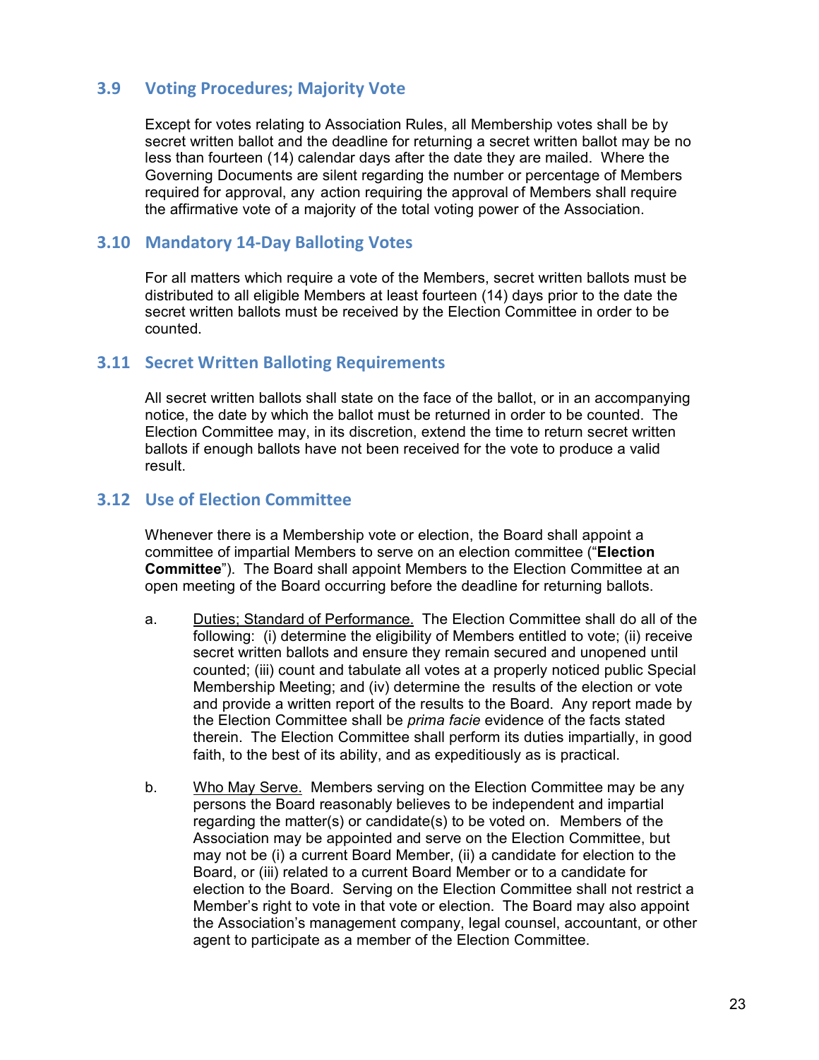## 3.9 Voting Procedures; Majority Vote

Except for votes relating to Association Rules, all Membership votes shall be by secret written ballot and the deadline for returning a secret written ballot may be no less than fourteen (14) calendar days after the date they are mailed. Where the Governing Documents are silent regarding the number or percentage of Members required for approval, any action requiring the approval of Members shall require the affirmative vote of a majority of the total voting power of the Association.

## 3.10 Mandatory 14-Day Balloting Votes

For all matters which require a vote of the Members, secret written ballots must be distributed to all eligible Members at least fourteen (14) days prior to the date the secret written ballots must be received by the Election Committee in order to be counted.

## 3.11 Secret Written Balloting Requirements

All secret written ballots shall state on the face of the ballot, or in an accompanying notice, the date by which the ballot must be returned in order to be counted. The Election Committee may, in its discretion, extend the time to return secret written ballots if enough ballots have not been received for the vote to produce a valid result.

## 3.12 Use of Election Committee

Whenever there is a Membership vote or election, the Board shall appoint a committee of impartial Members to serve on an election committee ("**Election Committee**"). The Board shall appoint Members to the Election Committee at an open meeting of the Board occurring before the deadline for returning ballots.

a. Duties; Standard of Performance. The Election Committee shall do all of the following: (i) determine the eligibility of Members entitled to vote; (ii) receive secret written ballots and ensure they remain secured and unopened until counted; (iii) count and tabulate all votes at a properly noticed public Special Membership Meeting; and (iv) determine the results of the election or vote and provide a written report of the results to the Board. Any report made by the Election Committee shall be *prima facie* evidence of the facts stated therein. The Election Committee shall perform its duties impartially, in good faith, to the best of its ability, and as expeditiously as is practical.

b. Who May Serve. Members serving on the Election Committee may be any persons the Board reasonably believes to be independent and impartial regarding the matter(s) or candidate(s) to be voted on. Members of the Association may be appointed and serve on the Election Committee, but may not be (i) a current Board Member, (ii) a candidate for election to the Board, or (iii) related to a current Board Member or to a candidate for election to the Board. Serving on the Election Committee shall not restrict a Member's right to vote in that vote or election. The Board may also appoint the Association's management company, legal counsel, accountant, or other agent to participate as a member of the Election Committee.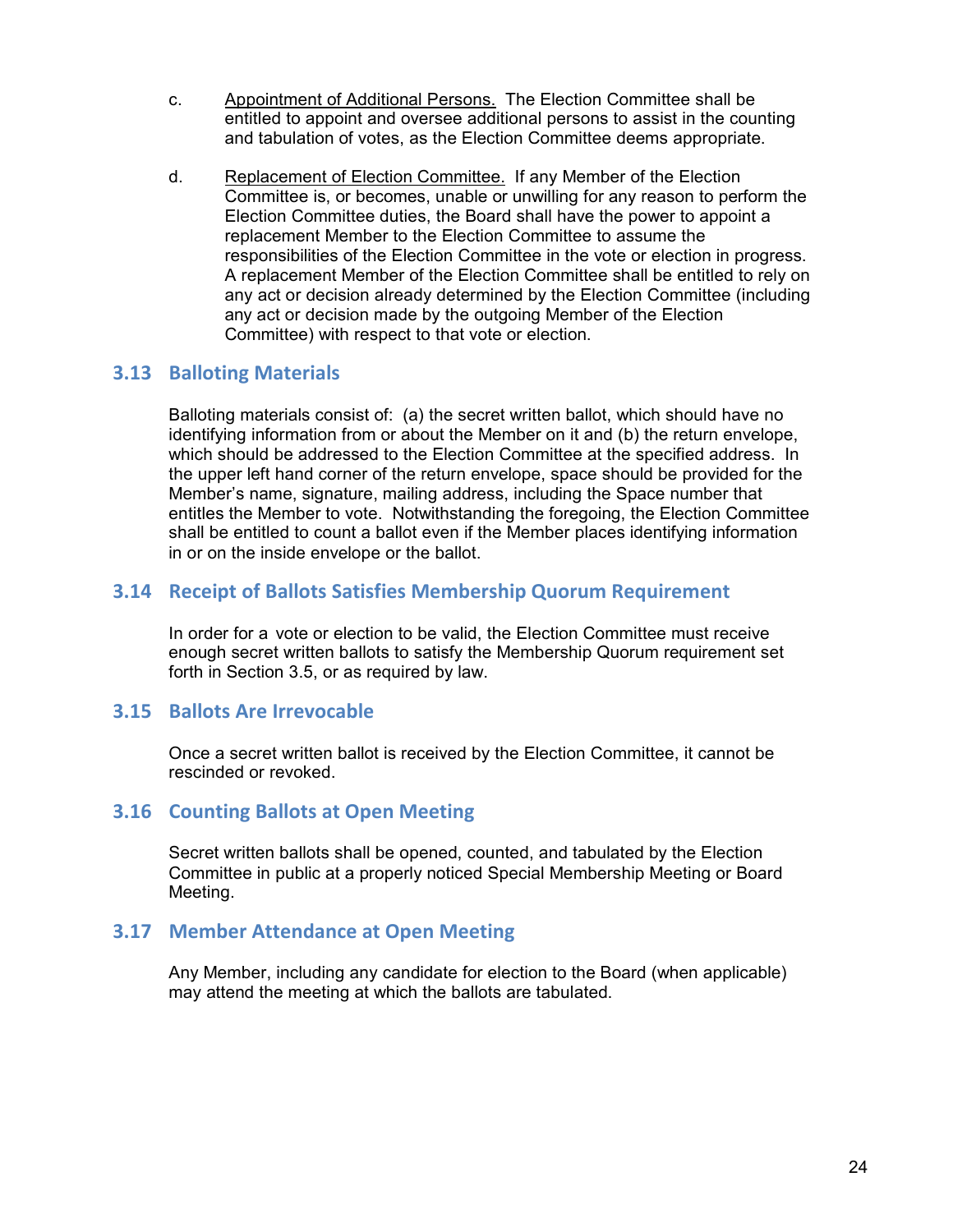c. Appointment of Additional Persons. The Election Committee shall be entitled to appoint and oversee additional persons to assist in the counting and tabulation of votes, as the Election Committee deems appropriate.

d. Replacement of Election Committee. If any Member of the Election Committee is, or becomes, unable or unwilling for any reason to perform the Election Committee duties, the Board shall have the power to appoint a replacement Member to the Election Committee to assume the responsibilities of the Election Committee in the vote or election in progress. A replacement Member of the Election Committee shall be entitled to rely on any act or decision already determined by the Election Committee (including any act or decision made by the outgoing Member of the Election Committee) with respect to that vote or election.

### 3.13 Balloting Materials

Balloting materials consist of: (a) the secret written ballot, which should have no identifying information from or about the Member on it and (b) the return envelope, which should be addressed to the Election Committee at the specified address. In the upper left hand corner of the return envelope, space should be provided for the Member's name, signature, mailing address, including the Space number that entitles the Member to vote. Notwithstanding the foregoing, the Election Committee shall be entitled to count a ballot even if the Member places identifying information in or on the inside envelope or the ballot.

### 3.14 Receipt of Ballots Satisfies Membership Quorum Requirement

In order for a vote or election to be valid, the Election Committee must receive enough secret written ballots to satisfy the Membership Quorum requirement set forth in Section 3.5, or as required by law.

### 3.15 Ballots Are Irrevocable

Once a secret written ballot is received by the Election Committee, it cannot be rescinded or revoked.

### 3.16 Counting Ballots at Open Meeting

Secret written ballots shall be opened, counted, and tabulated by the Election Committee in public at a properly noticed Special Membership Meeting or Board Meeting.

### 3.17 Member Attendance at Open Meeting

Any Member, including any candidate for election to the Board (when applicable) may attend the meeting at which the ballots are tabulated.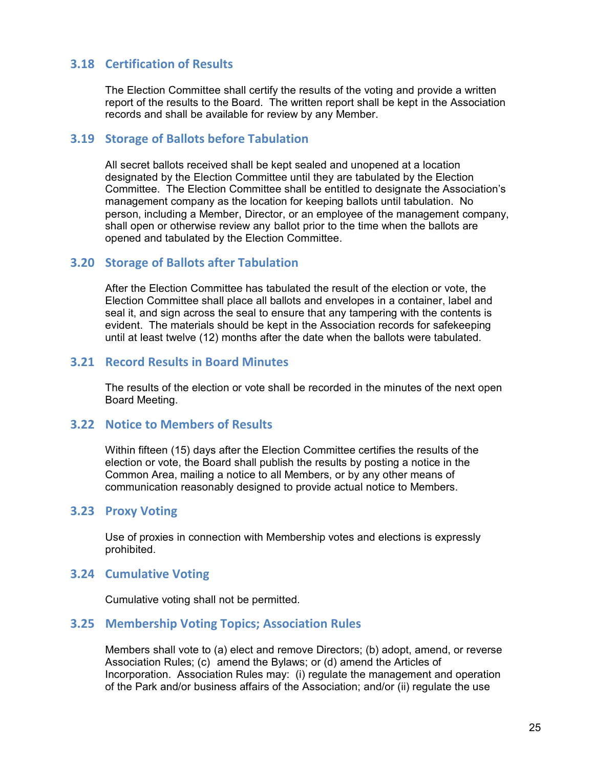### 3.18 Certification of Results

The Election Committee shall certify the results of the voting and provide a written report of the results to the Board. The written report shall be kept in the Association records and shall be available for review by any Member.

### 3.19 Storage of Ballots before Tabulation

All secret ballots received shall be kept sealed and unopened at a location designated by the Election Committee until they are tabulated by the Election Committee. The Election Committee shall be entitled to designate the Association's management company as the location for keeping ballots until tabulation. No person, including a Member, Director, or an employee of the management company, shall open or otherwise review any ballot prior to the time when the ballots are opened and tabulated by the Election Committee.

### 3.20 Storage of Ballots after Tabulation

After the Election Committee has tabulated the result of the election or vote, the Election Committee shall place all ballots and envelopes in a container, label and seal it, and sign across the seal to ensure that any tampering with the contents is evident. The materials should be kept in the Association records for safekeeping until at least twelve (12) months after the date when the ballots were tabulated.

### 3.21 Record Results in Board Minutes

The results of the election or vote shall be recorded in the minutes of the next open Board Meeting.

### 3.22 Notice to Members of Results

Within fifteen (15) days after the Election Committee certifies the results of the election or vote, the Board shall publish the results by posting a notice in the Common Area, mailing a notice to all Members, or by any other means of communication reasonably designed to provide actual notice to Members.

### 3.23 Proxy Voting

Use of proxies in connection with Membership votes and elections is expressly prohibited.

### 3.24 Cumulative Voting

Cumulative voting shall not be permitted.

### 3.25 Membership Voting Topics; Association Rules

Members shall vote to (a) elect and remove Directors; (b) adopt, amend, or reverse Association Rules; (c) amend the Bylaws; or (d) amend the Articles of Incorporation. Association Rules may: (i) regulate the management and operation of the Park and/or business affairs of the Association; and/or (ii) regulate the use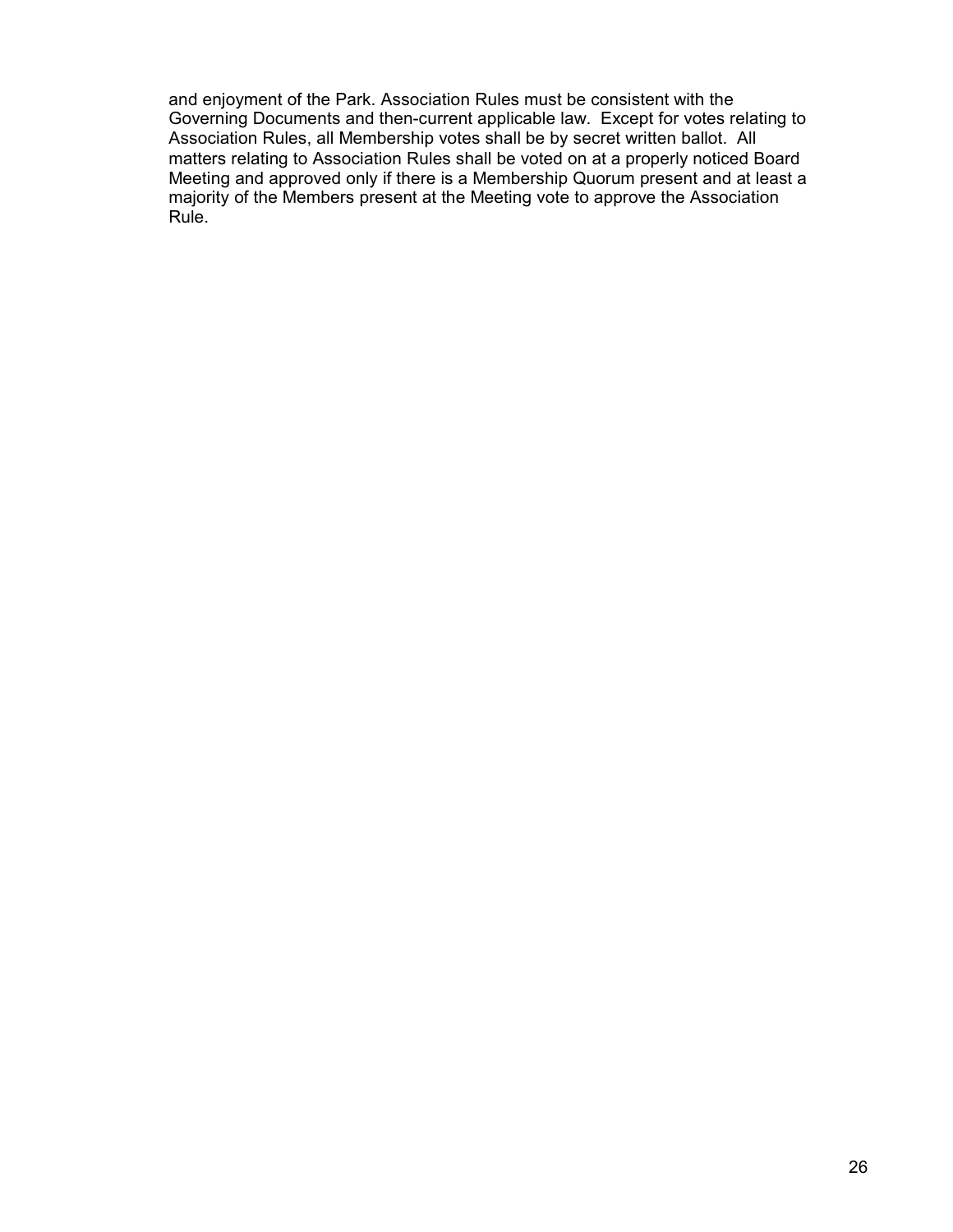and enjoyment of the Park. Association Rules must be consistent with the Governing Documents and then-current applicable law. Except for votes relating to Association Rules, all Membership votes shall be by secret written ballot. All matters relating to Association Rules shall be voted on at a properly noticed Board Meeting and approved only if there is a Membership Quorum present and at least a majority of the Members present at the Meeting vote to approve the Association Rule.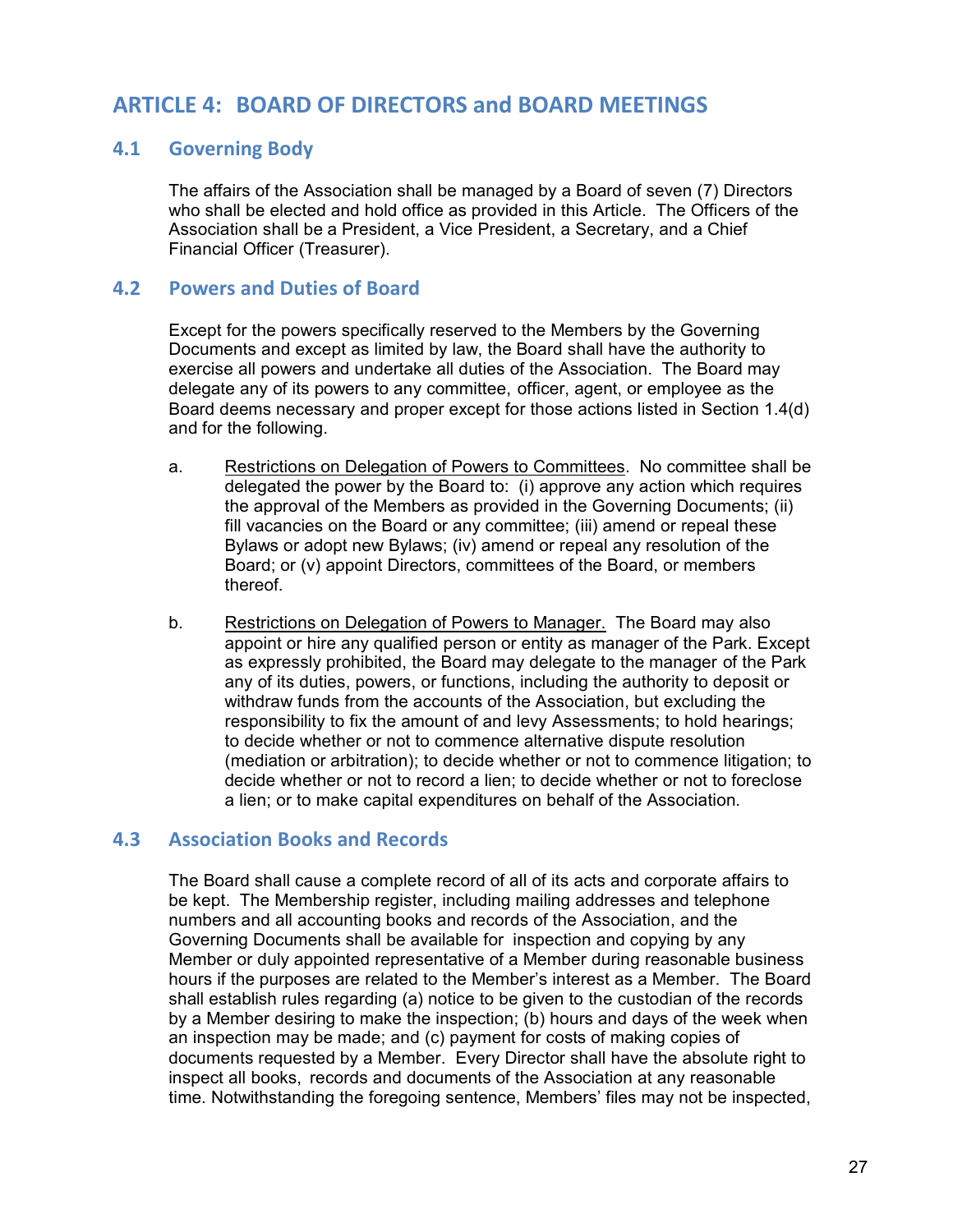# ARTICLE 4: BOARD OF DIRECTORS and BOARD MEETINGS

## 4.1 Governing Body

The affairs of the Association shall be managed by a Board of seven (7) Directors who shall be elected and hold office as provided in this Article. The Officers of the Association shall be a President, a Vice President, a Secretary, and a Chief Financial Officer (Treasurer).

## 4.2 Powers and Duties of Board

Except for the powers specifically reserved to the Members by the Governing Documents and except as limited by law, the Board shall have the authority to exercise all powers and undertake all duties of the Association. The Board may delegate any of its powers to any committee, officer, agent, or employee as the Board deems necessary and proper except for those actions listed in Section 1.4(d) and for the following.

a. <u>Restrictions on Delegation of Powers to Committees</u>. No committee shall be delegated the power by the Board to: (i) approve any action which requires the approval of the Members as provided in the Governing Documents; (ii) fill vacancies on the Board or any committee; (iii) amend or repeal these Bylaws or adopt new Bylaws; (iv) amend or repeal any resolution of the Board; or (v) appoint Directors, committees of the Board, or members thereof.

b. <u>Restrictions on Delegation of Powers to Manager.</u> The Board may also appoint or hire any qualified person or entity as manager of the Park. Except as expressly prohibited, the Board may delegate to the manager of the Park any of its duties, powers, or functions, including the authority to deposit or withdraw funds from the accounts of the Association, but excluding the responsibility to fix the amount of and levy Assessments; to hold hearings; to decide whether or not to commence alternative dispute resolution (mediation or arbitration); to decide whether or not to commence litigation; to decide whether or not to record a lien; to decide whether or not to foreclose a lien; or to make capital expenditures on behalf of the Association.

## 4.3 Association Books and Records

The Board shall cause a complete record of all of its acts and corporate affairs to be kept. The Membership register, including mailing addresses and telephone numbers and all accounting books and records of the Association, and the Governing Documents shall be available for inspection and copying by any Member or duly appointed representative of a Member during reasonable business hours if the purposes are related to the Member's interest as a Member. The Board shall establish rules regarding (a) notice to be given to the custodian of the records by a Member desiring to make the inspection; (b) hours and days of the week when an inspection may be made; and (c) payment for costs of making copies of documents requested by a Member. Every Director shall have the absolute right to inspect all books, records and documents of the Association at any reasonable time. Notwithstanding the foregoing sentence, Members' files may not be inspected,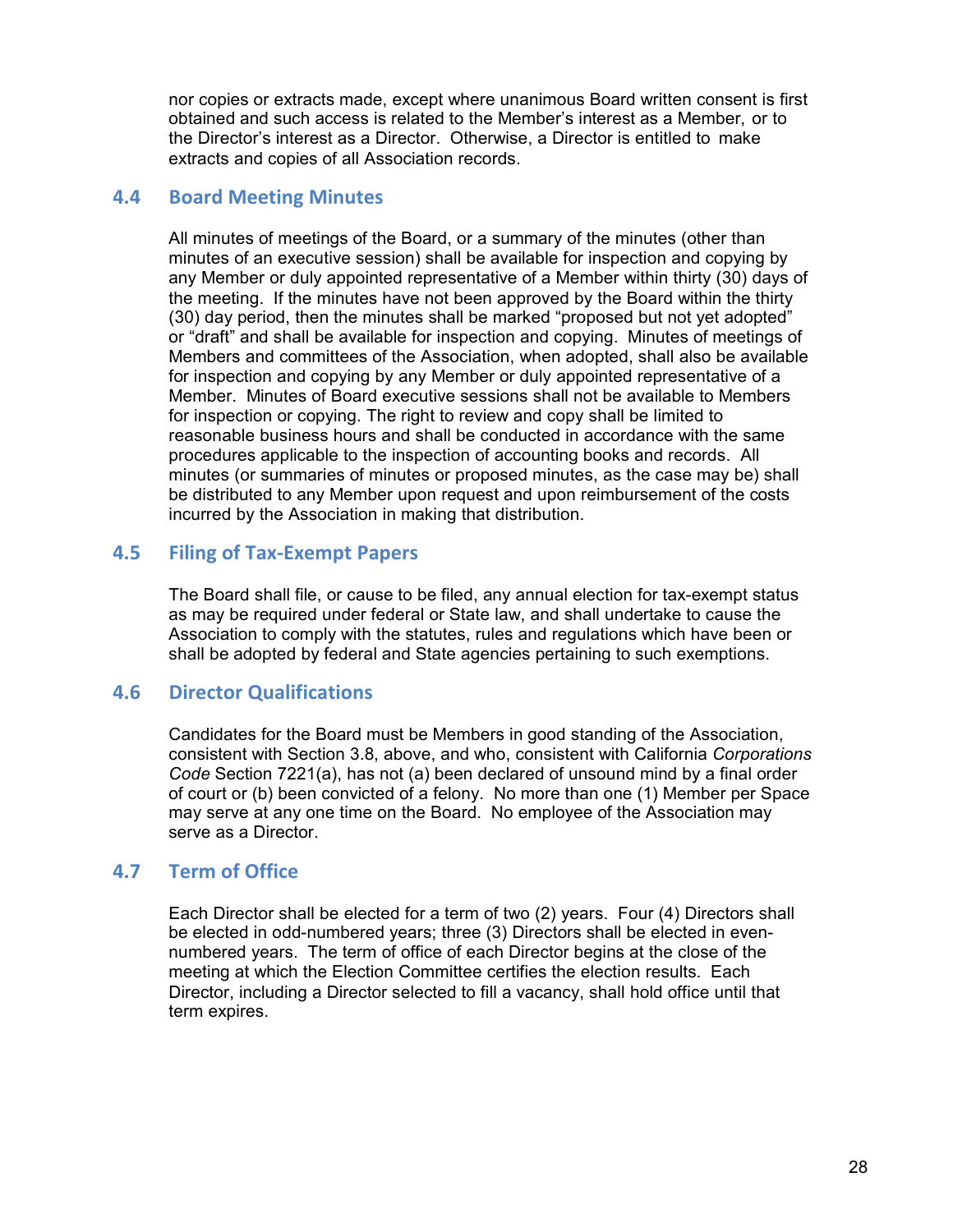nor copies or extracts made, except where unanimous Board written consent is first obtained and such access is related to the Member's interest as a Member, or to the Director's interest as a Director. Otherwise, a Director is entitled to make extracts and copies of all Association records.

## 4.4 Board Meeting Minutes

All minutes of meetings of the Board, or a summary of the minutes (other than minutes of an executive session) shall be available for inspection and copying by any Member or duly appointed representative of a Member within thirty (30) days of the meeting. If the minutes have not been approved by the Board within the thirty (30) day period, then the minutes shall be marked "proposed but not yet adopted" or "draft" and shall be available for inspection and copying. Minutes of meetings of Members and committees of the Association, when adopted, shall also be available for inspection and copying by any Member or duly appointed representative of a Member. Minutes of Board executive sessions shall not be available to Members for inspection or copying. The right to review and copy shall be limited to reasonable business hours and shall be conducted in accordance with the same procedures applicable to the inspection of accounting books and records. All minutes (or summaries of minutes or proposed minutes, as the case may be) shall be distributed to any Member upon request and upon reimbursement of the costs incurred by the Association in making that distribution.

## 4.5 Filing of Tax-Exempt Papers

The Board shall file, or cause to be filed, any annual election for tax-exempt status as may be required under federal or State law, and shall undertake to cause the Association to comply with the statutes, rules and regulations which have been or shall be adopted by federal and State agencies pertaining to such exemptions.

## 4.6 Director Qualifications

Candidates for the Board must be Members in good standing of the Association, consistent with Section 3.8, above, and who, consistent with California *Corporations Code* Section 7221(a), has not (a) been declared of unsound mind by a final order of court or (b) been convicted of a felony. No more than one (1) Member per Space may serve at any one time on the Board. No employee of the Association may serve as a Director.

## 4.7 Term of Office

Each Director shall be elected for a term of two (2) years. Four (4) Directors shall be elected in odd-numbered years; three (3) Directors shall be elected in even-numbered years. The term of office of each Director begins at the close of the meeting at which the Election Committee certifies the election results. Each Director, including a Director selected to fill a vacancy, shall hold office until that term expires.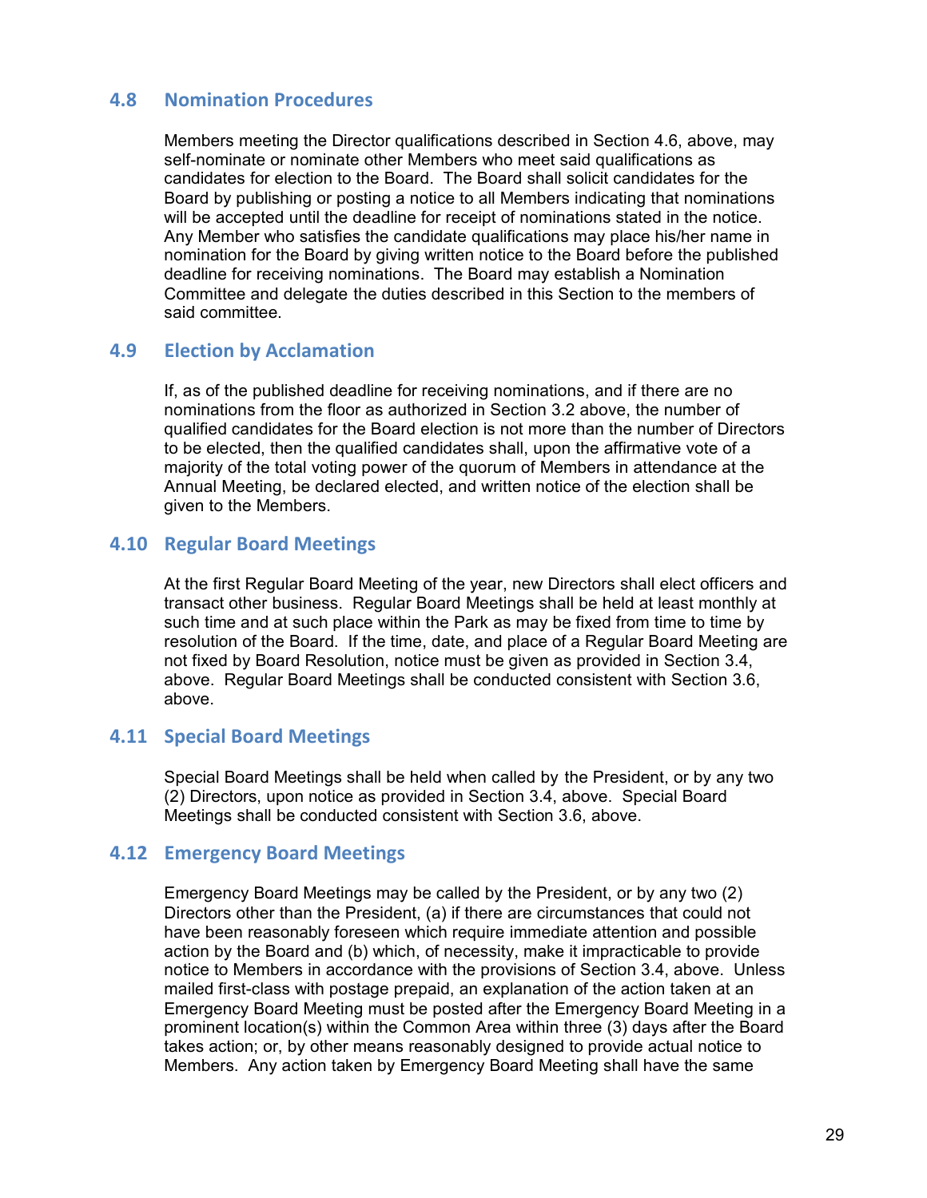## 4.8 Nomination Procedures

Members meeting the Director qualifications described in Section 4.6, above, may self-nominate or nominate other Members who meet said qualifications as candidates for election to the Board. The Board shall solicit candidates for the Board by publishing or posting a notice to all Members indicating that nominations will be accepted until the deadline for receipt of nominations stated in the notice. Any Member who satisfies the candidate qualifications may place his/her name in nomination for the Board by giving written notice to the Board before the published deadline for receiving nominations. The Board may establish a Nomination Committee and delegate the duties described in this Section to the members of said committee.

## 4.9 Election by Acclamation

If, as of the published deadline for receiving nominations, and if there are no nominations from the floor as authorized in Section 3.2 above, the number of qualified candidates for the Board election is not more than the number of Directors to be elected, then the qualified candidates shall, upon the affirmative vote of a majority of the total voting power of the quorum of Members in attendance at the Annual Meeting, be declared elected, and written notice of the election shall be given to the Members.

## 4.10 Regular Board Meetings

At the first Regular Board Meeting of the year, new Directors shall elect officers and transact other business. Regular Board Meetings shall be held at least monthly at such time and at such place within the Park as may be fixed from time to time by resolution of the Board. If the time, date, and place of a Regular Board Meeting are not fixed by Board Resolution, notice must be given as provided in Section 3.4, above. Regular Board Meetings shall be conducted consistent with Section 3.6, above.

## 4.11 Special Board Meetings

Special Board Meetings shall be held when called by the President, or by any two (2) Directors, upon notice as provided in Section 3.4, above. Special Board Meetings shall be conducted consistent with Section 3.6, above.

## 4.12 Emergency Board Meetings

Emergency Board Meetings may be called by the President, or by any two (2) Directors other than the President, (a) if there are circumstances that could not have been reasonably foreseen which require immediate attention and possible action by the Board and (b) which, of necessity, make it impracticable to provide notice to Members in accordance with the provisions of Section 3.4, above. Unless mailed first-class with postage prepaid, an explanation of the action taken at an Emergency Board Meeting must be posted after the Emergency Board Meeting in a prominent location(s) within the Common Area within three (3) days after the Board takes action; or, by other means reasonably designed to provide actual notice to Members. Any action taken by Emergency Board Meeting shall have the same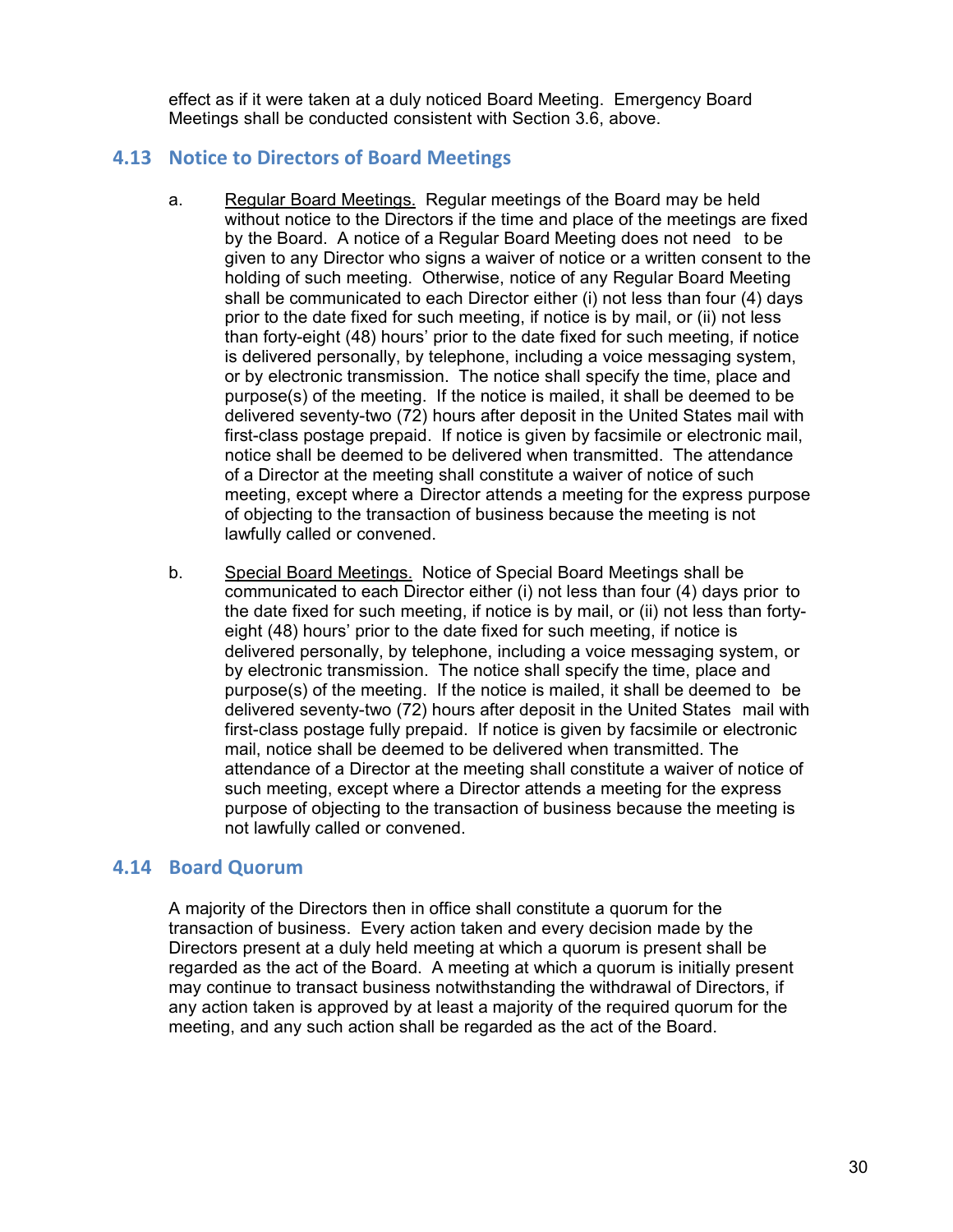effect as if it were taken at a duly noticed Board Meeting. Emergency Board Meetings shall be conducted consistent with Section 3.6, above.

## 4.13 Notice to Directors of Board Meetings

a. Regular Board Meetings. Regular meetings of the Board may be held without notice to the Directors if the time and place of the meetings are fixed by the Board. A notice of a Regular Board Meeting does not need to be given to any Director who signs a waiver of notice or a written consent to the holding of such meeting. Otherwise, notice of any Regular Board Meeting shall be communicated to each Director either (i) not less than four (4) days prior to the date fixed for such meeting, if notice is by mail, or (ii) not less than forty-eight (48) hours' prior to the date fixed for such meeting, if notice is delivered personally, by telephone, including a voice messaging system, or by electronic transmission. The notice shall specify the time, place and purpose(s) of the meeting. If the notice is mailed, it shall be deemed to be delivered seventy-two (72) hours after deposit in the United States mail with first-class postage prepaid. If notice is given by facsimile or electronic mail, notice shall be deemed to be delivered when transmitted. The attendance of a Director at the meeting shall constitute a waiver of notice of such meeting, except where a Director attends a meeting for the express purpose of objecting to the transaction of business because the meeting is not lawfully called or convened.

b. Special Board Meetings. Notice of Special Board Meetings shall be communicated to each Director either (i) not less than four (4) days prior to the date fixed for such meeting, if notice is by mail, or (ii) not less than forty-eight (48) hours' prior to the date fixed for such meeting, if notice is delivered personally, by telephone, including a voice messaging system, or by electronic transmission. The notice shall specify the time, place and purpose(s) of the meeting. If the notice is mailed, it shall be deemed to be delivered seventy-two (72) hours after deposit in the United States mail with first-class postage fully prepaid. If notice is given by facsimile or electronic mail, notice shall be deemed to be delivered when transmitted. The attendance of a Director at the meeting shall constitute a waiver of notice of such meeting, except where a Director attends a meeting for the express purpose of objecting to the transaction of business because the meeting is not lawfully called or convened.

## 4.14 Board Quorum

A majority of the Directors then in office shall constitute a quorum for the transaction of business. Every action taken and every decision made by the Directors present at a duly held meeting at which a quorum is present shall be regarded as the act of the Board. A meeting at which a quorum is initially present may continue to transact business notwithstanding the withdrawal of Directors, if any action taken is approved by at least a majority of the required quorum for the meeting, and any such action shall be regarded as the act of the Board.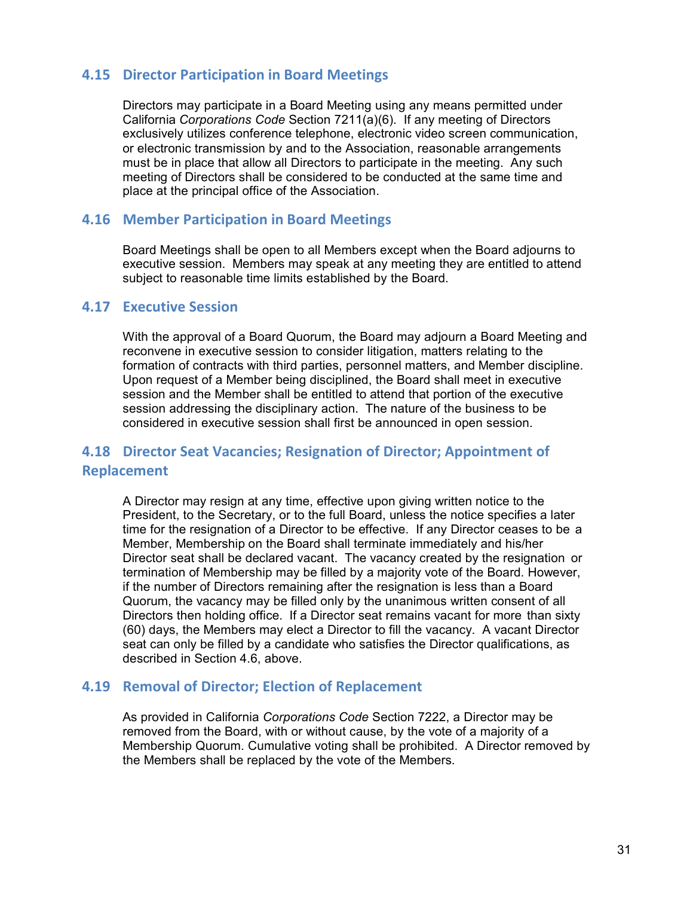## 4.15 Director Participation in Board Meetings

Directors may participate in a Board Meeting using any means permitted under California *Corporations Code* Section 7211(a)(6). If any meeting of Directors exclusively utilizes conference telephone, electronic video screen communication, or electronic transmission by and to the Association, reasonable arrangements must be in place that allow all Directors to participate in the meeting. Any such meeting of Directors shall be considered to be conducted at the same time and place at the principal office of the Association.

## 4.16 Member Participation in Board Meetings

Board Meetings shall be open to all Members except when the Board adjourns to executive session. Members may speak at any meeting they are entitled to attend subject to reasonable time limits established by the Board.

## 4.17 Executive Session

With the approval of a Board Quorum, the Board may adjourn a Board Meeting and reconvene in executive session to consider litigation, matters relating to the formation of contracts with third parties, personnel matters, and Member discipline. Upon request of a Member being disciplined, the Board shall meet in executive session and the Member shall be entitled to attend that portion of the executive session addressing the disciplinary action. The nature of the business to be considered in executive session shall first be announced in open session.

## 4.18 Director Seat Vacancies; Resignation of Director; Appointment of Replacement

A Director may resign at any time, effective upon giving written notice to the President, to the Secretary, or to the full Board, unless the notice specifies a later time for the resignation of a Director to be effective. If any Director ceases to be a Member, Membership on the Board shall terminate immediately and his/her Director seat shall be declared vacant. The vacancy created by the resignation or termination of Membership may be filled by a majority vote of the Board. However, if the number of Directors remaining after the resignation is less than a Board Quorum, the vacancy may be filled only by the unanimous written consent of all Directors then holding office. If a Director seat remains vacant for more than sixty (60) days, the Members may elect a Director to fill the vacancy. A vacant Director seat can only be filled by a candidate who satisfies the Director qualifications, as described in Section 4.6, above.

## 4.19 Removal of Director; Election of Replacement

As provided in California *Corporations Code* Section 7222, a Director may be removed from the Board, with or without cause, by the vote of a majority of a Membership Quorum. Cumulative voting shall be prohibited. A Director removed by the Members shall be replaced by the vote of the Members.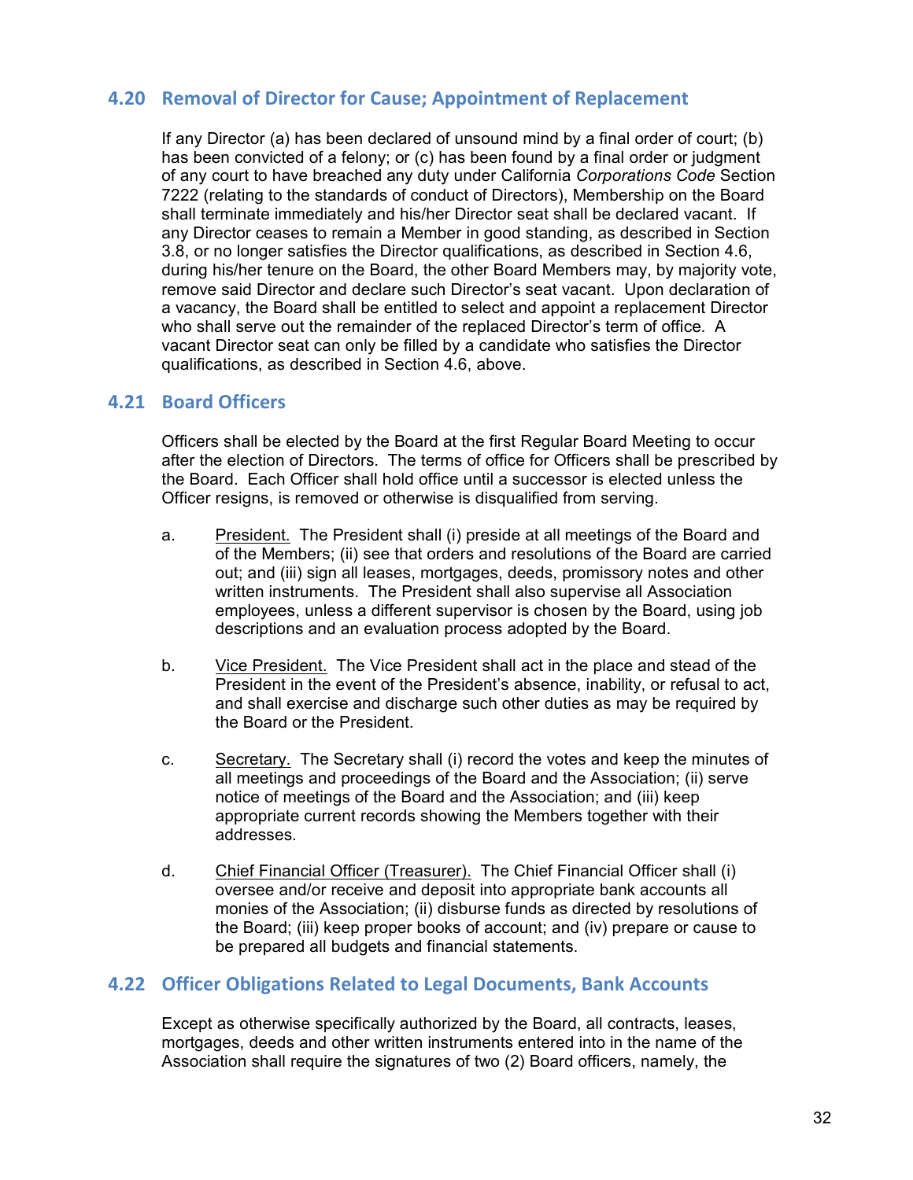## 4.20 Removal of Director for Cause; Appointment of Replacement

If any Director (a) has been declared of unsound mind by a final order of court; (b) has been convicted of a felony; or (c) has been found by a final order or judgment of any court to have breached any duty under California *Corporations Code* Section 7222 (relating to the standards of conduct of Directors), Membership on the Board shall terminate immediately and his/her Director seat shall be declared vacant. If any Director ceases to remain a Member in good standing, as described in Section 3.8, or no longer satisfies the Director qualifications, as described in Section 4.6, during his/her tenure on the Board, the other Board Members may, by majority vote, remove said Director and declare such Director's seat vacant. Upon declaration of a vacancy, the Board shall be entitled to select and appoint a replacement Director who shall serve out the remainder of the replaced Director's term of office. A vacant Director seat can only be filled by a candidate who satisfies the Director qualifications, as described in Section 4.6, above.

## 4.21 Board Officers

Officers shall be elected by the Board at the first Regular Board Meeting to occur after the election of Directors. The terms of office for Officers shall be prescribed by the Board. Each Officer shall hold office until a successor is elected unless the Officer resigns, is removed or otherwise is disqualified from serving.

a. President. The President shall (i) preside at all meetings of the Board and of the Members; (ii) see that orders and resolutions of the Board are carried out; and (iii) sign all leases, mortgages, deeds, promissory notes and other written instruments. The President shall also supervise all Association employees, unless a different supervisor is chosen by the Board, using job descriptions and an evaluation process adopted by the Board.

b. Vice President. The Vice President shall act in the place and stead of the President in the event of the President's absence, inability, or refusal to act, and shall exercise and discharge such other duties as may be required by the Board or the President.

c. Secretary. The Secretary shall (i) record the votes and keep the minutes of all meetings and proceedings of the Board and the Association; (ii) serve notice of meetings of the Board and the Association; and (iii) keep appropriate current records showing the Members together with their addresses.

d. Chief Financial Officer (Treasurer). The Chief Financial Officer shall (i) oversee and/or receive and deposit into appropriate bank accounts all monies of the Association; (ii) disburse funds as directed by resolutions of the Board; (iii) keep proper books of account; and (iv) prepare or cause to be prepared all budgets and financial statements.

## 4.22 Officer Obligations Related to Legal Documents, Bank Accounts

Except as otherwise specifically authorized by the Board, all contracts, leases, mortgages, deeds and other written instruments entered into in the name of the Association shall require the signatures of two (2) Board officers, namely, the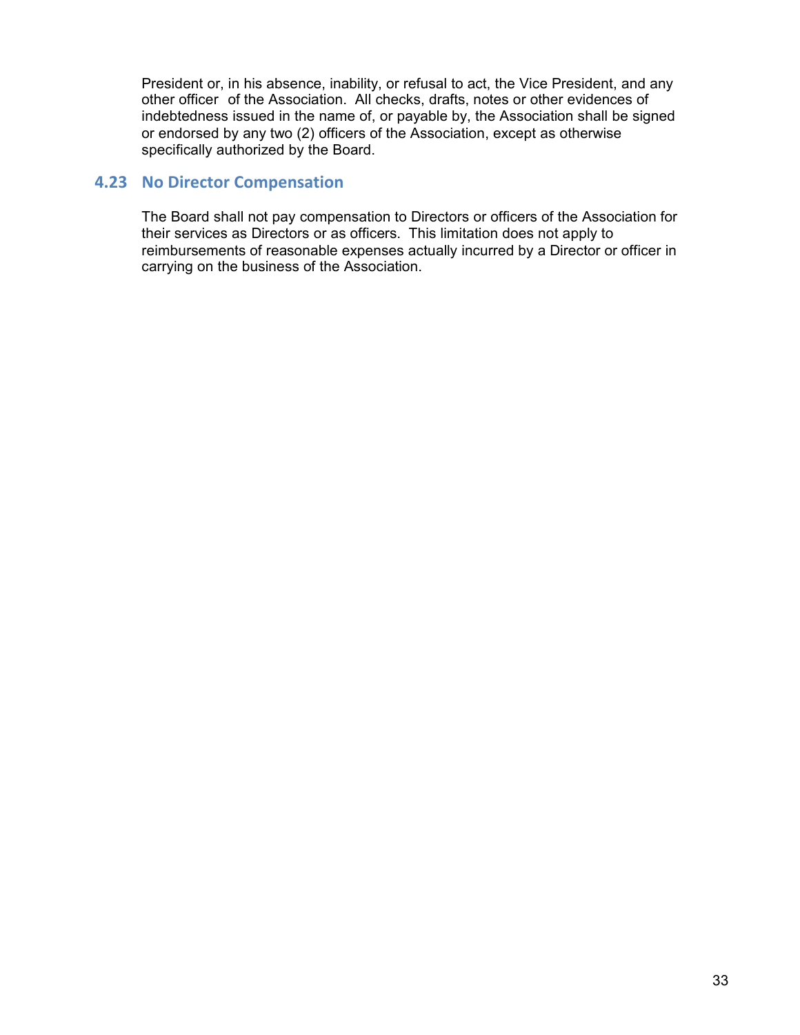President or, in his absence, inability, or refusal to act, the Vice President, and any other officer of the Association. All checks, drafts, notes or other evidences of indebtedness issued in the name of, or payable by, the Association shall be signed or endorsed by any two (2) officers of the Association, except as otherwise specifically authorized by the Board.

## 4.23 No Director Compensation

The Board shall not pay compensation to Directors or officers of the Association for their services as Directors or as officers. This limitation does not apply to reimbursements of reasonable expenses actually incurred by a Director or officer in carrying on the business of the Association.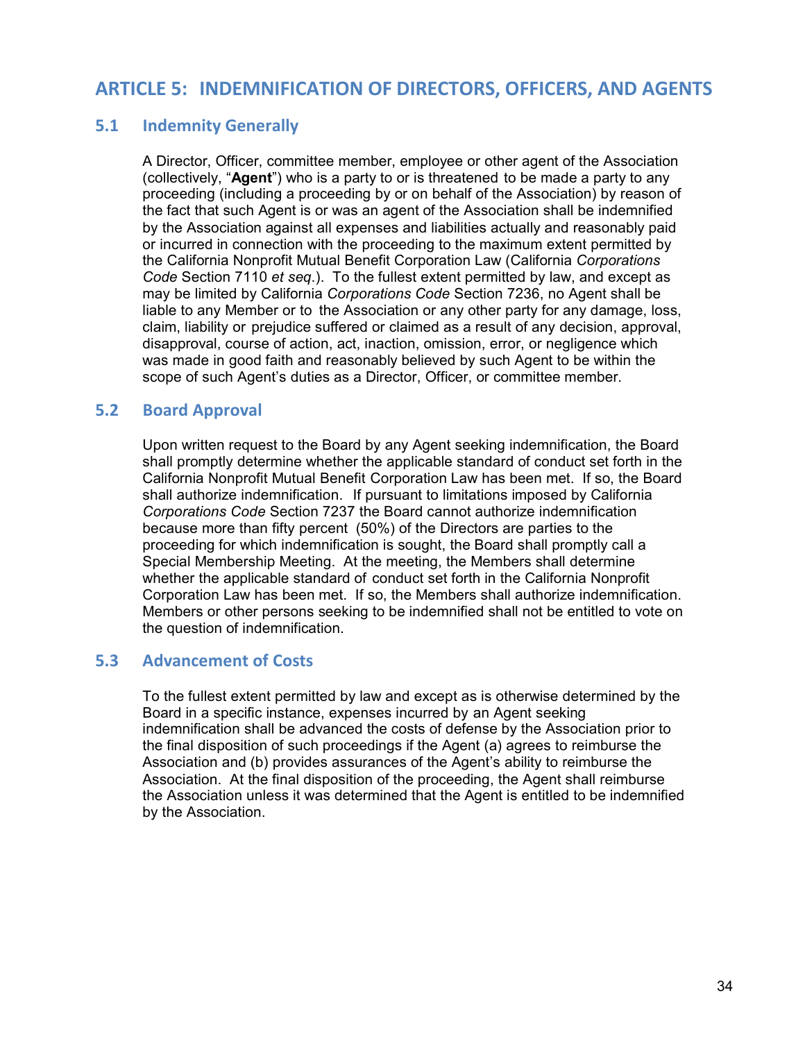# ARTICLE 5: INDEMNIFICATION OF DIRECTORS, OFFICERS, AND AGENTS

## 5.1 Indemnity Generally

A Director, Officer, committee member, employee or other agent of the Association (collectively, "**Agent**") who is a party to or is threatened to be made a party to any proceeding (including a proceeding by or on behalf of the Association) by reason of the fact that such Agent is or was an agent of the Association shall be indemnified by the Association against all expenses and liabilities actually and reasonably paid or incurred in connection with the proceeding to the maximum extent permitted by the California Nonprofit Mutual Benefit Corporation Law (California *Corporations Code* Section 7110 *et seq*.). To the fullest extent permitted by law, and except as may be limited by California *Corporations Code* Section 7236, no Agent shall be liable to any Member or to the Association or any other party for any damage, loss, claim, liability or prejudice suffered or claimed as a result of any decision, approval, disapproval, course of action, act, inaction, omission, error, or negligence which was made in good faith and reasonably believed by such Agent to be within the scope of such Agent's duties as a Director, Officer, or committee member.

## 5.2 Board Approval

Upon written request to the Board by any Agent seeking indemnification, the Board shall promptly determine whether the applicable standard of conduct set forth in the California Nonprofit Mutual Benefit Corporation Law has been met. If so, the Board shall authorize indemnification. If pursuant to limitations imposed by California *Corporations Code* Section 7237 the Board cannot authorize indemnification because more than fifty percent (50%) of the Directors are parties to the proceeding for which indemnification is sought, the Board shall promptly call a Special Membership Meeting. At the meeting, the Members shall determine whether the applicable standard of conduct set forth in the California Nonprofit Corporation Law has been met. If so, the Members shall authorize indemnification. Members or other persons seeking to be indemnified shall not be entitled to vote on the question of indemnification.

## 5.3 Advancement of Costs

To the fullest extent permitted by law and except as is otherwise determined by the Board in a specific instance, expenses incurred by an Agent seeking indemnification shall be advanced the costs of defense by the Association prior to the final disposition of such proceedings if the Agent (a) agrees to reimburse the Association and (b) provides assurances of the Agent's ability to reimburse the Association. At the final disposition of the proceeding, the Agent shall reimburse the Association unless it was determined that the Agent is entitled to be indemnified by the Association.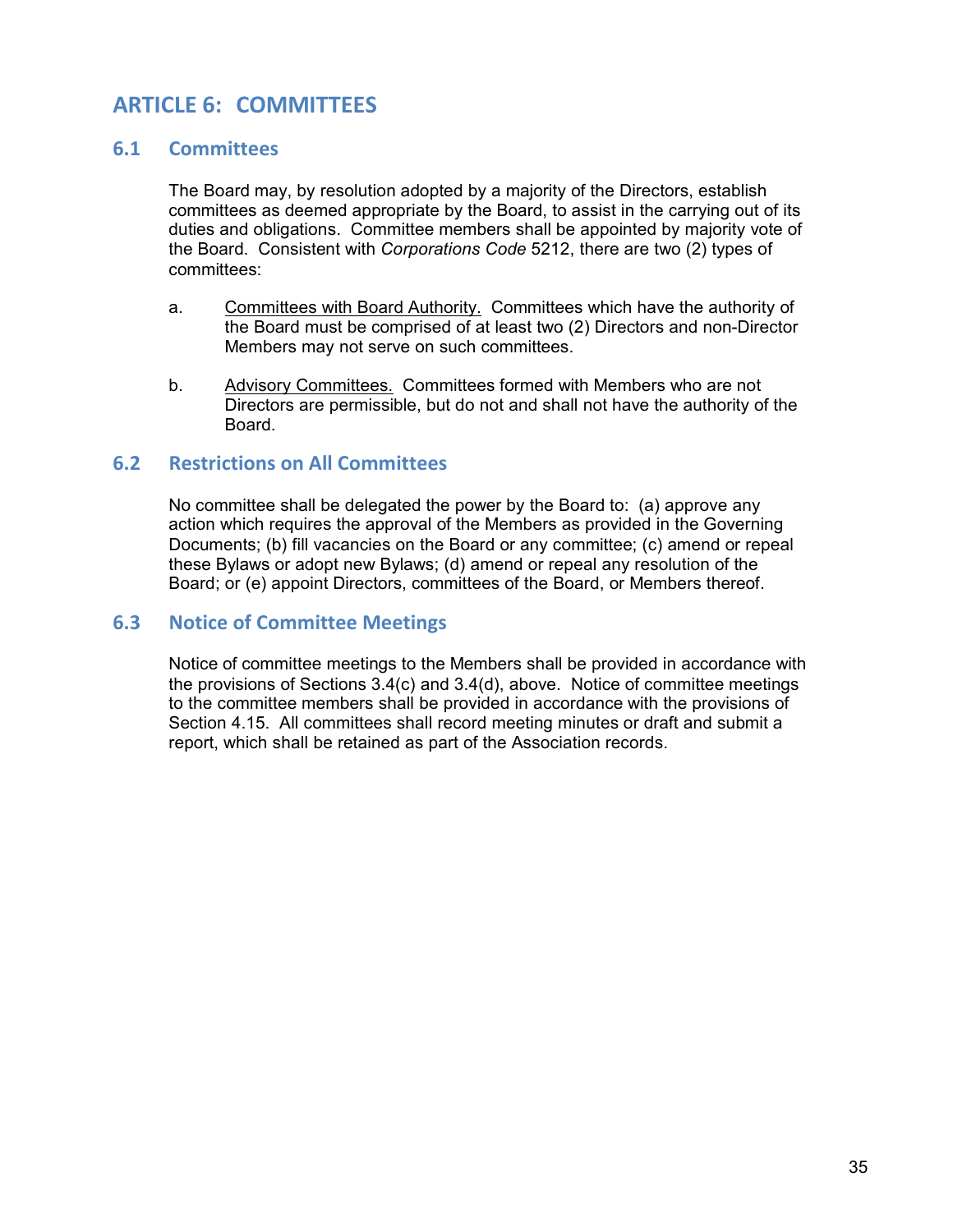# ARTICLE 6: COMMITTEES

## 6.1 Committees

The Board may, by resolution adopted by a majority of the Directors, establish committees as deemed appropriate by the Board, to assist in the carrying out of its duties and obligations. Committee members shall be appointed by majority vote of the Board. Consistent with *Corporations Code* 5212, there are two (2) types of committees:

a. Committees with Board Authority. Committees which have the authority of the Board must be comprised of at least two (2) Directors and non-Director Members may not serve on such committees.

b. Advisory Committees. Committees formed with Members who are not Directors are permissible, but do not and shall not have the authority of the Board.

## 6.2 Restrictions on All Committees

No committee shall be delegated the power by the Board to: (a) approve any action which requires the approval of the Members as provided in the Governing Documents; (b) fill vacancies on the Board or any committee; (c) amend or repeal these Bylaws or adopt new Bylaws; (d) amend or repeal any resolution of the Board; or (e) appoint Directors, committees of the Board, or Members thereof.

## 6.3 Notice of Committee Meetings

Notice of committee meetings to the Members shall be provided in accordance with the provisions of Sections 3.4(c) and 3.4(d), above. Notice of committee meetings to the committee members shall be provided in accordance with the provisions of Section 4.15. All committees shall record meeting minutes or draft and submit a report, which shall be retained as part of the Association records.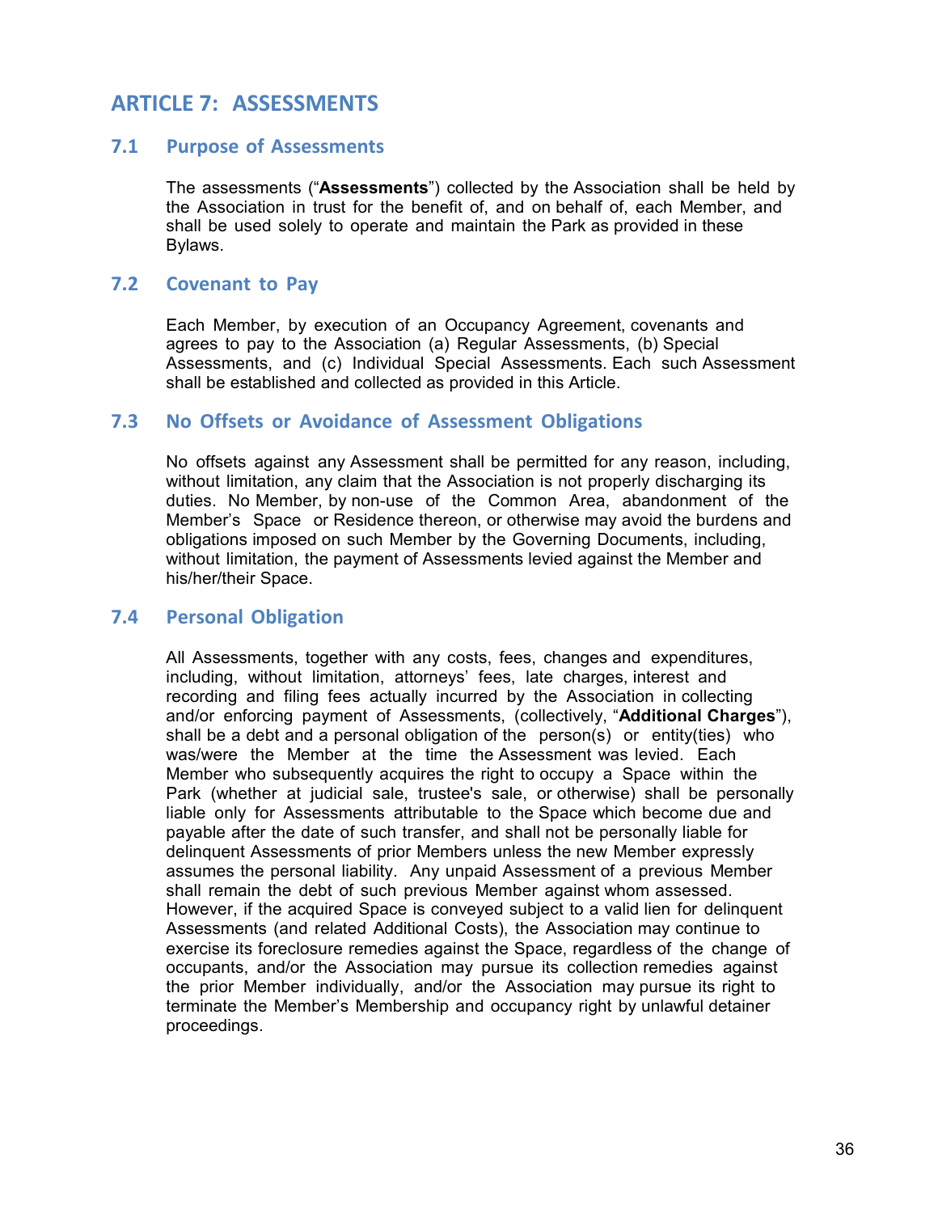# ARTICLE 7: ASSESSMENTS

## 7.1 Purpose of Assessments

The assessments ("**Assessments**") collected by the Association shall be held by the Association in trust for the benefit of, and on behalf of, each Member, and shall be used solely to operate and maintain the Park as provided in these Bylaws.

## 7.2 Covenant to Pay

Each Member, by execution of an Occupancy Agreement, covenants and agrees to pay to the Association (a) Regular Assessments, (b) Special Assessments, and (c) Individual Special Assessments. Each such Assessment shall be established and collected as provided in this Article.

## 7.3 No Offsets or Avoidance of Assessment Obligations

No offsets against any Assessment shall be permitted for any reason, including, without limitation, any claim that the Association is not properly discharging its duties. No Member, by non-use of the Common Area, abandonment of the Member's Space or Residence thereon, or otherwise may avoid the burdens and obligations imposed on such Member by the Governing Documents, including, without limitation, the payment of Assessments levied against the Member and his/her/their Space.

## 7.4 Personal Obligation

All Assessments, together with any costs, fees, changes and expenditures, including, without limitation, attorneys' fees, late charges, interest and recording and filing fees actually incurred by the Association in collecting and/or enforcing payment of Assessments, (collectively, "**Additional Charges**"), shall be a debt and a personal obligation of the person(s) or entity(ties) who was/were the Member at the time the Assessment was levied. Each Member who subsequently acquires the right to occupy a Space within the Park (whether at judicial sale, trustee's sale, or otherwise) shall be personally liable only for Assessments attributable to the Space which become due and payable after the date of such transfer, and shall not be personally liable for delinquent Assessments of prior Members unless the new Member expressly assumes the personal liability. Any unpaid Assessment of a previous Member shall remain the debt of such previous Member against whom assessed. However, if the acquired Space is conveyed subject to a valid lien for delinquent Assessments (and related Additional Costs), the Association may continue to exercise its foreclosure remedies against the Space, regardless of the change of occupants, and/or the Association may pursue its collection remedies against the prior Member individually, and/or the Association may pursue its right to terminate the Member's Membership and occupancy right by unlawful detainer proceedings.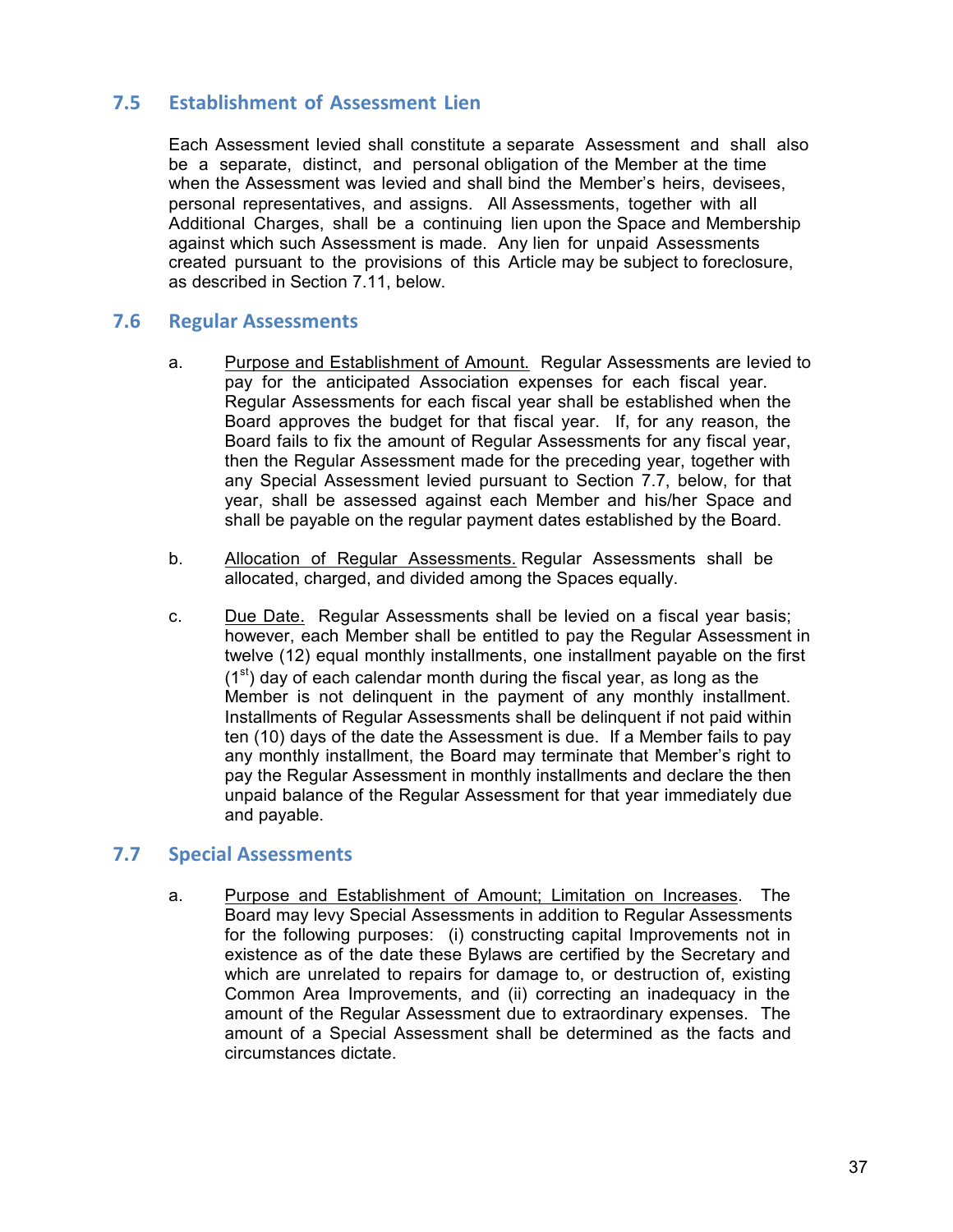## 7.5 Establishment of Assessment Lien

Each Assessment levied shall constitute a separate Assessment and shall also be a separate, distinct, and personal obligation of the Member at the time when the Assessment was levied and shall bind the Member's heirs, devisees, personal representatives, and assigns. All Assessments, together with all Additional Charges, shall be a continuing lien upon the Space and Membership against which such Assessment is made. Any lien for unpaid Assessments created pursuant to the provisions of this Article may be subject to foreclosure, as described in Section 7.11, below.

## 7.6 Regular Assessments

a. Purpose and Establishment of Amount. Regular Assessments are levied to pay for the anticipated Association expenses for each fiscal year. Regular Assessments for each fiscal year shall be established when the Board approves the budget for that fiscal year. If, for any reason, the Board fails to fix the amount of Regular Assessments for any fiscal year, then the Regular Assessment made for the preceding year, together with any Special Assessment levied pursuant to Section 7.7, below, for that year, shall be assessed against each Member and his/her Space and shall be payable on the regular payment dates established by the Board.

b. Allocation of Regular Assessments. Regular Assessments shall be allocated, charged, and divided among the Spaces equally.

c. Due Date. Regular Assessments shall be levied on a fiscal year basis; however, each Member shall be entitled to pay the Regular Assessment in twelve (12) equal monthly installments, one installment payable on the first (1st) day of each calendar month during the fiscal year, as long as the Member is not delinquent in the payment of any monthly installment. Installments of Regular Assessments shall be delinquent if not paid within ten (10) days of the date the Assessment is due. If a Member fails to pay any monthly installment, the Board may terminate that Member's right to pay the Regular Assessment in monthly installments and declare the then unpaid balance of the Regular Assessment for that year immediately due and payable.

## 7.7 Special Assessments

a. Purpose and Establishment of Amount; Limitation on Increases. The Board may levy Special Assessments in addition to Regular Assessments for the following purposes: (i) constructing capital Improvements not in existence as of the date these Bylaws are certified by the Secretary and which are unrelated to repairs for damage to, or destruction of, existing Common Area Improvements, and (ii) correcting an inadequacy in the amount of the Regular Assessment due to extraordinary expenses. The amount of a Special Assessment shall be determined as the facts and circumstances dictate.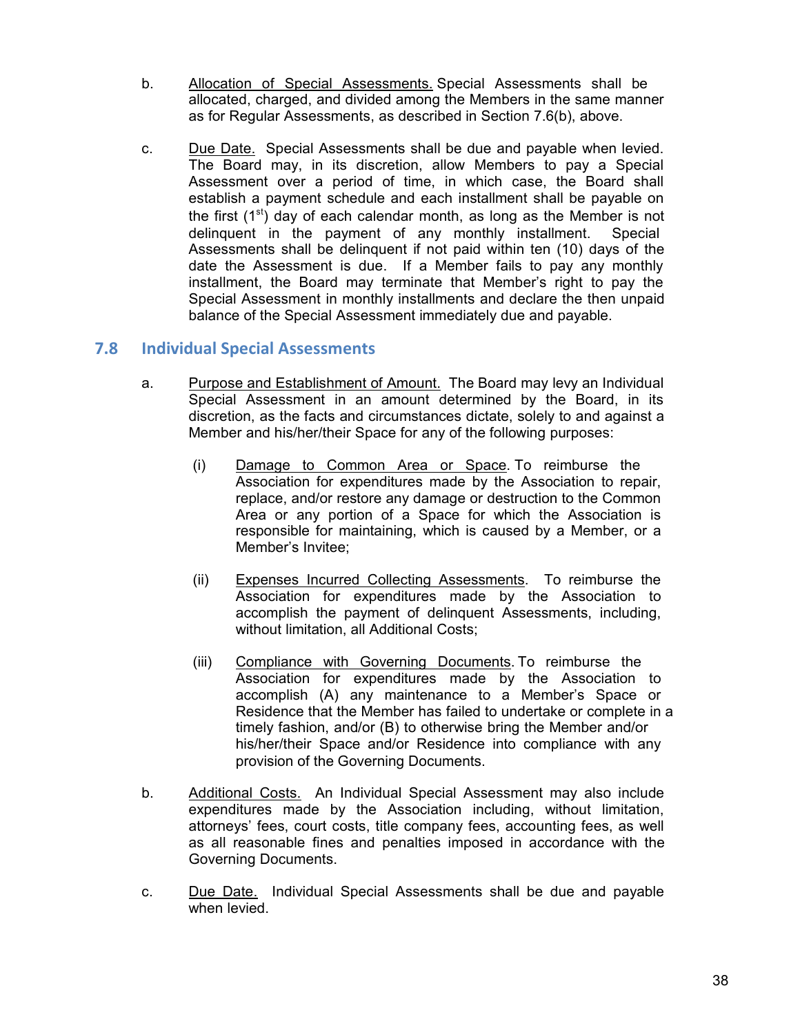b. Allocation of Special Assessments. Special Assessments shall be allocated, charged, and divided among the Members in the same manner as for Regular Assessments, as described in Section 7.6(b), above.

c. Due Date. Special Assessments shall be due and payable when levied. The Board may, in its discretion, allow Members to pay a Special Assessment over a period of time, in which case, the Board shall establish a payment schedule and each installment shall be payable on the first (1st) day of each calendar month, as long as the Member is not delinquent in the payment of any monthly installment. Special Assessments shall be delinquent if not paid within ten (10) days of the date the Assessment is due. If a Member fails to pay any monthly installment, the Board may terminate that Member's right to pay the Special Assessment in monthly installments and declare the then unpaid balance of the Special Assessment immediately due and payable.

## 7.8 Individual Special Assessments

a. Purpose and Establishment of Amount. The Board may levy an Individual Special Assessment in an amount determined by the Board, in its discretion, as the facts and circumstances dictate, solely to and against a Member and his/her/their Space for any of the following purposes:

(i) Damage to Common Area or Space. To reimburse the Association for expenditures made by the Association to repair, replace, and/or restore any damage or destruction to the Common Area or any portion of a Space for which the Association is responsible for maintaining, which is caused by a Member, or a Member's Invitee;

(ii) Expenses Incurred Collecting Assessments. To reimburse the Association for expenditures made by the Association to accomplish the payment of delinquent Assessments, including, without limitation, all Additional Costs;

(iii) Compliance with Governing Documents. To reimburse the Association for expenditures made by the Association to accomplish (A) any maintenance to a Member's Space or Residence that the Member has failed to undertake or complete in a timely fashion, and/or (B) to otherwise bring the Member and/or his/her/their Space and/or Residence into compliance with any provision of the Governing Documents.

b. Additional Costs. An Individual Special Assessment may also include expenditures made by the Association including, without limitation, attorneys' fees, court costs, title company fees, accounting fees, as well as all reasonable fines and penalties imposed in accordance with the Governing Documents.

c. Due Date. Individual Special Assessments shall be due and payable when levied.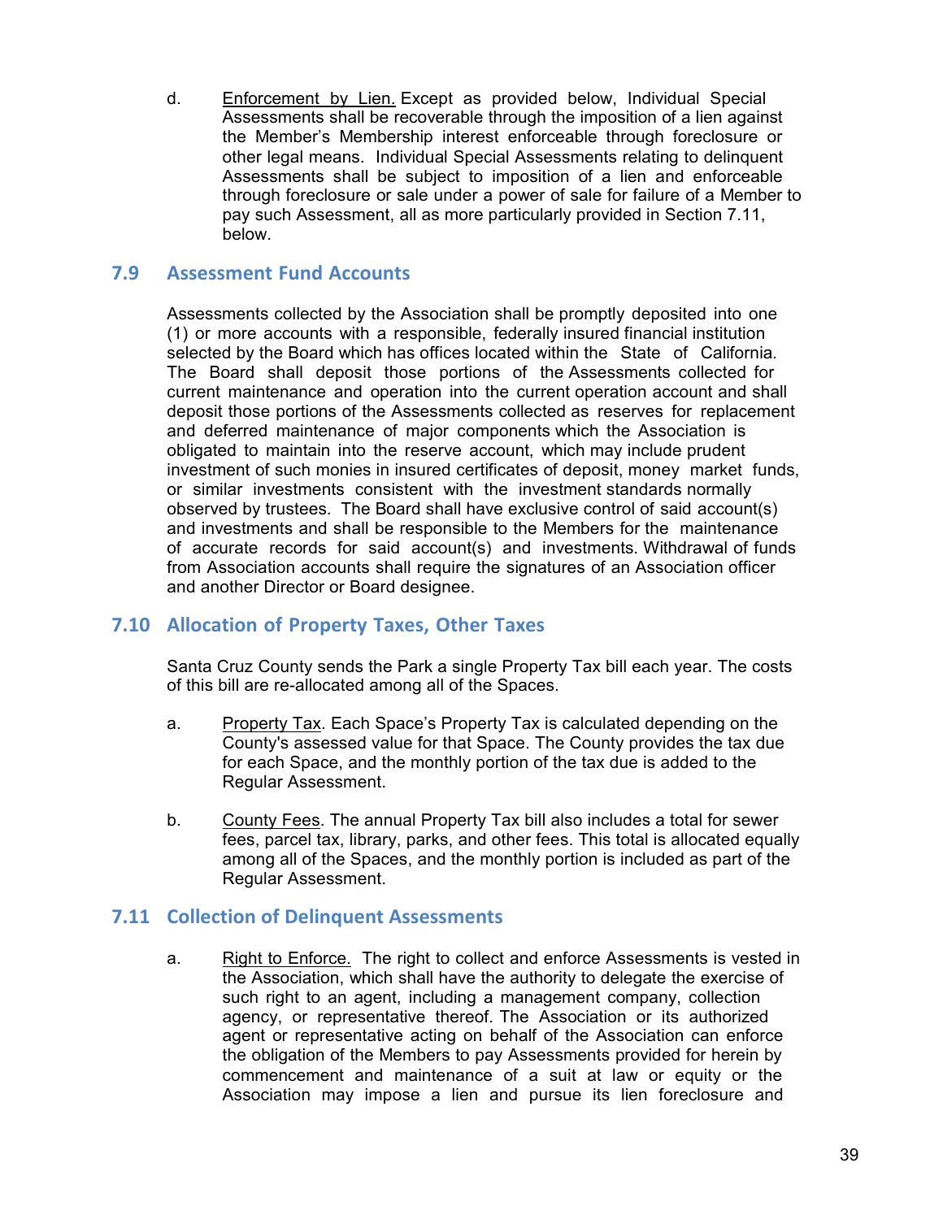d. Enforcement by Lien. Except as provided below, Individual Special Assessments shall be recoverable through the imposition of a lien against the Member's Membership interest enforceable through foreclosure or other legal means. Individual Special Assessments relating to delinquent Assessments shall be subject to imposition of a lien and enforceable through foreclosure or sale under a power of sale for failure of a Member to pay such Assessment, all as more particularly provided in Section 7.11, below.

## 7.9 Assessment Fund Accounts

Assessments collected by the Association shall be promptly deposited into one (1) or more accounts with a responsible, federally insured financial institution selected by the Board which has offices located within the State of California. The Board shall deposit those portions of the Assessments collected for current maintenance and operation into the current operation account and shall deposit those portions of the Assessments collected as reserves for replacement and deferred maintenance of major components which the Association is obligated to maintain into the reserve account, which may include prudent investment of such monies in insured certificates of deposit, money market funds, or similar investments consistent with the investment standards normally observed by trustees. The Board shall have exclusive control of said account(s) and investments and shall be responsible to the Members for the maintenance of accurate records for said account(s) and investments. Withdrawal of funds from Association accounts shall require the signatures of an Association officer and another Director or Board designee.

## 7.10 Allocation of Property Taxes, Other Taxes

Santa Cruz County sends the Park a single Property Tax bill each year. The costs of this bill are re-allocated among all of the Spaces.

a. Property Tax. Each Space's Property Tax is calculated depending on the County's assessed value for that Space. The County provides the tax due for each Space, and the monthly portion of the tax due is added to the Regular Assessment.

b. County Fees. The annual Property Tax bill also includes a total for sewer fees, parcel tax, library, parks, and other fees. This total is allocated equally among all of the Spaces, and the monthly portion is included as part of the Regular Assessment.

## 7.11 Collection of Delinquent Assessments

a. Right to Enforce. The right to collect and enforce Assessments is vested in the Association, which shall have the authority to delegate the exercise of such right to an agent, including a management company, collection agency, or representative thereof. The Association or its authorized agent or representative acting on behalf of the Association can enforce the obligation of the Members to pay Assessments provided for herein by commencement and maintenance of a suit at law or equity or the Association may impose a lien and pursue its lien foreclosure and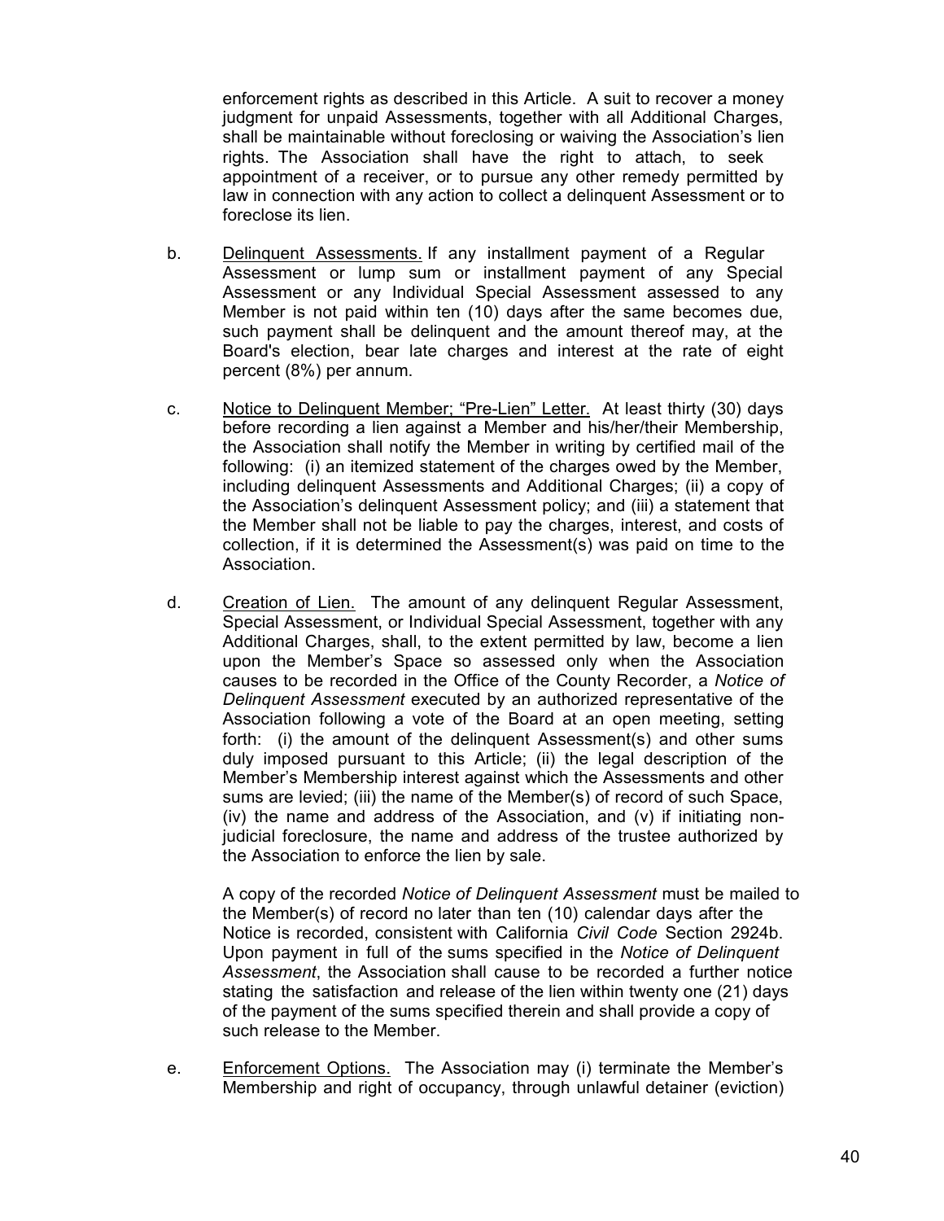enforcement rights as described in this Article. A suit to recover a money judgment for unpaid Assessments, together with all Additional Charges, shall be maintainable without foreclosing or waiving the Association's lien rights. The Association shall have the right to attach, to seek appointment of a receiver, or to pursue any other remedy permitted by law in connection with any action to collect a delinquent Assessment or to foreclose its lien.

b. <u>Delinquent Assessments.</u> If any installment payment of a Regular Assessment or lump sum or installment payment of any Special Assessment or any Individual Special Assessment assessed to any Member is not paid within ten (10) days after the same becomes due, such payment shall be delinquent and the amount thereof may, at the Board's election, bear late charges and interest at the rate of eight percent (8%) per annum.

c. <u>Notice to Delinquent Member; "Pre-Lien" Letter.</u> At least thirty (30) days before recording a lien against a Member and his/her/their Membership, the Association shall notify the Member in writing by certified mail of the following: (i) an itemized statement of the charges owed by the Member, including delinquent Assessments and Additional Charges; (ii) a copy of the Association's delinquent Assessment policy; and (iii) a statement that the Member shall not be liable to pay the charges, interest, and costs of collection, if it is determined the Assessment(s) was paid on time to the Association.

d. <u>Creation of Lien.</u> The amount of any delinquent Regular Assessment, Special Assessment, or Individual Special Assessment, together with any Additional Charges, shall, to the extent permitted by law, become a lien upon the Member's Space so assessed only when the Association causes to be recorded in the Office of the County Recorder, a *Notice of Delinquent Assessment* executed by an authorized representative of the Association following a vote of the Board at an open meeting, setting forth: (i) the amount of the delinquent Assessment(s) and other sums duly imposed pursuant to this Article; (ii) the legal description of the Member's Membership interest against which the Assessments and other sums are levied; (iii) the name of the Member(s) of record of such Space, (iv) the name and address of the Association, and (v) if initiating non-judicial foreclosure, the name and address of the trustee authorized by the Association to enforce the lien by sale.

A copy of the recorded *Notice of Delinquent Assessment* must be mailed to the Member(s) of record no later than ten (10) calendar days after the Notice is recorded, consistent with California *Civil Code* Section 2924b. Upon payment in full of the sums specified in the *Notice of Delinquent Assessment*, the Association shall cause to be recorded a further notice stating the satisfaction and release of the lien within twenty one (21) days of the payment of the sums specified therein and shall provide a copy of such release to the Member.

e. <u>Enforcement Options.</u> The Association may (i) terminate the Member's Membership and right of occupancy, through unlawful detainer (eviction)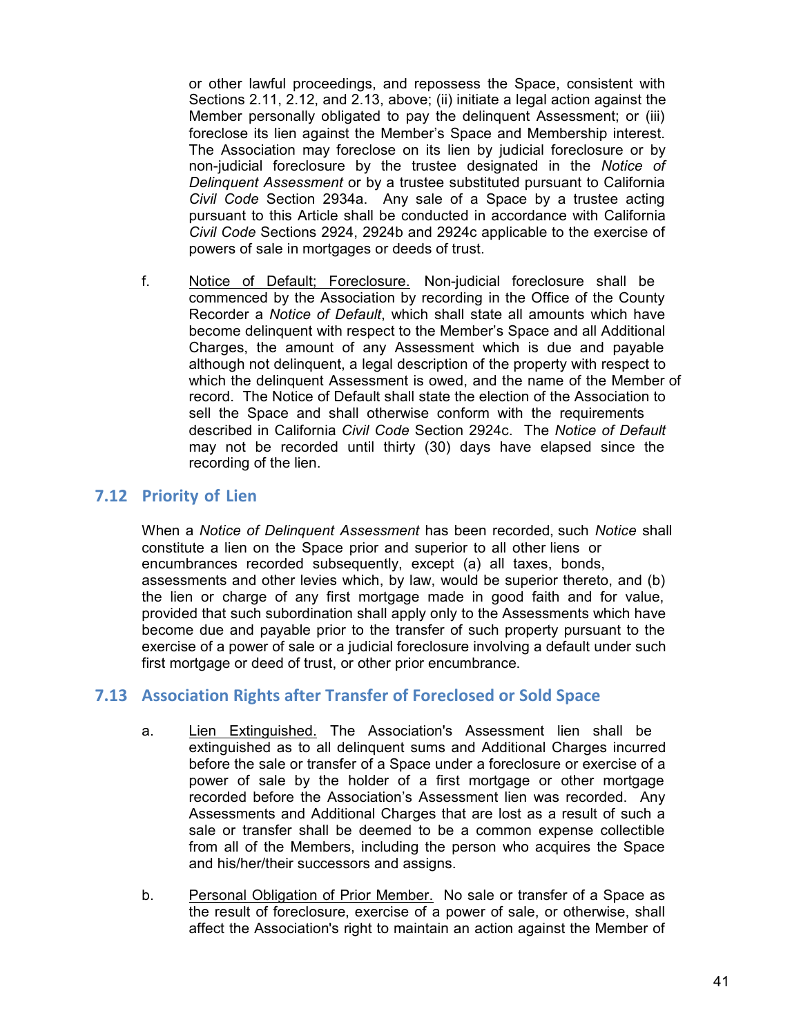or other lawful proceedings, and repossess the Space, consistent with Sections 2.11, 2.12, and 2.13, above; (ii) initiate a legal action against the Member personally obligated to pay the delinquent Assessment; or (iii) foreclose its lien against the Member's Space and Membership interest. The Association may foreclose on its lien by judicial foreclosure or by non-judicial foreclosure by the trustee designated in the *Notice of Delinquent Assessment* or by a trustee substituted pursuant to California *Civil Code* Section 2934a. Any sale of a Space by a trustee acting pursuant to this Article shall be conducted in accordance with California *Civil Code* Sections 2924, 2924b and 2924c applicable to the exercise of powers of sale in mortgages or deeds of trust.

f. <u>Notice of Default; Foreclosure.</u> Non-judicial foreclosure shall be commenced by the Association by recording in the Office of the County Recorder a *Notice of Default*, which shall state all amounts which have become delinquent with respect to the Member's Space and all Additional Charges, the amount of any Assessment which is due and payable although not delinquent, a legal description of the property with respect to which the delinquent Assessment is owed, and the name of the Member of record. The Notice of Default shall state the election of the Association to sell the Space and shall otherwise conform with the requirements described in California *Civil Code* Section 2924c. The *Notice of Default* may not be recorded until thirty (30) days have elapsed since the recording of the lien.

## 7.12 Priority of Lien

When a *Notice of Delinquent Assessment* has been recorded, such *Notice* shall constitute a lien on the Space prior and superior to all other liens or encumbrances recorded subsequently, except (a) all taxes, bonds, assessments and other levies which, by law, would be superior thereto, and (b) the lien or charge of any first mortgage made in good faith and for value, provided that such subordination shall apply only to the Assessments which have become due and payable prior to the transfer of such property pursuant to the exercise of a power of sale or a judicial foreclosure involving a default under such first mortgage or deed of trust, or other prior encumbrance.

## 7.13 Association Rights after Transfer of Foreclosed or Sold Space

a. <u>Lien Extinguished.</u> The Association's Assessment lien shall be extinguished as to all delinquent sums and Additional Charges incurred before the sale or transfer of a Space under a foreclosure or exercise of a power of sale by the holder of a first mortgage or other mortgage recorded before the Association's Assessment lien was recorded. Any Assessments and Additional Charges that are lost as a result of such a sale or transfer shall be deemed to be a common expense collectible from all of the Members, including the person who acquires the Space and his/her/their successors and assigns.

b. <u>Personal Obligation of Prior Member.</u> No sale or transfer of a Space as the result of foreclosure, exercise of a power of sale, or otherwise, shall affect the Association's right to maintain an action against the Member of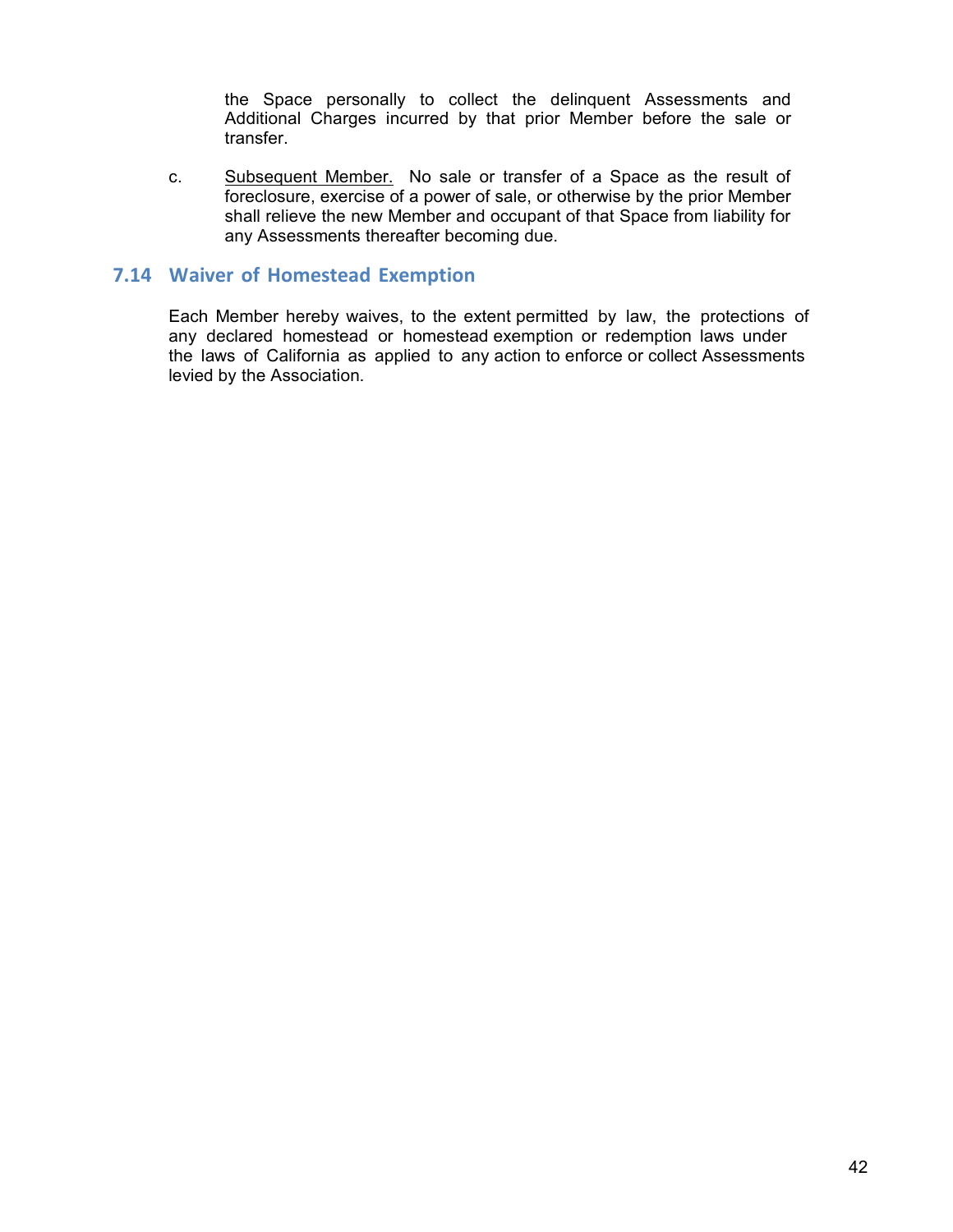the Space personally to collect the delinquent Assessments and Additional Charges incurred by that prior Member before the sale or transfer.

c. Subsequent Member. No sale or transfer of a Space as the result of foreclosure, exercise of a power of sale, or otherwise by the prior Member shall relieve the new Member and occupant of that Space from liability for any Assessments thereafter becoming due.

## 7.14 Waiver of Homestead Exemption

Each Member hereby waives, to the extent permitted by law, the protections of any declared homestead or homestead exemption or redemption laws under the laws of California as applied to any action to enforce or collect Assessments levied by the Association.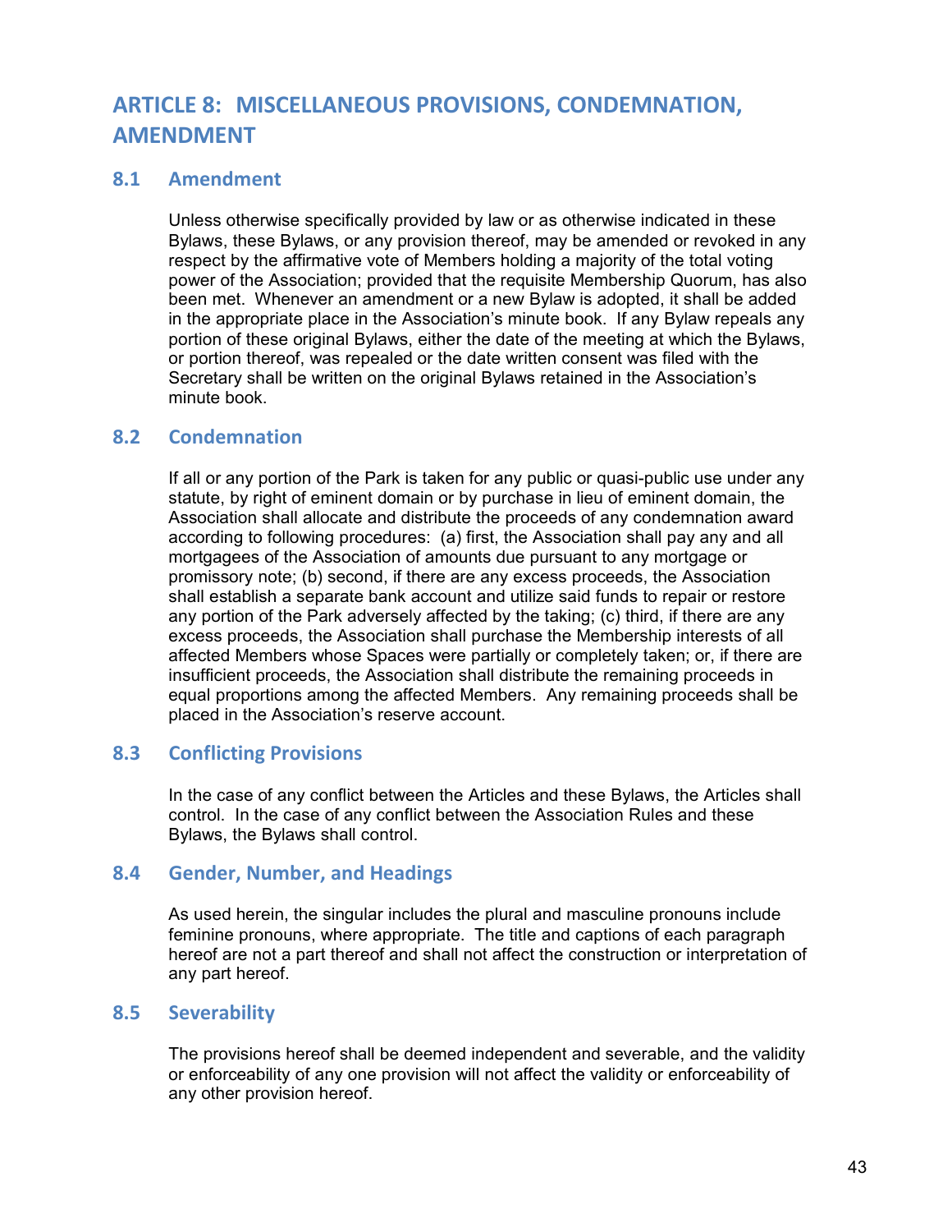# ARTICLE 8: MISCELLANEOUS PROVISIONS, CONDEMNATION, AMENDMENT

## 8.1 Amendment

Unless otherwise specifically provided by law or as otherwise indicated in these Bylaws, these Bylaws, or any provision thereof, may be amended or revoked in any respect by the affirmative vote of Members holding a majority of the total voting power of the Association; provided that the requisite Membership Quorum, has also been met. Whenever an amendment or a new Bylaw is adopted, it shall be added in the appropriate place in the Association's minute book. If any Bylaw repeals any portion of these original Bylaws, either the date of the meeting at which the Bylaws, or portion thereof, was repealed or the date written consent was filed with the Secretary shall be written on the original Bylaws retained in the Association's minute book.

## 8.2 Condemnation

If all or any portion of the Park is taken for any public or quasi-public use under any statute, by right of eminent domain or by purchase in lieu of eminent domain, the Association shall allocate and distribute the proceeds of any condemnation award according to following procedures: (a) first, the Association shall pay any and all mortgagees of the Association of amounts due pursuant to any mortgage or promissory note; (b) second, if there are any excess proceeds, the Association shall establish a separate bank account and utilize said funds to repair or restore any portion of the Park adversely affected by the taking; (c) third, if there are any excess proceeds, the Association shall purchase the Membership interests of all affected Members whose Spaces were partially or completely taken; or, if there are insufficient proceeds, the Association shall distribute the remaining proceeds in equal proportions among the affected Members. Any remaining proceeds shall be placed in the Association's reserve account.

## 8.3 Conflicting Provisions

In the case of any conflict between the Articles and these Bylaws, the Articles shall control. In the case of any conflict between the Association Rules and these Bylaws, the Bylaws shall control.

## 8.4 Gender, Number, and Headings

As used herein, the singular includes the plural and masculine pronouns include feminine pronouns, where appropriate. The title and captions of each paragraph hereof are not a part thereof and shall not affect the construction or interpretation of any part hereof.

## 8.5 Severability

The provisions hereof shall be deemed independent and severable, and the validity or enforceability of any one provision will not affect the validity or enforceability of any other provision hereof.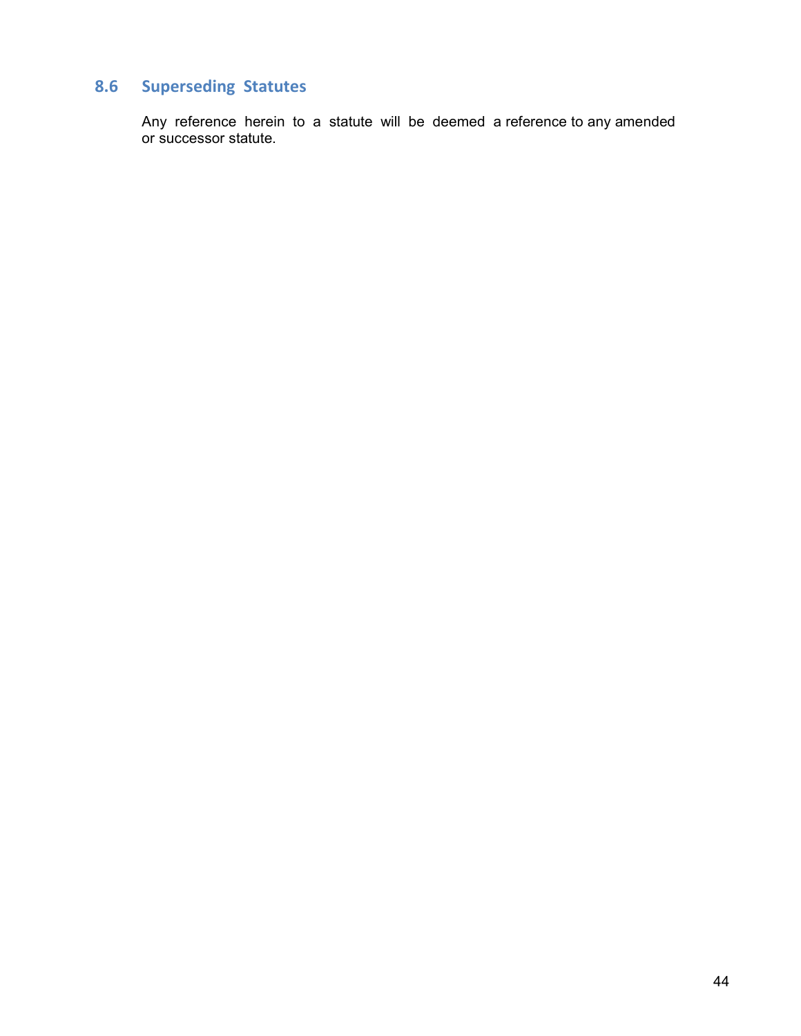## 8.6 Superseding Statutes

Any reference herein to a statute will be deemed a reference to any amended or successor statute.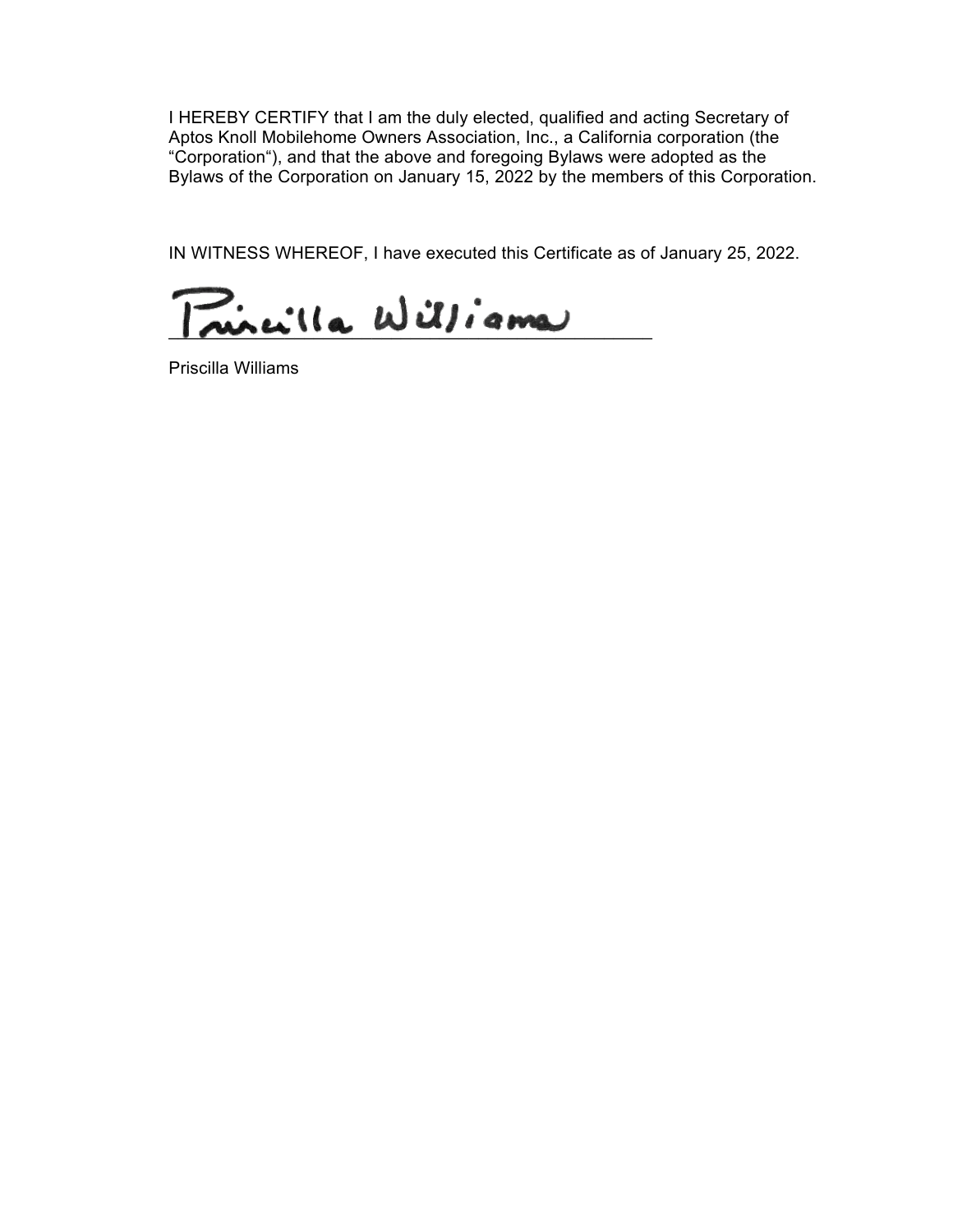I HEREBY CERTIFY that I am the duly elected, qualified and acting Secretary of Aptos Knoll Mobilehome Owners Association, Inc., a California corporation (the "Corporation"), and that the above and foregoing Bylaws were adopted as the Bylaws of the Corporation on January 15, 2022 by the members of this Corporation.

IN WITNESS WHEREOF, I have executed this Certificate as of January 25, 2022.

Priscilla Williams

\_\_\_\_\_\_\_\_\_\_\_\_\_\_\_\_\_\_\_\_\_\_\_\_\_\_\_\_\_\_\_\_\_\_\_\_\_\_\_\_

Priscilla Williams